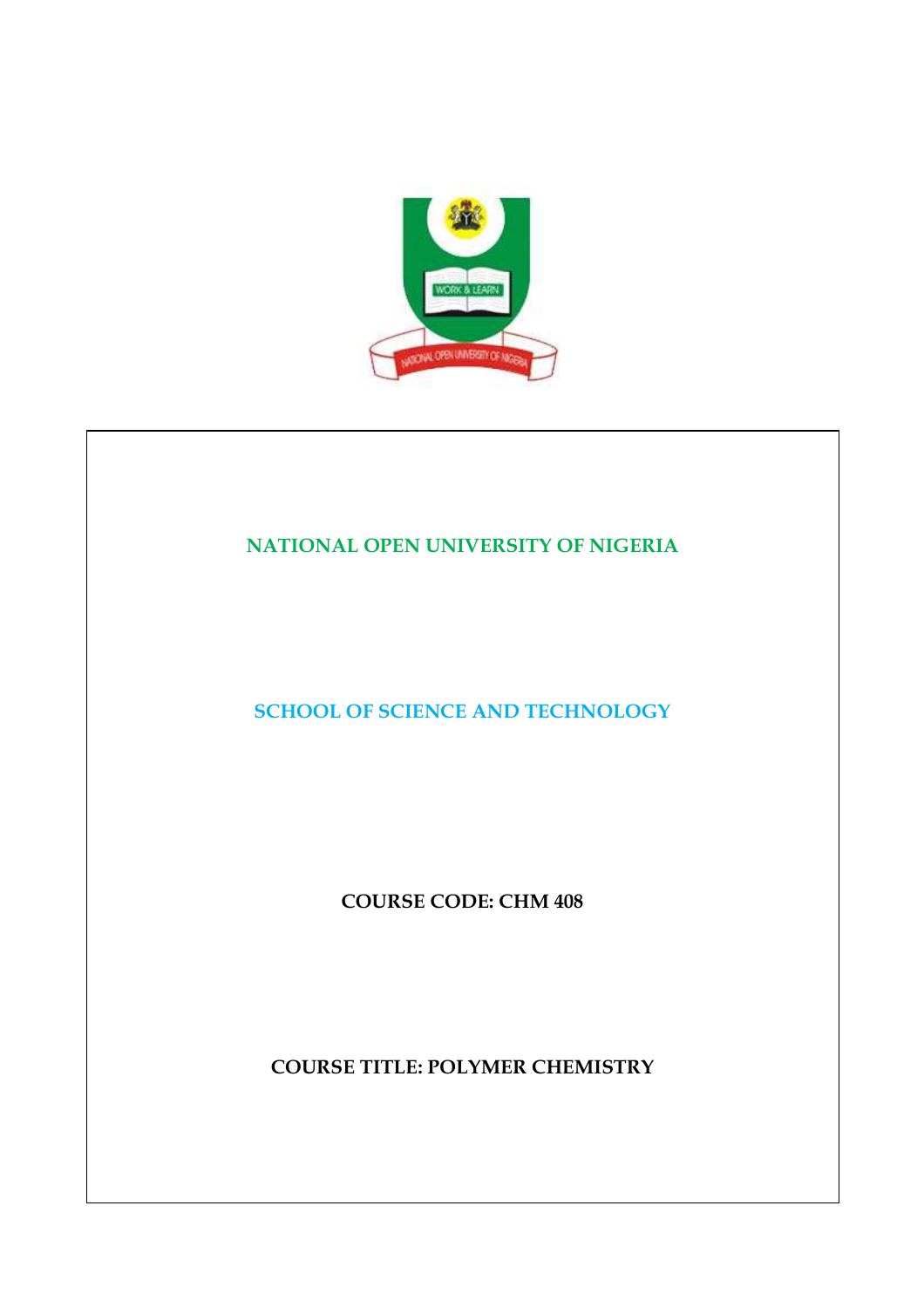**NATIONAL OPEN UNIVERSITY OF NIGERIA**

**SCHOOL OF SCIENCE AND TECHNOLOGY**

**COURSE CODE: CHM 408**

**COURSE TITLE: POLYMER CHEMISTRY**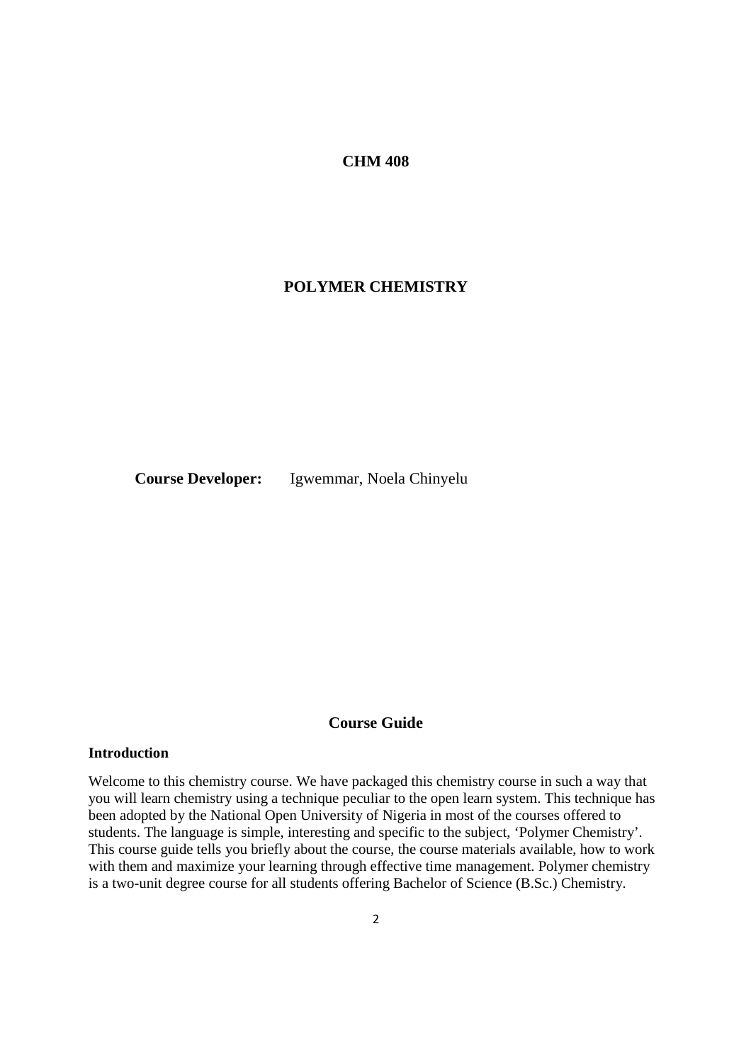**CHM 408**

# POLYMER CHEMISTRY

**Course Developer:** Igwemmar, Noela Chinyelu

## Course Guide

### Introduction

Welcome to this chemistry course. We have packaged this chemistry course in such a way that you will learn chemistry using a technique peculiar to the open learn system. This technique has been adopted by the National Open University of Nigeria in most of the courses offered to students. The language is simple, interesting and specific to the subject, 'Polymer Chemistry'. This course guide tells you briefly about the course, the course materials available, how to work with them and maximize your learning through effective time management. Polymer chemistry is a two-unit degree course for all students offering Bachelor of Science (B.Sc.) Chemistry.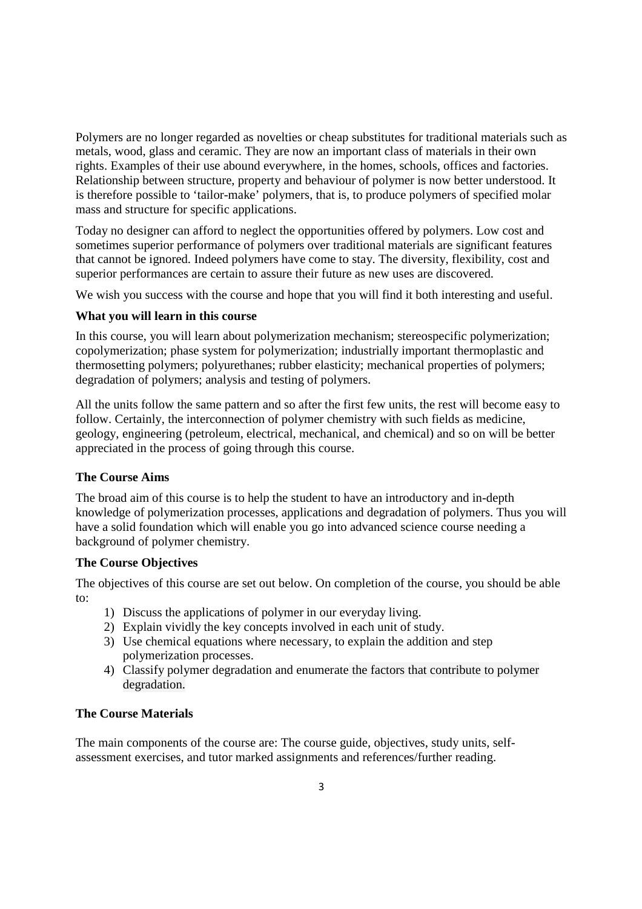Polymers are no longer regarded as novelties or cheap substitutes for traditional materials such as metals, wood, glass and ceramic. They are now an important class of materials in their own rights. Examples of their use abound everywhere, in the homes, schools, offices and factories. Relationship between structure, property and behaviour of polymer is now better understood. It is therefore possible to 'tailor-make' polymers, that is, to produce polymers of specified molar mass and structure for specific applications.

Today no designer can afford to neglect the opportunities offered by polymers. Low cost and sometimes superior performance of polymers over traditional materials are significant features that cannot be ignored. Indeed polymers have come to stay. The diversity, flexibility, cost and superior performances are certain to assure their future as new uses are discovered.

We wish you success with the course and hope that you will find it both interesting and useful.

**What you will learn in this course**

In this course, you will learn about polymerization mechanism; stereospecific polymerization; copolymerization; phase system for polymerization; industrially important thermoplastic and thermosetting polymers; polyurethanes; rubber elasticity; mechanical properties of polymers; degradation of polymers; analysis and testing of polymers.

All the units follow the same pattern and so after the first few units, the rest will become easy to follow. Certainly, the interconnection of polymer chemistry with such fields as medicine, geology, engineering (petroleum, electrical, mechanical, and chemical) and so on will be better appreciated in the process of going through this course.

**The Course Aims**

The broad aim of this course is to help the student to have an introductory and in-depth knowledge of polymerization processes, applications and degradation of polymers. Thus you will have a solid foundation which will enable you go into advanced science course needing a background of polymer chemistry.

**The Course Objectives**

The objectives of this course are set out below. On completion of the course, you should be able to:

1) Discuss the applications of polymer in our everyday living.
2) Explain vividly the key concepts involved in each unit of study.
3) Use chemical equations where necessary, to explain the addition and step polymerization processes.
4) Classify polymer degradation and enumerate the factors that contribute to polymer degradation.

**The Course Materials**

The main components of the course are: The course guide, objectives, study units, self-assessment exercises, and tutor marked assignments and references/further reading.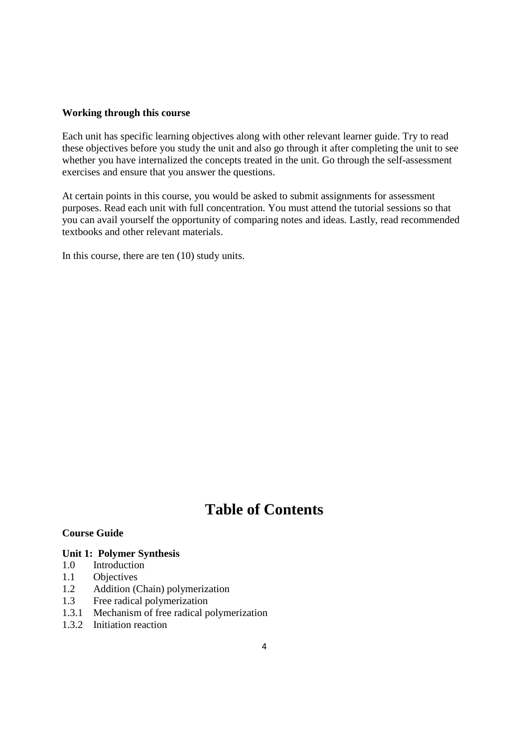**Working through this course**

Each unit has specific learning objectives along with other relevant learner guide. Try to read these objectives before you study the unit and also go through it after completing the unit to see whether you have internalized the concepts treated in the unit. Go through the self-assessment exercises and ensure that you answer the questions.

At certain points in this course, you would be asked to submit assignments for assessment purposes. Read each unit with full concentration. You must attend the tutorial sessions so that you can avail yourself the opportunity of comparing notes and ideas. Lastly, read recommended textbooks and other relevant materials.

In this course, there are ten (10) study units.

# Table of Contents

**Course Guide**

**Unit 1: Polymer Synthesis**

1.0 Introduction
1.1 Objectives
1.2 Addition (Chain) polymerization
1.3 Free radical polymerization
1.3.1 Mechanism of free radical polymerization
1.3.2 Initiation reaction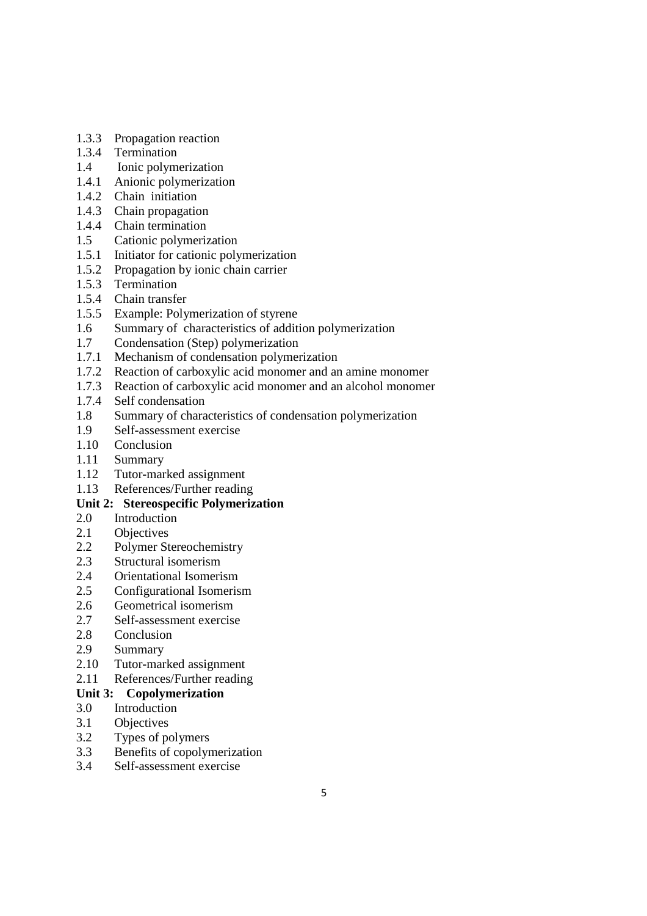1.3.3 Propagation reaction
1.3.4 Termination
1.4 Ionic polymerization
1.4.1 Anionic polymerization
1.4.2 Chain initiation
1.4.3 Chain propagation
1.4.4 Chain termination
1.5 Cationic polymerization
1.5.1 Initiator for cationic polymerization
1.5.2 Propagation by ionic chain carrier
1.5.3 Termination
1.5.4 Chain transfer
1.5.5 Example: Polymerization of styrene
1.6 Summary of characteristics of addition polymerization
1.7 Condensation (Step) polymerization
1.7.1 Mechanism of condensation polymerization
1.7.2 Reaction of carboxylic acid monomer and an amine monomer
1.7.3 Reaction of carboxylic acid monomer and an alcohol monomer
1.7.4 Self condensation
1.8 Summary of characteristics of condensation polymerization
1.9 Self-assessment exercise
1.10 Conclusion
1.11 Summary
1.12 Tutor-marked assignment
1.13 References/Further reading

**Unit 2: Stereospecific Polymerization**

2.0 Introduction
2.1 Objectives
2.2 Polymer Stereochemistry
2.3 Structural isomerism
2.4 Orientational Isomerism
2.5 Configurational Isomerism
2.6 Geometrical isomerism
2.7 Self-assessment exercise
2.8 Conclusion
2.9 Summary
2.10 Tutor-marked assignment
2.11 References/Further reading

**Unit 3: Copolymerization**

3.0 Introduction
3.1 Objectives
3.2 Types of polymers
3.3 Benefits of copolymerization
3.4 Self-assessment exercise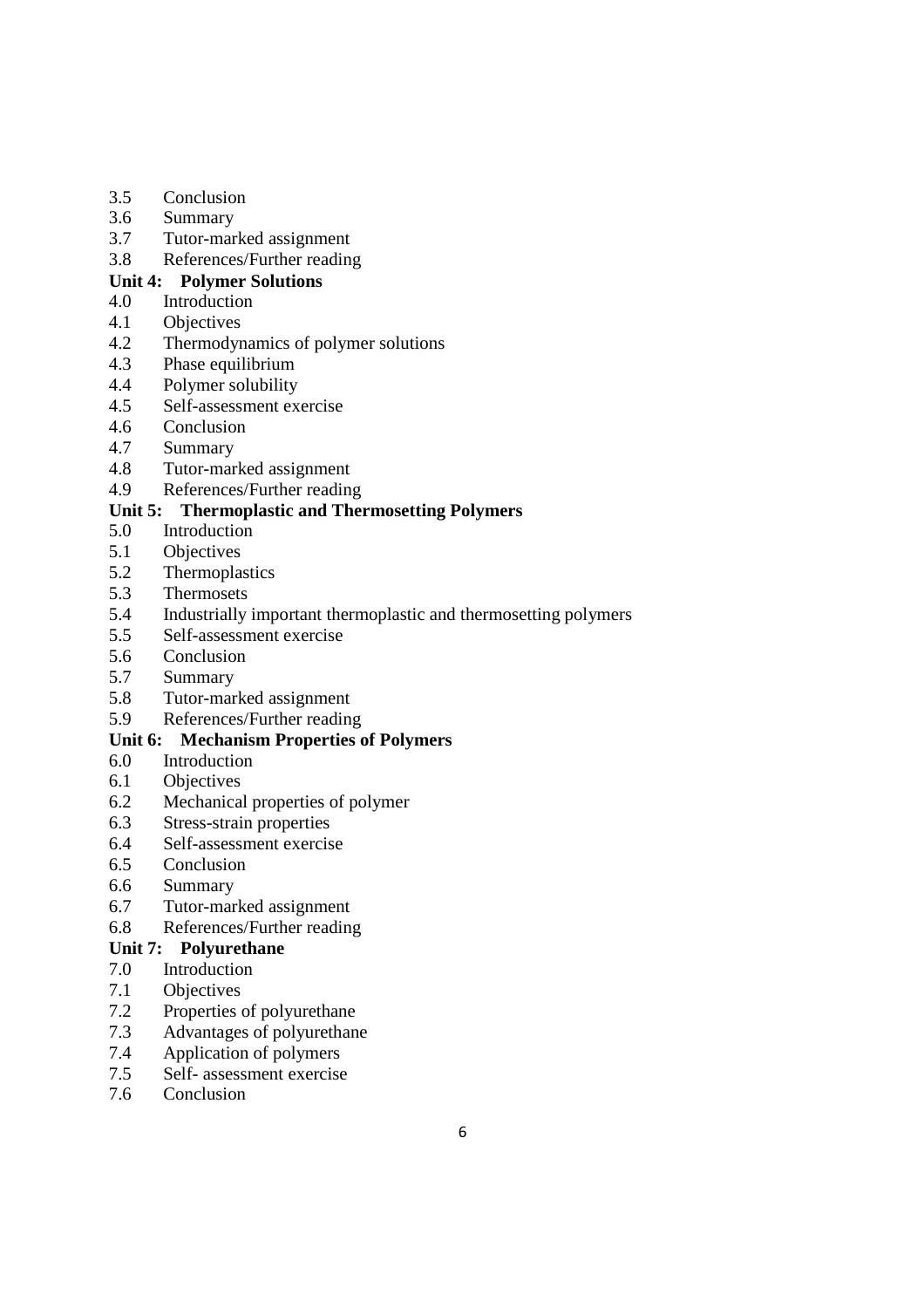3.5 Conclusion
3.6 Summary
3.7 Tutor-marked assignment
3.8 References/Further reading

**Unit 4: Polymer Solutions**

4.0 Introduction
4.1 Objectives
4.2 Thermodynamics of polymer solutions
4.3 Phase equilibrium
4.4 Polymer solubility
4.5 Self-assessment exercise
4.6 Conclusion
4.7 Summary
4.8 Tutor-marked assignment
4.9 References/Further reading

**Unit 5: Thermoplastic and Thermosetting Polymers**

5.0 Introduction
5.1 Objectives
5.2 Thermoplastics
5.3 Thermosets
5.4 Industrially important thermoplastic and thermosetting polymers
5.5 Self-assessment exercise
5.6 Conclusion
5.7 Summary
5.8 Tutor-marked assignment
5.9 References/Further reading

**Unit 6: Mechanism Properties of Polymers**

6.0 Introduction
6.1 Objectives
6.2 Mechanical properties of polymer
6.3 Stress-strain properties
6.4 Self-assessment exercise
6.5 Conclusion
6.6 Summary
6.7 Tutor-marked assignment
6.8 References/Further reading

**Unit 7: Polyurethane**

7.0 Introduction
7.1 Objectives
7.2 Properties of polyurethane
7.3 Advantages of polyurethane
7.4 Application of polymers
7.5 Self- assessment exercise
7.6 Conclusion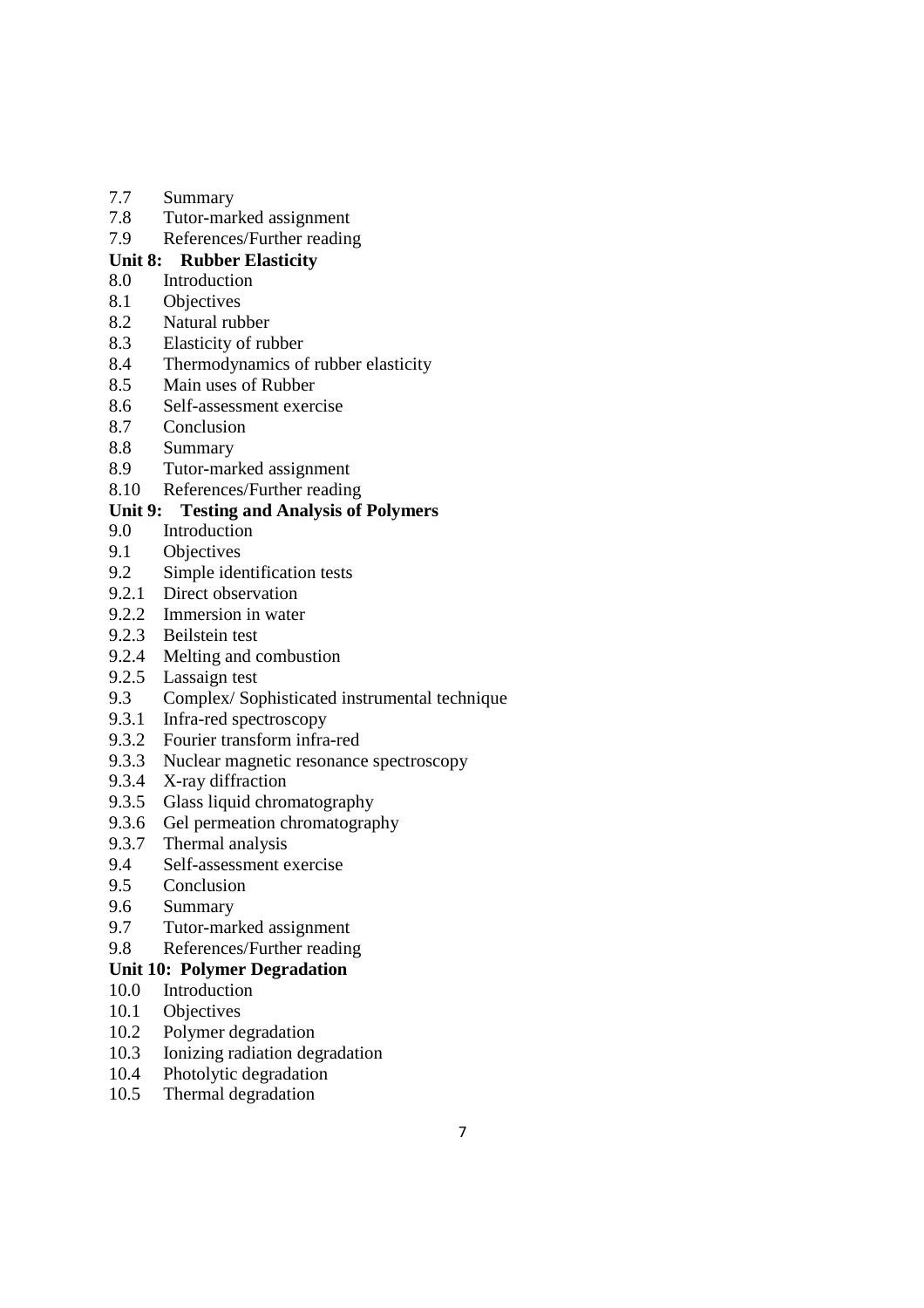7.7 Summary
7.8 Tutor-marked assignment
7.9 References/Further reading

**Unit 8: Rubber Elasticity**

8.0 Introduction
8.1 Objectives
8.2 Natural rubber
8.3 Elasticity of rubber
8.4 Thermodynamics of rubber elasticity
8.5 Main uses of Rubber
8.6 Self-assessment exercise
8.7 Conclusion
8.8 Summary
8.9 Tutor-marked assignment
8.10 References/Further reading

**Unit 9: Testing and Analysis of Polymers**

9.0 Introduction
9.1 Objectives
9.2 Simple identification tests
9.2.1 Direct observation
9.2.2 Immersion in water
9.2.3 Beilstein test
9.2.4 Melting and combustion
9.2.5 Lassaign test
9.3 Complex/ Sophisticated instrumental technique
9.3.1 Infra-red spectroscopy
9.3.2 Fourier transform infra-red
9.3.3 Nuclear magnetic resonance spectroscopy
9.3.4 X-ray diffraction
9.3.5 Glass liquid chromatography
9.3.6 Gel permeation chromatography
9.3.7 Thermal analysis
9.4 Self-assessment exercise
9.5 Conclusion
9.6 Summary
9.7 Tutor-marked assignment
9.8 References/Further reading

**Unit 10: Polymer Degradation**

10.0 Introduction
10.1 Objectives
10.2 Polymer degradation
10.3 Ionizing radiation degradation
10.4 Photolytic degradation
10.5 Thermal degradation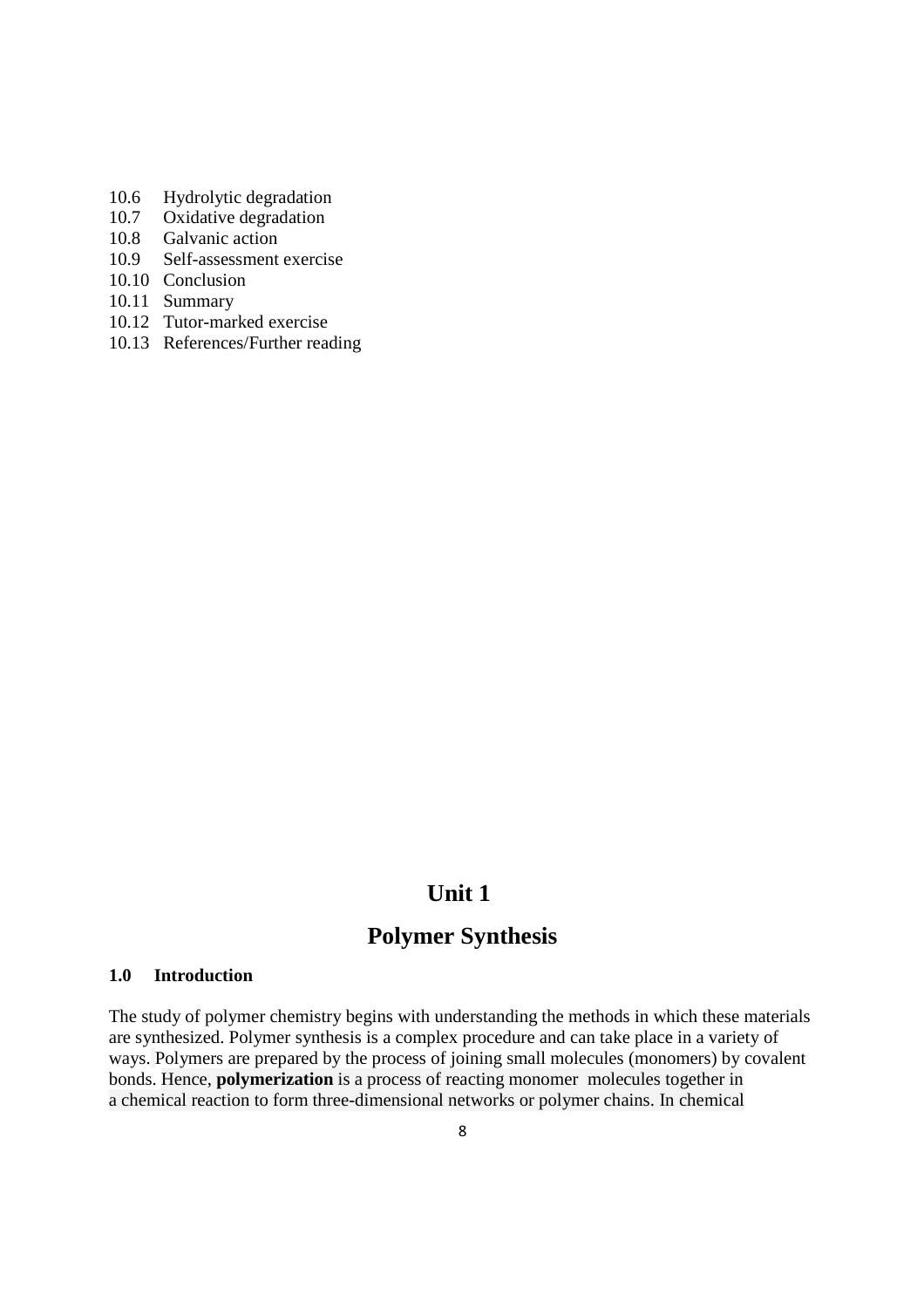10.6 Hydrolytic degradation
10.7 Oxidative degradation
10.8 Galvanic action
10.9 Self-assessment exercise
10.10 Conclusion
10.11 Summary
10.12 Tutor-marked exercise
10.13 References/Further reading

# Unit 1

# Polymer Synthesis

### 1.0 Introduction

The study of polymer chemistry begins with understanding the methods in which these materials are synthesized. Polymer synthesis is a complex procedure and can take place in a variety of ways. Polymers are prepared by the process of joining small molecules (monomers) by covalent bonds. Hence, **polymerization** is a process of reacting monomer molecules together in a chemical reaction to form three-dimensional networks or polymer chains. In chemical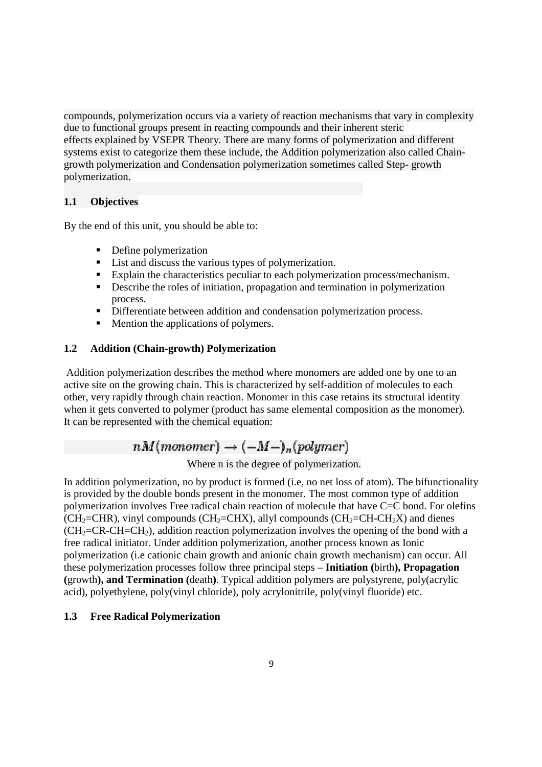compounds, polymerization occurs via a variety of reaction mechanisms that vary in complexity due to functional groups present in reacting compounds and their inherent steric effects explained by VSEPR Theory. There are many forms of polymerization and different systems exist to categorize them these include, the Addition polymerization also called Chain-growth polymerization and Condensation polymerization sometimes called Step- growth polymerization.

## 1.1 Objectives

By the end of this unit, you should be able to:

- Define polymerization
- List and discuss the various types of polymerization.
- Explain the characteristics peculiar to each polymerization process/mechanism.
- Describe the roles of initiation, propagation and termination in polymerization process.
- Differentiate between addition and condensation polymerization process.
- Mention the applications of polymers.

## 1.2 Addition (Chain-growth) Polymerization

Addition polymerization describes the method where monomers are added one by one to an active site on the growing chain. This is characterized by self-addition of molecules to each other, very rapidly through chain reaction. Monomer in this case retains its structural identity when it gets converted to polymer (product has same elemental composition as the monomer). It can be represented with the chemical equation:

$$nM(monomer) \rightarrow (-M-)_n(polymer)$$

Where n is the degree of polymerization.

In addition polymerization, no by product is formed (i.e, no net loss of atom). The bifunctionality is provided by the double bonds present in the monomer. The most common type of addition polymerization involves Free radical chain reaction of molecule that have C=C bond. For olefins ($CH_2$=CHR), vinyl compounds ($CH_2$=CHX), allyl compounds ($CH_2$=CH-$CH_2$X) and dienes ($CH_2$=CR-CH=$CH_2$), addition reaction polymerization involves the opening of the bond with a free radical initiator. Under addition polymerization, another process known as Ionic polymerization (i.e cationic chain growth and anionic chain growth mechanism) can occur. All these polymerization processes follow three principal steps – **Initiation (**birth**), Propagation (**growth**), and Termination (**death**)**. Typical addition polymers are polystyrene, poly(acrylic acid), polyethylene, poly(vinyl chloride), poly acrylonitrile, poly(vinyl fluoride) etc.

## 1.3 Free Radical Polymerization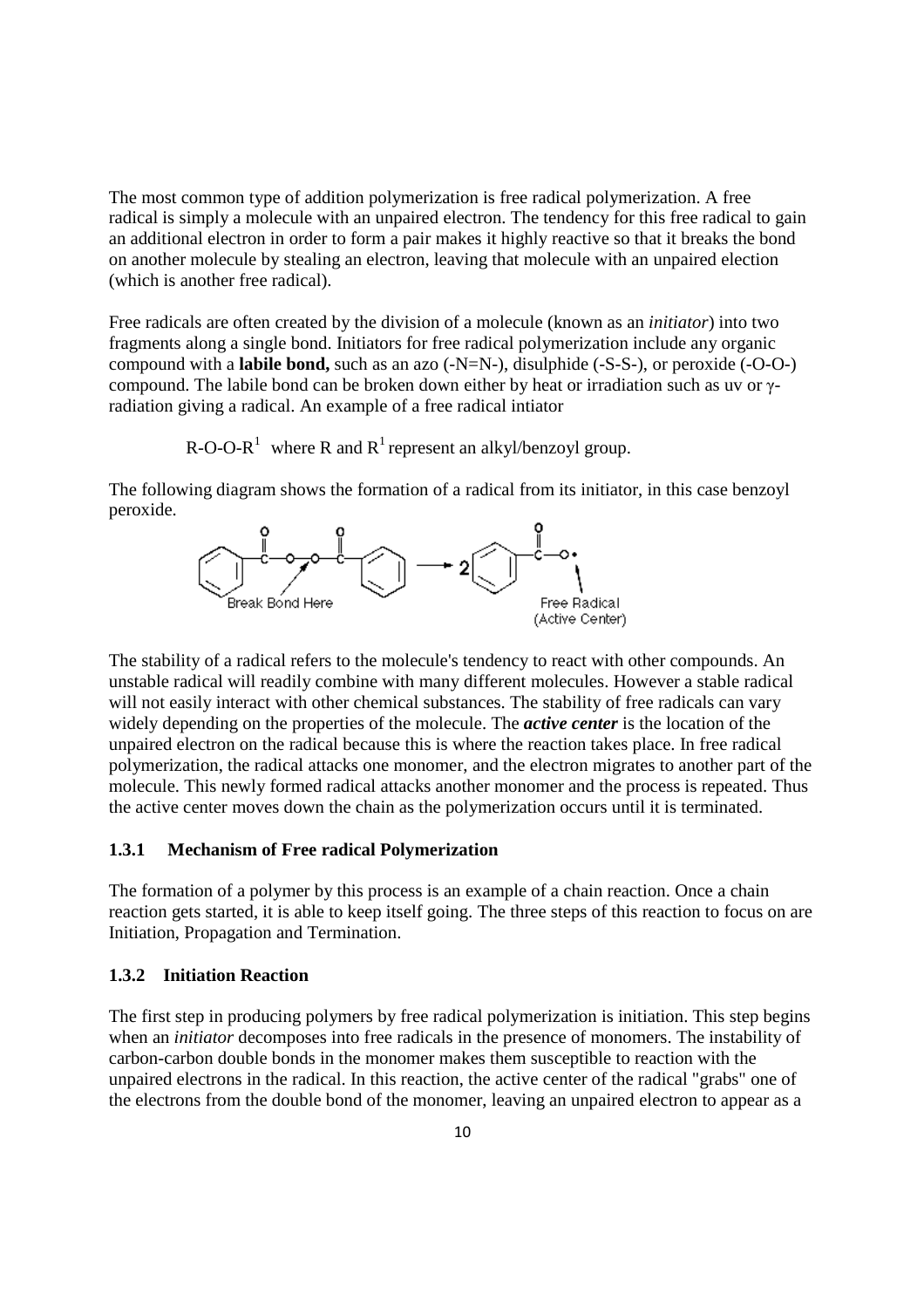The most common type of addition polymerization is free radical polymerization. A free radical is simply a molecule with an unpaired electron. The tendency for this free radical to gain an additional electron in order to form a pair makes it highly reactive so that it breaks the bond on another molecule by stealing an electron, leaving that molecule with an unpaired election (which is another free radical).

Free radicals are often created by the division of a molecule (known as an *initiator*) into two fragments along a single bond. Initiators for free radical polymerization include any organic compound with a **labile bond,** such as an azo (-N=N-), disulphide (-S-S-), or peroxide (-O-O-) compound. The labile bond can be broken down either by heat or irradiation such as uv or γ-radiation giving a radical. An example of a free radical intiator

$R\text{-}O\text{-}O\text{-}R^1$ where R and $R^1$ represent an alkyl/benzoyl group.

The following diagram shows the formation of a radical from its initiator, in this case benzoyl peroxide.

Break Bond Here

Free Radical
(Active Center)

The stability of a radical refers to the molecule's tendency to react with other compounds. An unstable radical will readily combine with many different molecules. However a stable radical will not easily interact with other chemical substances. The stability of free radicals can vary widely depending on the properties of the molecule. The ***active center*** is the location of the unpaired electron on the radical because this is where the reaction takes place. In free radical polymerization, the radical attacks one monomer, and the electron migrates to another part of the molecule. This newly formed radical attacks another monomer and the process is repeated. Thus the active center moves down the chain as the polymerization occurs until it is terminated.

### 1.3.1 Mechanism of Free radical Polymerization

The formation of a polymer by this process is an example of a chain reaction. Once a chain reaction gets started, it is able to keep itself going. The three steps of this reaction to focus on are Initiation, Propagation and Termination.

### 1.3.2 Initiation Reaction

The first step in producing polymers by free radical polymerization is initiation. This step begins when an *initiator* decomposes into free radicals in the presence of monomers. The instability of carbon-carbon double bonds in the monomer makes them susceptible to reaction with the unpaired electrons in the radical. In this reaction, the active center of the radical "grabs" one of the electrons from the double bond of the monomer, leaving an unpaired electron to appear as a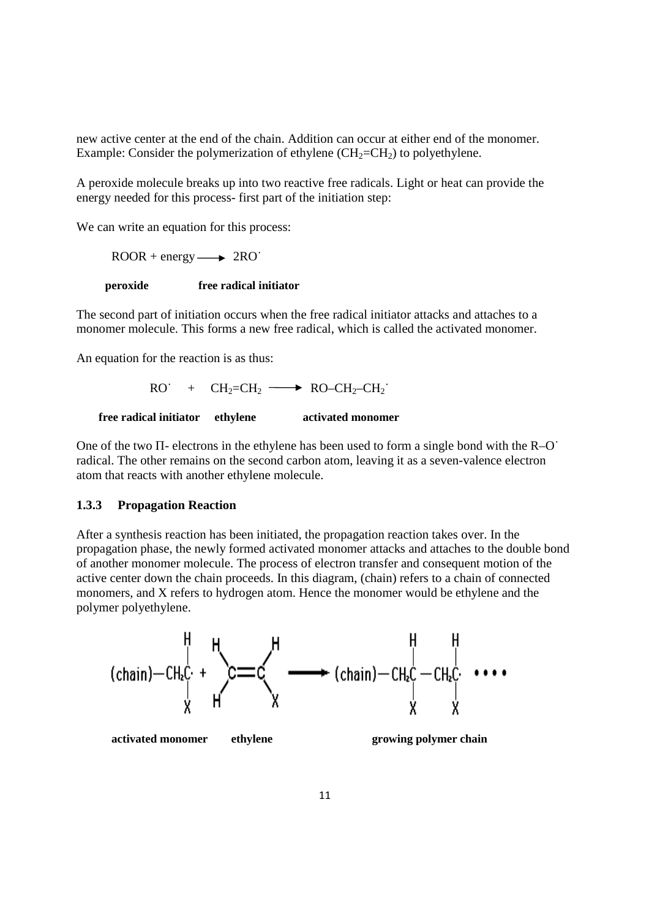new active center at the end of the chain. Addition can occur at either end of the monomer. Example: Consider the polymerization of ethylene ($CH_2=CH_2$) to polyethylene.

A peroxide molecule breaks up into two reactive free radicals. Light or heat can provide the energy needed for this process- first part of the initiation step:

We can write an equation for this process:

$$ROOR + \text{energy} \longrightarrow 2RO^{\cdot}$$

**peroxide** **free radical initiator**

The second part of initiation occurs when the free radical initiator attacks and attaches to a monomer molecule. This forms a new free radical, which is called the activated monomer.

An equation for the reaction is as thus:

$$RO^{\cdot} \quad + \quad CH_2=CH_2 \longrightarrow RO–CH_2–CH_2^{\cdot}$$

**free radical initiator** **ethylene** **activated monomer**

One of the two Π- electrons in the ethylene has been used to form a single bond with the $R–O^{\cdot}$ radical. The other remains on the second carbon atom, leaving it as a seven-valence electron atom that reacts with another ethylene molecule.

### 1.3.3 Propagation Reaction

After a synthesis reaction has been initiated, the propagation reaction takes over. In the propagation phase, the newly formed activated monomer attacks and attaches to the double bond of another monomer molecule. The process of electron transfer and consequent motion of the active center down the chain proceeds. In this diagram, (chain) refers to a chain of connected monomers, and X refers to hydrogen atom. Hence the monomer would be ethylene and the polymer polyethylene.

(chain)—CH₂C(H)(X)· + CH₂=CH(X) ⟶ (chain)—CH₂C(H)(X)—CH₂C(H)(X)· ••••

**activated monomer** **ethylene** **growing polymer chain**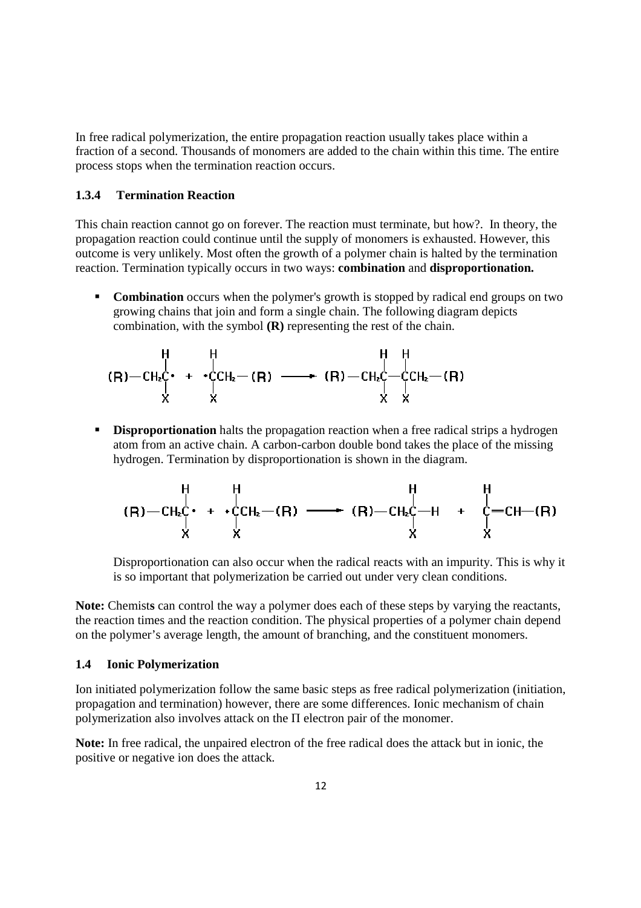In free radical polymerization, the entire propagation reaction usually takes place within a fraction of a second. Thousands of monomers are added to the chain within this time. The entire process stops when the termination reaction occurs.

### 1.3.4 Termination Reaction

This chain reaction cannot go on forever. The reaction must terminate, but how?. In theory, the propagation reaction could continue until the supply of monomers is exhausted. However, this outcome is very unlikely. Most often the growth of a polymer chain is halted by the termination reaction. Termination typically occurs in two ways: **combination** and **disproportionation.**

- **Combination** occurs when the polymer's growth is stopped by radical end groups on two growing chains that join and form a single chain. The following diagram depicts combination, with the symbol **(R)** representing the rest of the chain.

$$(R)-CH_2\overset{H}{\underset{X}{C}}\cdot \; + \; \cdot\overset{H}{\underset{X}{C}}CH_2-(R) \longrightarrow (R)-CH_2\overset{H}{\underset{X}{C}}-\overset{H}{\underset{X}{C}}CH_2-(R)$$

- **Disproportionation** halts the propagation reaction when a free radical strips a hydrogen atom from an active chain. A carbon-carbon double bond takes the place of the missing hydrogen. Termination by disproportionation is shown in the diagram.

$$(R)-CH_2\overset{H}{\underset{X}{C}}\cdot \; + \; \cdot\overset{H}{\underset{X}{C}}CH_2-(R) \longrightarrow (R)-CH_2\overset{H}{\underset{X}{C}}-H \; + \; \overset{H}{\underset{X}{C}}=CH-(R)$$

  Disproportionation can also occur when the radical reacts with an impurity. This is why it is so important that polymerization be carried out under very clean conditions.

**Note:** Chemists can control the way a polymer does each of these steps by varying the reactants, the reaction times and the reaction condition. The physical properties of a polymer chain depend on the polymer's average length, the amount of branching, and the constituent monomers.

### 1.4 Ionic Polymerization

Ion initiated polymerization follow the same basic steps as free radical polymerization (initiation, propagation and termination) however, there are some differences. Ionic mechanism of chain polymerization also involves attack on the Π electron pair of the monomer.

**Note:** In free radical, the unpaired electron of the free radical does the attack but in ionic, the positive or negative ion does the attack.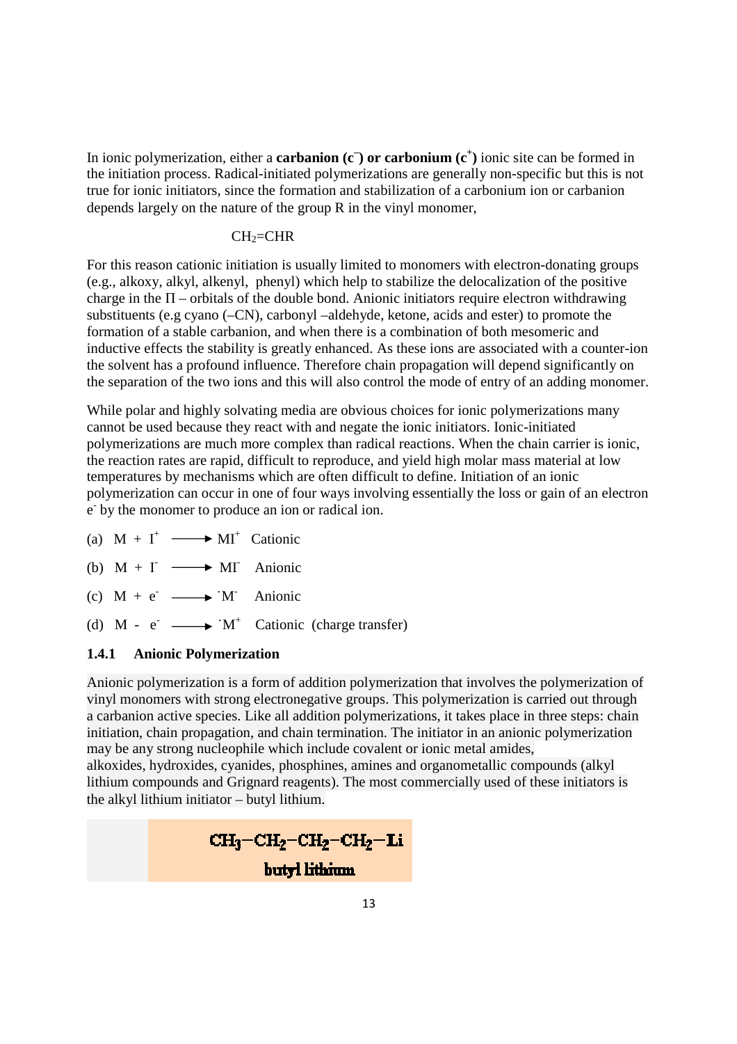In ionic polymerization, either a **carbanion ($c^-$) or carbonium ($c^+$)** ionic site can be formed in the initiation process. Radical-initiated polymerizations are generally non-specific but this is not true for ionic initiators, since the formation and stabilization of a carbonium ion or carbanion depends largely on the nature of the group R in the vinyl monomer,

$$CH_2=CHR$$

For this reason cationic initiation is usually limited to monomers with electron-donating groups (e.g., alkoxy, alkyl, alkenyl, phenyl) which help to stabilize the delocalization of the positive charge in the Π – orbitals of the double bond. Anionic initiators require electron withdrawing substituents (e.g cyano (–CN), carbonyl –aldehyde, ketone, acids and ester) to promote the formation of a stable carbanion, and when there is a combination of both mesomeric and inductive effects the stability is greatly enhanced. As these ions are associated with a counter-ion the solvent has a profound influence. Therefore chain propagation will depend significantly on the separation of the two ions and this will also control the mode of entry of an adding monomer.

While polar and highly solvating media are obvious choices for ionic polymerizations many cannot be used because they react with and negate the ionic initiators. Ionic-initiated polymerizations are much more complex than radical reactions. When the chain carrier is ionic, the reaction rates are rapid, difficult to reproduce, and yield high molar mass material at low temperatures by mechanisms which are often difficult to define. Initiation of an ionic polymerization can occur in one of four ways involving essentially the loss or gain of an electron $e^-$ by the monomer to produce an ion or radical ion.

(a) $M + I^+ \longrightarrow MI^+$ Cationic

(b) $M + I^- \longrightarrow MI^-$ Anionic

(c) $M + e^- \longrightarrow {}^{\cdot}M^-$ Anionic

(d) $M - e^- \longrightarrow {}^{\cdot}M^+$ Cationic (charge transfer)

### 1.4.1 Anionic Polymerization

Anionic polymerization is a form of addition polymerization that involves the polymerization of vinyl monomers with strong electronegative groups. This polymerization is carried out through a carbanion active species. Like all addition polymerizations, it takes place in three steps: chain initiation, chain propagation, and chain termination. The initiator in an anionic polymerization may be any strong nucleophile which include covalent or ionic metal amides, alkoxides, hydroxides, cyanides, phosphines, amines and organometallic compounds (alkyl lithium compounds and Grignard reagents). The most commercially used of these initiators is the alkyl lithium initiator – butyl lithium.

$$CH_3-CH_2-CH_2-CH_2-Li$$

butyl lithium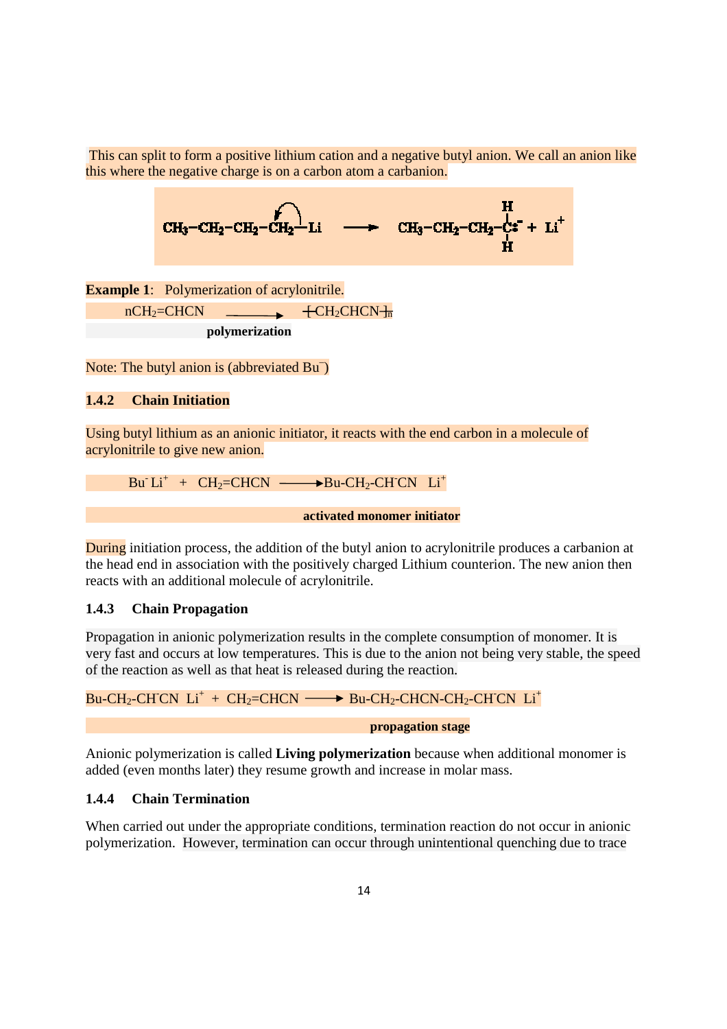This can split to form a positive lithium cation and a negative butyl anion. We call an anion like this where the negative charge is on a carbon atom a carbanion.

$$CH_3-CH_2-CH_2-CH_2-Li \longrightarrow CH_3-CH_2-CH_2-\overset{H}{\underset{H}{C}}{:}^{-} + Li^{+}$$

**Example 1**: Polymerization of acrylonitrile.

$$nCH_2=CHCN \xrightarrow[\text{polymerization}]{} -[CH_2CHCN]_n-$$

Note: The butyl anion is (abbreviated $Bu^-$)

### 1.4.2 Chain Initiation

Using butyl lithium as an anionic initiator, it reacts with the end carbon in a molecule of acrylonitrile to give new anion.

$$Bu^{-}Li^{+} + CH_2=CHCN \longrightarrow Bu\text{-}CH_2\text{-}CH^{-}CN \;\; Li^{+}$$

**activated monomer initiator**

During initiation process, the addition of the butyl anion to acrylonitrile produces a carbanion at the head end in association with the positively charged Lithium counterion. The new anion then reacts with an additional molecule of acrylonitrile.

### 1.4.3 Chain Propagation

Propagation in anionic polymerization results in the complete consumption of monomer. It is very fast and occurs at low temperatures. This is due to the anion not being very stable, the speed of the reaction as well as that heat is released during the reaction.

$$Bu\text{-}CH_2\text{-}CH^{-}CN \;\; Li^{+} + CH_2=CHCN \longrightarrow Bu\text{-}CH_2\text{-}CHCN\text{-}CH_2\text{-}CH^{-}CN \;\; Li^{+}$$

**propagation stage**

Anionic polymerization is called **Living polymerization** because when additional monomer is added (even months later) they resume growth and increase in molar mass.

### 1.4.4 Chain Termination

When carried out under the appropriate conditions, termination reaction do not occur in anionic polymerization. However, termination can occur through unintentional quenching due to trace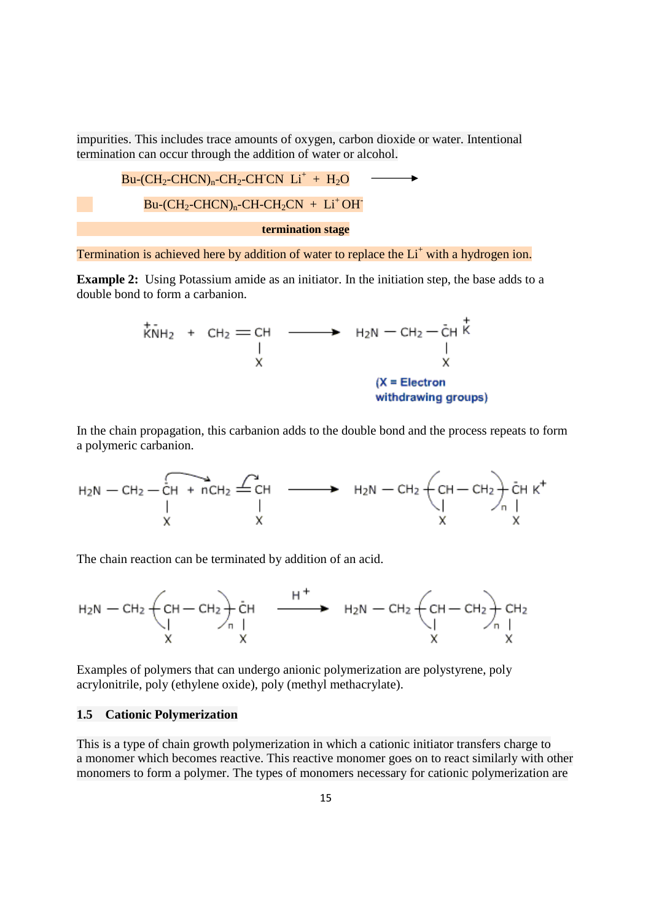impurities. This includes trace amounts of oxygen, carbon dioxide or water. Intentional termination can occur through the addition of water or alcohol.

$$Bu\text{-}(CH_2\text{-}CHCN)_n\text{-}CH_2\text{-}CH^{-}CN\ \ Li^+ + H_2O \longrightarrow$$

$$Bu\text{-}(CH_2\text{-}CHCN)_n\text{-}CH\text{-}CH_2CN + Li^+OH^-$$

**termination stage**

Termination is achieved here by addition of water to replace the $Li^+$ with a hydrogen ion.

**Example 2:** Using Potassium amide as an initiator. In the initiation step, the base adds to a double bond to form a carbanion.

$$\overset{+\,-}{K}NH_2 + CH_2{=}CH(X) \longrightarrow H_2N-CH_2-\bar{C}H(X)\ \overset{+}{K}$$

(X = Electron withdrawing groups)

In the chain propagation, this carbanion adds to the double bond and the process repeats to form a polymeric carbanion.

$$H_2N-CH_2-\bar{C}H(X) + nCH_2{=}CH(X) \longrightarrow H_2N-CH_2-\left(CH(X)-CH_2\right)_n-\bar{C}H(X)\ K^+$$

The chain reaction can be terminated by addition of an acid.

$$H_2N-CH_2-\left(CH(X)-CH_2\right)_n-\bar{C}H(X) \xrightarrow{H^+} H_2N-CH_2-\left(CH(X)-CH_2\right)_n-CH_2(X)$$

Examples of polymers that can undergo anionic polymerization are polystyrene, poly acrylonitrile, poly (ethylene oxide), poly (methyl methacrylate).

### 1.5 Cationic Polymerization

This is a type of chain growth polymerization in which a cationic initiator transfers charge to a monomer which becomes reactive. This reactive monomer goes on to react similarly with other monomers to form a polymer. The types of monomers necessary for cationic polymerization are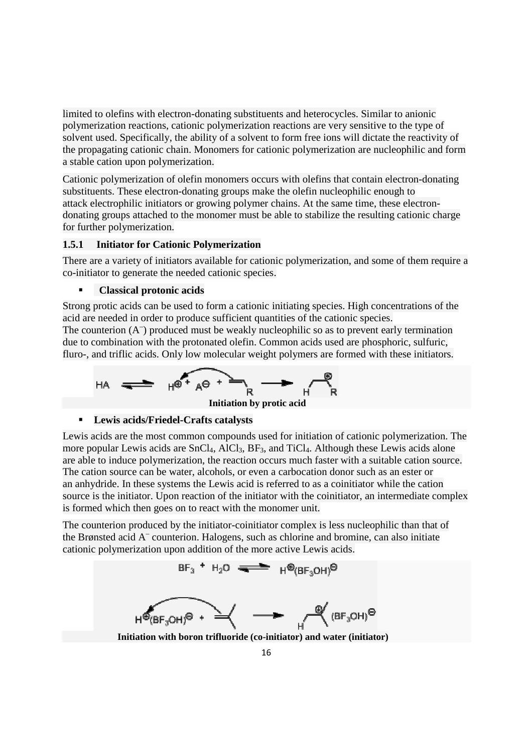limited to olefins with electron-donating substituents and heterocycles. Similar to anionic polymerization reactions, cationic polymerization reactions are very sensitive to the type of solvent used. Specifically, the ability of a solvent to form free ions will dictate the reactivity of the propagating cationic chain. Monomers for cationic polymerization are nucleophilic and form a stable cation upon polymerization.

Cationic polymerization of olefin monomers occurs with olefins that contain electron-donating substituents. These electron-donating groups make the olefin nucleophilic enough to attack electrophilic initiators or growing polymer chains. At the same time, these electron-donating groups attached to the monomer must be able to stabilize the resulting cationic charge for further polymerization.

### 1.5.1 Initiator for Cationic Polymerization

There are a variety of initiators available for cationic polymerization, and some of them require a co-initiator to generate the needed cationic species.

- **Classical protonic acids**

Strong protic acids can be used to form a cationic initiating species. High concentrations of the acid are needed in order to produce sufficient quantities of the cationic species.
The counterion ($A^-$) produced must be weakly nucleophilic so as to prevent early termination due to combination with the protonated olefin. Common acids used are phosphoric, sulfuric, fluro-, and triflic acids. Only low molecular weight polymers are formed with these initiators.

HA ⇌ $H^{\oplus}$ + $A^{\ominus}$ + R → H R $^{\oplus}$

**Initiation by protic acid**

- **Lewis acids/Friedel-Crafts catalysts**

Lewis acids are the most common compounds used for initiation of cationic polymerization. The more popular Lewis acids are $SnCl_4$, $AlCl_3$, $BF_3$, and $TiCl_4$. Although these Lewis acids alone are able to induce polymerization, the reaction occurs much faster with a suitable cation source. The cation source can be water, alcohols, or even a carbocation donor such as an ester or an anhydride. In these systems the Lewis acid is referred to as a coinitiator while the cation source is the initiator. Upon reaction of the initiator with the coinitiator, an intermediate complex is formed which then goes on to react with the monomer unit.

The counterion produced by the initiator-coinitiator complex is less nucleophilic than that of the Brønsted acid $A^-$ counterion. Halogens, such as chlorine and bromine, can also initiate cationic polymerization upon addition of the more active Lewis acids.

$BF_3$ + $H_2O$ ⇌ $H^{\oplus}(BF_3OH)^{\ominus}$

$H^{\oplus}(BF_3OH)^{\ominus}$ + → H $^{\oplus}$ $(BF_3OH)^{\ominus}$

**Initiation with boron trifluoride (co-initiator) and water (initiator)**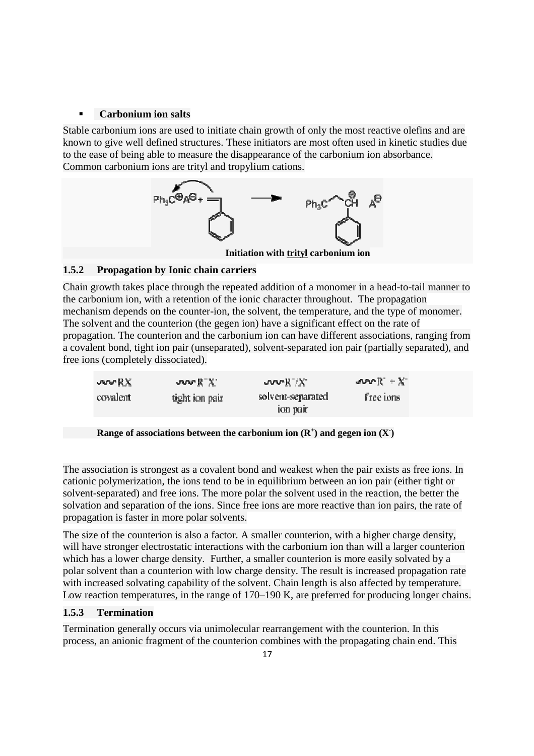- **Carbonium ion salts**

Stable carbonium ions are used to initiate chain growth of only the most reactive olefins and are known to give well defined structures. These initiators are most often used in kinetic studies due to the ease of being able to measure the disappearance of the carbonium ion absorbance. Common carbonium ions are trityl and tropylium cations.

**Initiation with trityl carbonium ion**

### 1.5.2 Propagation by Ionic chain carriers

Chain growth takes place through the repeated addition of a monomer in a head-to-tail manner to the carbonium ion, with a retention of the ionic character throughout. The propagation mechanism depends on the counter-ion, the solvent, the temperature, and the type of monomer. The solvent and the counterion (the gegen ion) have a significant effect on the rate of propagation. The counterion and the carbonium ion can have different associations, ranging from a covalent bond, tight ion pair (unseparated), solvent-separated ion pair (partially separated), and free ions (completely dissociated).

| | | | |
|---|---|---|---|
| ~~RX | ~~$R^+X^-$ | ~~$R^+$/$X^-$ | ~~$R^+$ + $X^-$ |
| covalent | tight ion pair | solvent-separated ion pair | free ions |

**Range of associations between the carbonium ion ($R^+$) and gegen ion ($X^-$)**

The association is strongest as a covalent bond and weakest when the pair exists as free ions. In cationic polymerization, the ions tend to be in equilibrium between an ion pair (either tight or solvent-separated) and free ions. The more polar the solvent used in the reaction, the better the solvation and separation of the ions. Since free ions are more reactive than ion pairs, the rate of propagation is faster in more polar solvents.

The size of the counterion is also a factor. A smaller counterion, with a higher charge density, will have stronger electrostatic interactions with the carbonium ion than will a larger counterion which has a lower charge density. Further, a smaller counterion is more easily solvated by a polar solvent than a counterion with low charge density. The result is increased propagation rate with increased solvating capability of the solvent. Chain length is also affected by temperature. Low reaction temperatures, in the range of 170–190 K, are preferred for producing longer chains.

### 1.5.3 Termination

Termination generally occurs via unimolecular rearrangement with the counterion. In this process, an anionic fragment of the counterion combines with the propagating chain end. This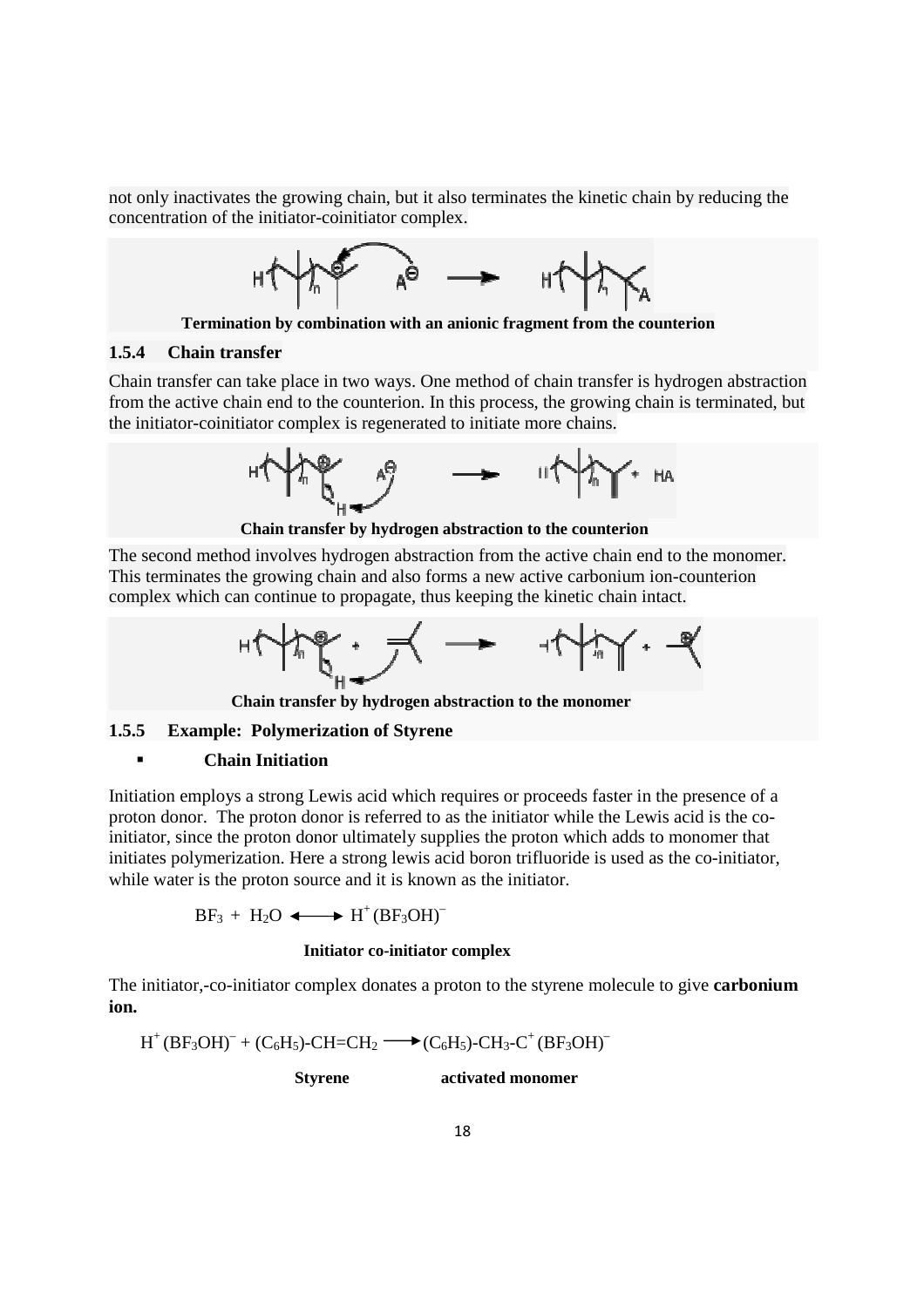not only inactivates the growing chain, but it also terminates the kinetic chain by reducing the concentration of the initiator-coinitiator complex.

**Termination by combination with an anionic fragment from the counterion**

### 1.5.4 Chain transfer

Chain transfer can take place in two ways. One method of chain transfer is hydrogen abstraction from the active chain end to the counterion. In this process, the growing chain is terminated, but the initiator-coinitiator complex is regenerated to initiate more chains.

**Chain transfer by hydrogen abstraction to the counterion**

The second method involves hydrogen abstraction from the active chain end to the monomer. This terminates the growing chain and also forms a new active carbonium ion-counterion complex which can continue to propagate, thus keeping the kinetic chain intact.

**Chain transfer by hydrogen abstraction to the monomer**

### 1.5.5 Example: Polymerization of Styrene

- **Chain Initiation**

Initiation employs a strong Lewis acid which requires or proceeds faster in the presence of a proton donor. The proton donor is referred to as the initiator while the Lewis acid is the co-initiator, since the proton donor ultimately supplies the proton which adds to monomer that initiates polymerization. Here a strong lewis acid boron trifluoride is used as the co-initiator, while water is the proton source and it is known as the initiator.

$$BF_3 + H_2O \longleftrightarrow H^+(BF_3OH)^-$$

**Initiator co-initiator complex**

The initiator,-co-initiator complex donates a proton to the styrene molecule to give **carbonium ion.**

$$H^+(BF_3OH)^- + (C_6H_5)\text{-}CH\text{=}CH_2 \longrightarrow (C_6H_5)\text{-}CH_3\text{-}C^+(BF_3OH)^-$$

**Styrene** **activated monomer**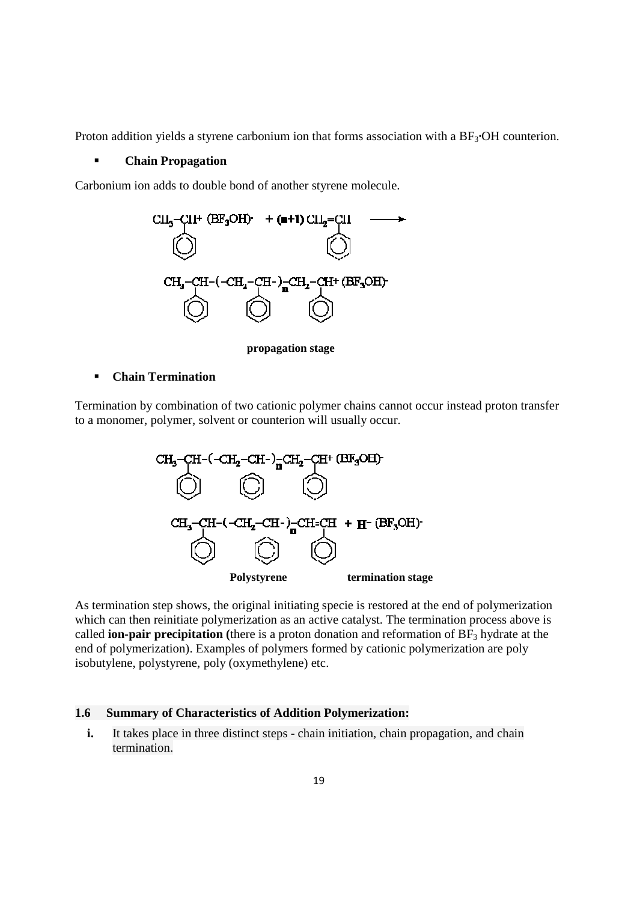Proton addition yields a styrene carbonium ion that forms association with a $BF_3 \cdot OH$ counterion.

- **Chain Propagation**

Carbonium ion adds to double bond of another styrene molecule.

$$CH_3-\underset{C_6H_5}{CH^+}\ (BF_3OH)^- \ + (n+1)\ CH_2=\underset{C_6H_5}{CH} \longrightarrow$$

$$CH_3-\underset{C_6H_5}{CH}-(-CH_2-\underset{C_6H_5}{CH}-)_n-CH_2-\underset{C_6H_5}{CH^+}\ (BF_3OH)^-$$

**propagation stage**

- **Chain Termination**

Termination by combination of two cationic polymer chains cannot occur instead proton transfer to a monomer, polymer, solvent or counterion will usually occur.

$$CH_3-\underset{C_6H_5}{CH}-(-CH_2-\underset{C_6H_5}{CH}-)_n-CH_2-\underset{C_6H_5}{CH^+}\ (BF_3OH)^-$$

$$CH_3-\underset{C_6H_5}{CH}-(-CH_2-\underset{C_6H_5}{CH}-)_n-CH=\underset{C_6H_5}{CH} \ + H^-\ (BF_3OH)^-$$

**Polystyrene** **termination stage**

As termination step shows, the original initiating specie is restored at the end of polymerization which can then reinitiate polymerization as an active catalyst. The termination process above is called **ion-pair precipitation (**there is a proton donation and reformation of $BF_3$ hydrate at the end of polymerization). Examples of polymers formed by cationic polymerization are poly isobutylene, polystyrene, poly (oxymethylene) etc.

### 1.6 Summary of Characteristics of Addition Polymerization:

i. It takes place in three distinct steps - chain initiation, chain propagation, and chain termination.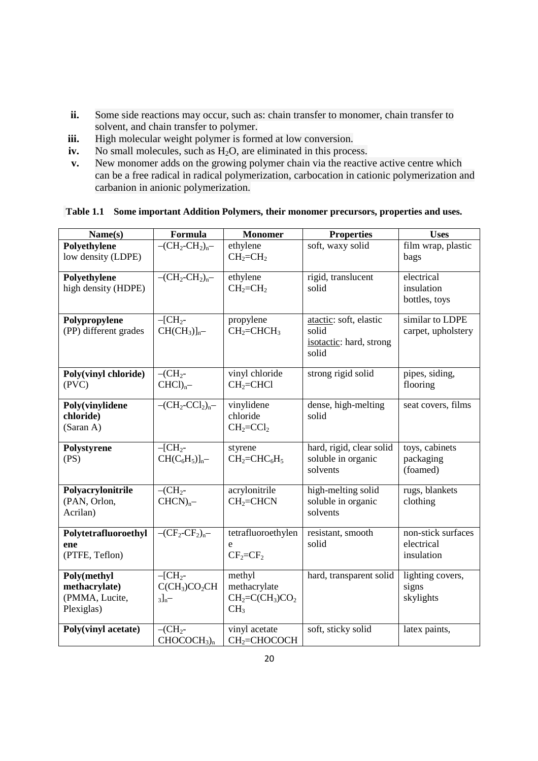ii. Some side reactions may occur, such as: chain transfer to monomer, chain transfer to solvent, and chain transfer to polymer.

iii. High molecular weight polymer is formed at low conversion.

iv. No small molecules, such as $H_2O$, are eliminated in this process.

v. New monomer adds on the growing polymer chain via the reactive active centre which can be a free radical in radical polymerization, carbocation in cationic polymerization and carbanion in anionic polymerization.

**Table 1.1 Some important Addition Polymers, their monomer precursors, properties and uses.**

| Name(s) | Formula | Monomer | Properties | Uses |
|---|---|---|---|---|
| **Polyethylene** low density (LDPE) | $–(CH_2\text{-}CH_2)_n–$ | ethylene $CH_2{=}CH_2$ | soft, waxy solid | film wrap, plastic bags |
| **Polyethylene** high density (HDPE) | $–(CH_2\text{-}CH_2)_n–$ | ethylene $CH_2{=}CH_2$ | rigid, translucent solid | electrical insulation bottles, toys |
| **Polypropylene** (PP) different grades | $–[CH_2\text{-}CH(CH_3)]_n–$ | propylene $CH_2{=}CHCH_3$ | atactic: soft, elastic solid isotactic: hard, strong solid | similar to LDPE carpet, upholstery |
| **Poly(vinyl chloride)** (PVC) | $–(CH_2\text{-}CHCl)_n–$ | vinyl chloride $CH_2{=}CHCl$ | strong rigid solid | pipes, siding, flooring |
| **Poly(vinylidene chloride)** (Saran A) | $–(CH_2\text{-}CCl_2)_n–$ | vinylidene chloride $CH_2{=}CCl_2$ | dense, high-melting solid | seat covers, films |
| **Polystyrene** (PS) | $–[CH_2\text{-}CH(C_6H_5)]_n–$ | styrene $CH_2{=}CHC_6H_5$ | hard, rigid, clear solid soluble in organic solvents | toys, cabinets packaging (foamed) |
| **Polyacrylonitrile** (PAN, Orlon, Acrilan) | $–(CH_2\text{-}CHCN)_n–$ | acrylonitrile $CH_2{=}CHCN$ | high-melting solid soluble in organic solvents | rugs, blankets clothing |
| **Polytetrafluoroethylene** (PTFE, Teflon) | $–(CF_2\text{-}CF_2)_n–$ | tetrafluoroethylene $CF_2{=}CF_2$ | resistant, smooth solid | non-stick surfaces electrical insulation |
| **Poly(methyl methacrylate)** (PMMA, Lucite, Plexiglas) | $–[CH_2\text{-}C(CH_3)CO_2CH_3]_n–$ | methyl methacrylate $CH_2{=}C(CH_3)CO_2CH_3$ | hard, transparent solid | lighting covers, signs skylights |
| **Poly(vinyl acetate)** | $–(CH_2\text{-}CHOCOCH_3)_n$ | vinyl acetate $CH_2{=}CHOCOCH$ | soft, sticky solid | latex paints, |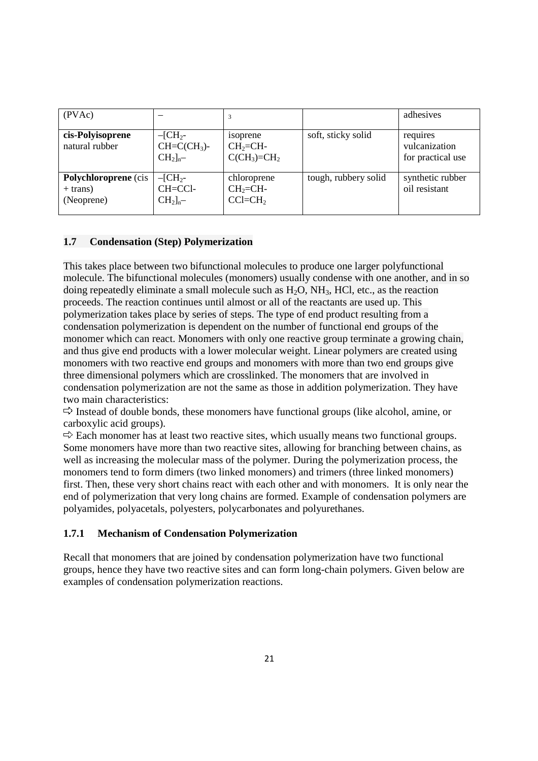| | | | | |
|---|---|---|---|---|
| (PVAc) | – | 3 | | adhesives |
| **cis-Polyisoprene** natural rubber | $–[CH_2$-$CH=C(CH_3)$-$CH_2]_n–$ | isoprene $CH_2=CH$-$C(CH_3)=CH_2$ | soft, sticky solid | requires vulcanization for practical use |
| **Polychloroprene** (cis + trans) (Neoprene) | $–[CH_2$-$CH=CCl$-$CH_2]_n–$ | chloroprene $CH_2=CH$-$CCl=CH_2$ | tough, rubbery solid | synthetic rubber oil resistant |

### 1.7 Condensation (Step) Polymerization

This takes place between two bifunctional molecules to produce one larger polyfunctional molecule. The bifunctional molecules (monomers) usually condense with one another, and in so doing repeatedly eliminate a small molecule such as $H_2O$, $NH_3$, HCl, etc., as the reaction proceeds. The reaction continues until almost or all of the reactants are used up. This polymerization takes place by series of steps. The type of end product resulting from a condensation polymerization is dependent on the number of functional end groups of the monomer which can react. Monomers with only one reactive group terminate a growing chain, and thus give end products with a lower molecular weight. Linear polymers are created using monomers with two reactive end groups and monomers with more than two end groups give three dimensional polymers which are crosslinked. The monomers that are involved in condensation polymerization are not the same as those in addition polymerization. They have two main characteristics:

⇨ Instead of double bonds, these monomers have functional groups (like alcohol, amine, or carboxylic acid groups).

⇨ Each monomer has at least two reactive sites, which usually means two functional groups. Some monomers have more than two reactive sites, allowing for branching between chains, as well as increasing the molecular mass of the polymer. During the polymerization process, the monomers tend to form dimers (two linked monomers) and trimers (three linked monomers) first. Then, these very short chains react with each other and with monomers. It is only near the end of polymerization that very long chains are formed. Example of condensation polymers are polyamides, polyacetals, polyesters, polycarbonates and polyurethanes.

#### 1.7.1 Mechanism of Condensation Polymerization

Recall that monomers that are joined by condensation polymerization have two functional groups, hence they have two reactive sites and can form long-chain polymers. Given below are examples of condensation polymerization reactions.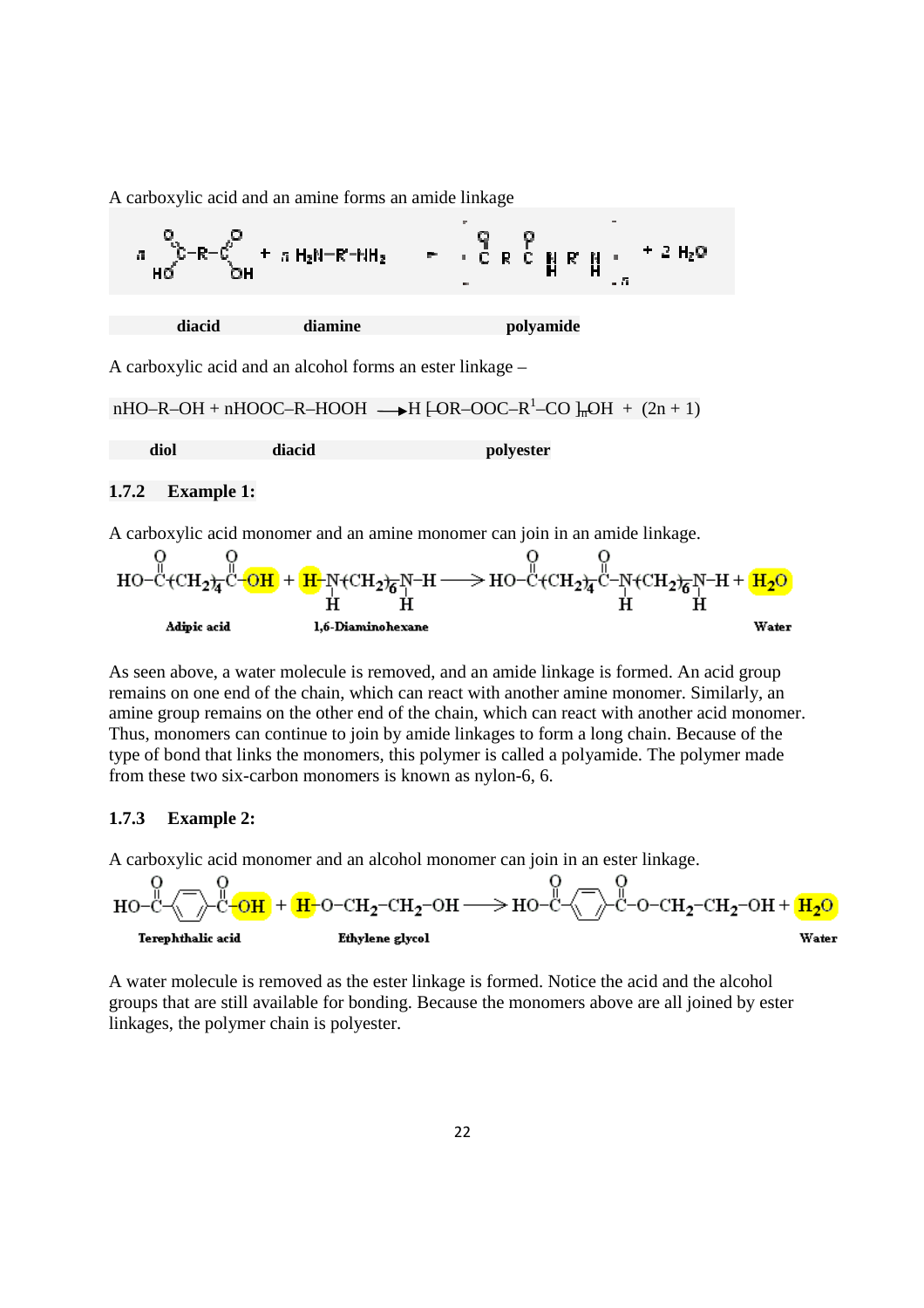A carboxylic acid and an amine forms an amide linkage

$$n\ \mathrm{HO-C(=O)-R-C(=O)-OH} + n\ \mathrm{H_2N-R'-NH_2} \rightarrow \left[ \mathrm{-C(=O)-R-C(=O)-NH-R'-NH-} \right]_n + 2\ H_2O$$

| diacid | diamine | polyamide |
|---|---|---|

A carboxylic acid and an alcohol forms an ester linkage –

$$\mathrm{nHO{-}R{-}OH + nHOOC{-}R{-}HOOH \longrightarrow H\left[{-}OR{-}OOC{-}R^1{-}CO\right]_nOH} + (2n + 1)$$

| diol | diacid | polyester |
|---|---|---|

### 1.7.2 Example 1:

A carboxylic acid monomer and an amine monomer can join in an amide linkage.

$$\mathrm{HO-C(=O)-(CH_2)_4-C(=O)-OH + H-NH-(CH_2)_6-NH-H \longrightarrow HO-C(=O)-(CH_2)_4-C(=O)-NH-(CH_2)_6-NH-H} + H_2O$$

Adipic acid 1,6-Diaminohexane Water

As seen above, a water molecule is removed, and an amide linkage is formed. An acid group remains on one end of the chain, which can react with another amine monomer. Similarly, an amine group remains on the other end of the chain, which can react with another acid monomer. Thus, monomers can continue to join by amide linkages to form a long chain. Because of the type of bond that links the monomers, this polymer is called a polyamide. The polymer made from these two six-carbon monomers is known as nylon-6, 6.

### 1.7.3 Example 2:

A carboxylic acid monomer and an alcohol monomer can join in an ester linkage.

$$\mathrm{HO-C(=O)-C_6H_4-C(=O)-OH + H-O-CH_2-CH_2-OH \longrightarrow HO-C(=O)-C_6H_4-C(=O)-O-CH_2-CH_2-OH} + H_2O$$

Terephthalic acid Ethylene glycol Water

A water molecule is removed as the ester linkage is formed. Notice the acid and the alcohol groups that are still available for bonding. Because the monomers above are all joined by ester linkages, the polymer chain is polyester.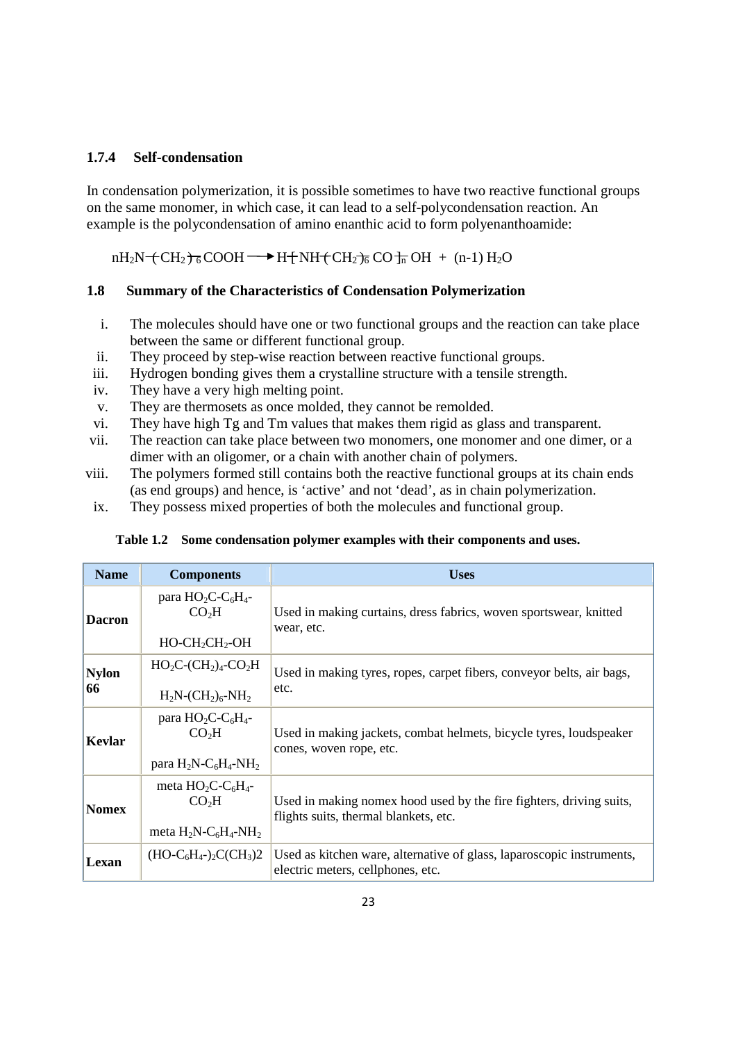### 1.7.4 Self-condensation

In condensation polymerization, it is possible sometimes to have two reactive functional groups on the same monomer, in which case, it can lead to a self-polycondensation reaction. An example is the polycondensation of amino enanthic acid to form polyenanthoamide:

$$nH_2N\text{-}(CH_2)_6COOH \longrightarrow H\text{-}[NH\text{-}(CH_2)_6CO]_n\text{-}OH + (n\text{-}1)\,H_2O$$

## 1.8 Summary of the Characteristics of Condensation Polymerization

i. The molecules should have one or two functional groups and the reaction can take place between the same or different functional group.
ii. They proceed by step-wise reaction between reactive functional groups.
iii. Hydrogen bonding gives them a crystalline structure with a tensile strength.
iv. They have a very high melting point.
v. They are thermosets as once molded, they cannot be remolded.
vi. They have high Tg and Tm values that makes them rigid as glass and transparent.
vii. The reaction can take place between two monomers, one monomer and one dimer, or a dimer with an oligomer, or a chain with another chain of polymers.
viii. The polymers formed still contains both the reactive functional groups at its chain ends (as end groups) and hence, is 'active' and not 'dead', as in chain polymerization.
ix. They possess mixed properties of both the molecules and functional group.

**Table 1.2 Some condensation polymer examples with their components and uses.**

| Name | Components | Uses |
|---|---|---|
| **Dacron** | para $HO_2C\text{-}C_6H_4\text{-}CO_2H$<br>$HO\text{-}CH_2CH_2\text{-}OH$ | Used in making curtains, dress fabrics, woven sportswear, knitted wear, etc. |
| **Nylon 66** | $HO_2C\text{-}(CH_2)_4\text{-}CO_2H$<br>$H_2N\text{-}(CH_2)_6\text{-}NH_2$ | Used in making tyres, ropes, carpet fibers, conveyor belts, air bags, etc. |
| **Kevlar** | para $HO_2C\text{-}C_6H_4\text{-}CO_2H$<br>para $H_2N\text{-}C_6H_4\text{-}NH_2$ | Used in making jackets, combat helmets, bicycle tyres, loudspeaker cones, woven rope, etc. |
| **Nomex** | meta $HO_2C\text{-}C_6H_4\text{-}CO_2H$<br>meta $H_2N\text{-}C_6H_4\text{-}NH_2$ | Used in making nomex hood used by the fire fighters, driving suits, flights suits, thermal blankets, etc. |
| **Lexan** | $(HO\text{-}C_6H_4\text{-})_2C(CH_3)2$ | Used as kitchen ware, alternative of glass, laparoscopic instruments, electric meters, cellphones, etc. |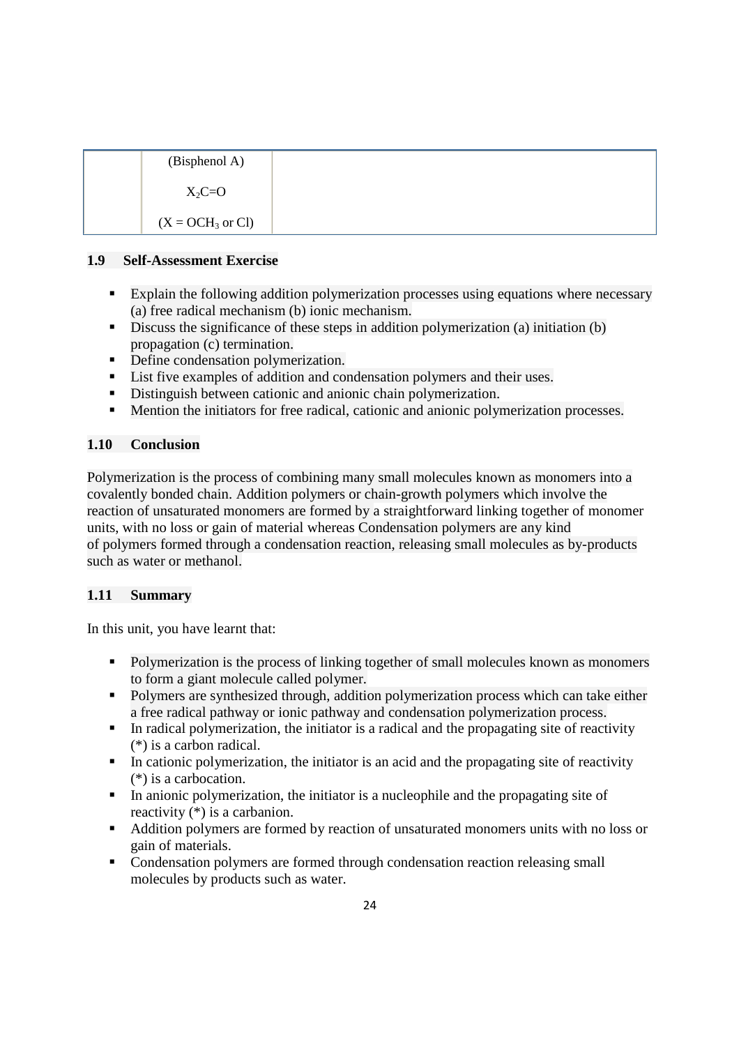| | | |
|---|---|---|
| | (Bisphenol A)<br><br>$X_2C{=}O$<br><br>($X = OCH_3$ or Cl) | |

## 1.9 Self-Assessment Exercise

- Explain the following addition polymerization processes using equations where necessary (a) free radical mechanism (b) ionic mechanism.
- Discuss the significance of these steps in addition polymerization (a) initiation (b) propagation (c) termination.
- Define condensation polymerization.
- List five examples of addition and condensation polymers and their uses.
- Distinguish between cationic and anionic chain polymerization.
- Mention the initiators for free radical, cationic and anionic polymerization processes.

## 1.10 Conclusion

Polymerization is the process of combining many small molecules known as monomers into a covalently bonded chain. Addition polymers or chain-growth polymers which involve the reaction of unsaturated monomers are formed by a straightforward linking together of monomer units, with no loss or gain of material whereas Condensation polymers are any kind of polymers formed through a condensation reaction, releasing small molecules as by-products such as water or methanol.

## 1.11 Summary

In this unit, you have learnt that:

- Polymerization is the process of linking together of small molecules known as monomers to form a giant molecule called polymer.
- Polymers are synthesized through, addition polymerization process which can take either a free radical pathway or ionic pathway and condensation polymerization process.
- In radical polymerization, the initiator is a radical and the propagating site of reactivity (*) is a carbon radical.
- In cationic polymerization, the initiator is an acid and the propagating site of reactivity (*) is a carbocation.
- In anionic polymerization, the initiator is a nucleophile and the propagating site of reactivity (*) is a carbanion.
- Addition polymers are formed by reaction of unsaturated monomers units with no loss or gain of materials.
- Condensation polymers are formed through condensation reaction releasing small molecules by products such as water.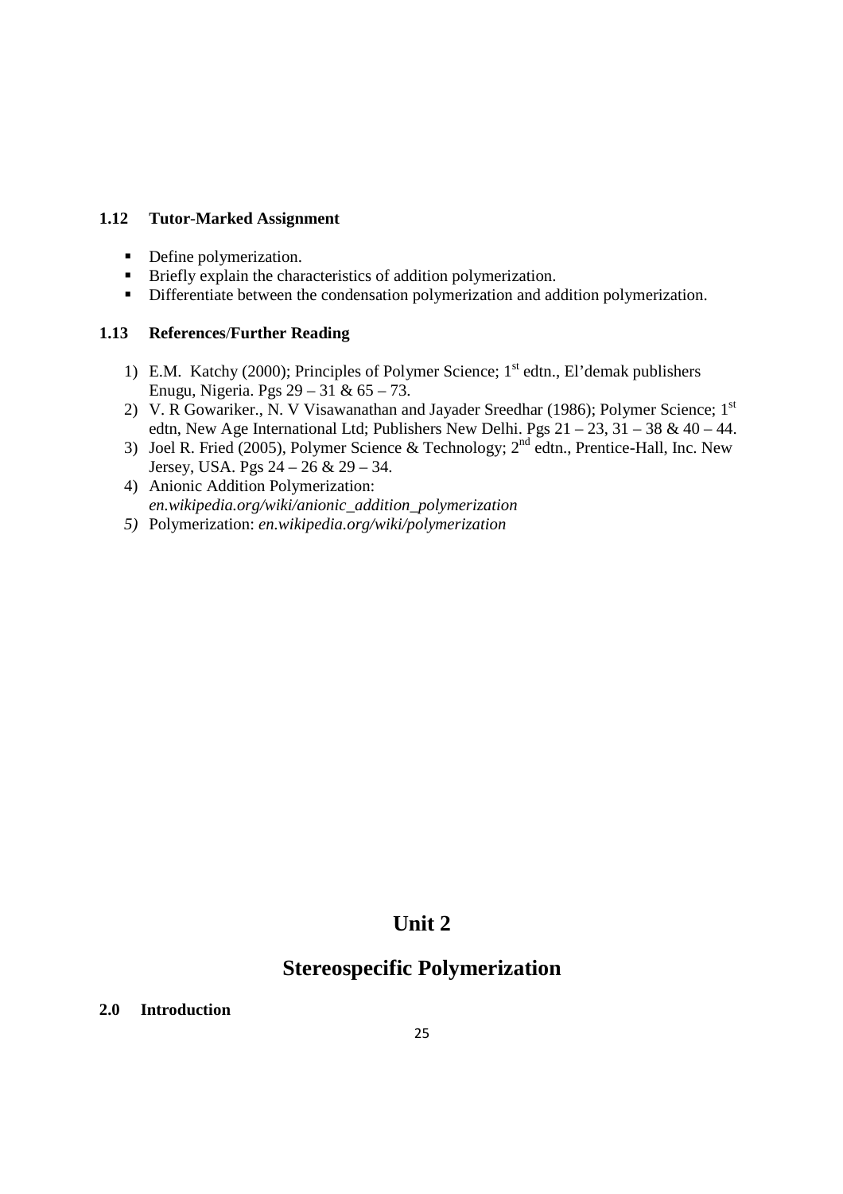### 1.12 Tutor-Marked Assignment

- Define polymerization.
- Briefly explain the characteristics of addition polymerization.
- Differentiate between the condensation polymerization and addition polymerization.

### 1.13 References/Further Reading

1) E.M. Katchy (2000); Principles of Polymer Science; 1st edtn., El'demak publishers Enugu, Nigeria. Pgs 29 – 31 & 65 – 73.
2) V. R Gowariker., N. V Visawanathan and Jayader Sreedhar (1986); Polymer Science; 1st edtn, New Age International Ltd; Publishers New Delhi. Pgs 21 – 23, 31 – 38 & 40 – 44.
3) Joel R. Fried (2005), Polymer Science & Technology; 2nd edtn., Prentice-Hall, Inc. New Jersey, USA. Pgs 24 – 26 & 29 – 34.
4) Anionic Addition Polymerization: *en.wikipedia.org/wiki/anionic_addition_polymerization*
5) Polymerization: *en.wikipedia.org/wiki/polymerization*

# Unit 2

# Stereospecific Polymerization

### 2.0 Introduction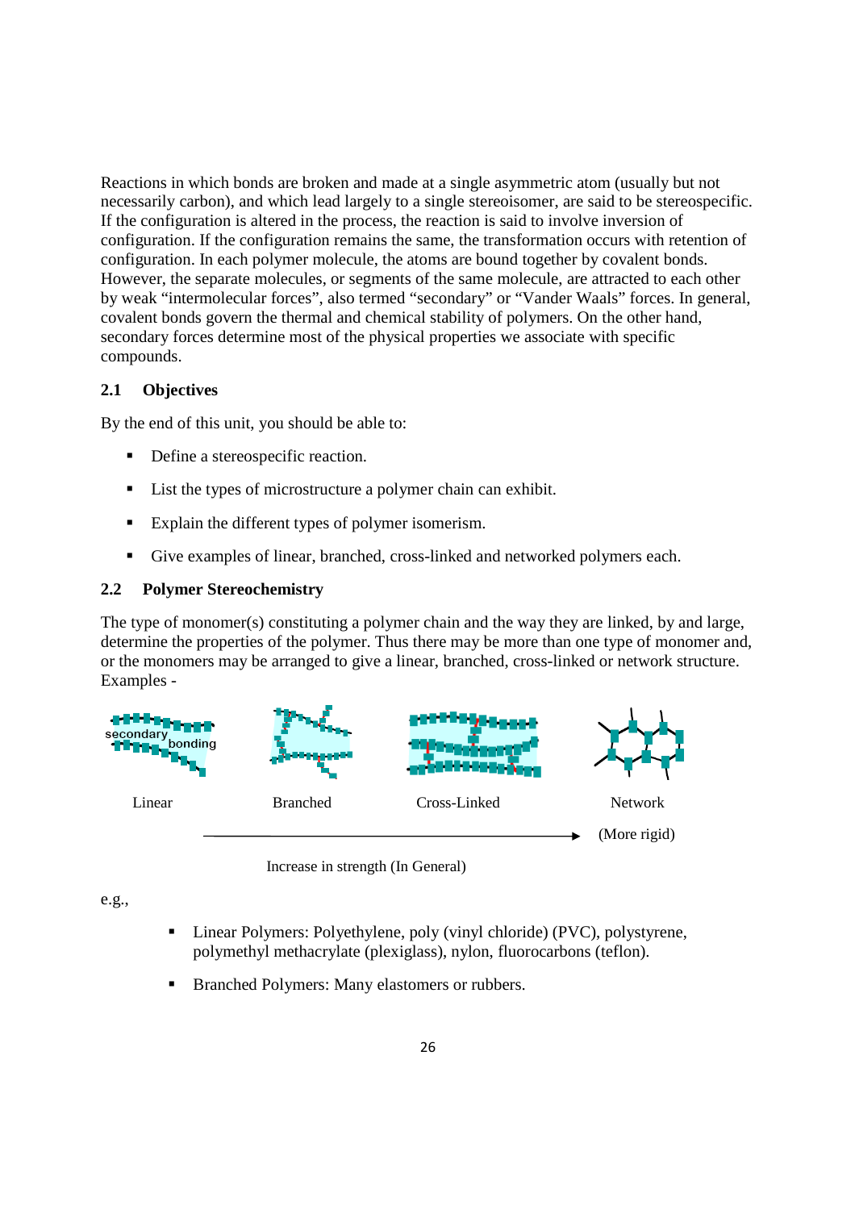Reactions in which bonds are broken and made at a single asymmetric atom (usually but not necessarily carbon), and which lead largely to a single stereoisomer, are said to be stereospecific. If the configuration is altered in the process, the reaction is said to involve inversion of configuration. If the configuration remains the same, the transformation occurs with retention of configuration. In each polymer molecule, the atoms are bound together by covalent bonds. However, the separate molecules, or segments of the same molecule, are attracted to each other by weak "intermolecular forces", also termed "secondary" or "Vander Waals" forces. In general, covalent bonds govern the thermal and chemical stability of polymers. On the other hand, secondary forces determine most of the physical properties we associate with specific compounds.

## 2.1 Objectives

By the end of this unit, you should be able to:

- Define a stereospecific reaction.
- List the types of microstructure a polymer chain can exhibit.
- Explain the different types of polymer isomerism.
- Give examples of linear, branched, cross-linked and networked polymers each.

## 2.2 Polymer Stereochemistry

The type of monomer(s) constituting a polymer chain and the way they are linked, by and large, determine the properties of the polymer. Thus there may be more than one type of monomer and, or the monomers may be arranged to give a linear, branched, cross-linked or network structure. Examples -

secondary bonding

Linear    Branched    Cross-Linked    Network

(More rigid)

Increase in strength (In General)

e.g.,

- Linear Polymers: Polyethylene, poly (vinyl chloride) (PVC), polystyrene, polymethyl methacrylate (plexiglass), nylon, fluorocarbons (teflon).
- Branched Polymers: Many elastomers or rubbers.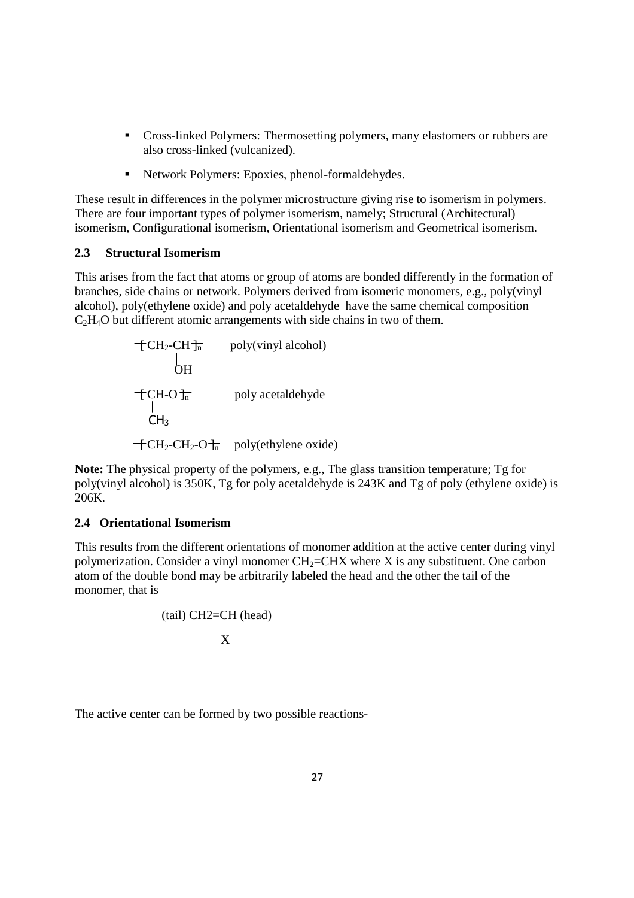- Cross-linked Polymers: Thermosetting polymers, many elastomers or rubbers are also cross-linked (vulcanized).
- Network Polymers: Epoxies, phenol-formaldehydes.

These result in differences in the polymer microstructure giving rise to isomerism in polymers. There are four important types of polymer isomerism, namely; Structural (Architectural) isomerism, Configurational isomerism, Orientational isomerism and Geometrical isomerism.

### 2.3 Structural Isomerism

This arises from the fact that atoms or group of atoms are bonded differently in the formation of branches, side chains or network. Polymers derived from isomeric monomers, e.g., poly(vinyl alcohol), poly(ethylene oxide) and poly acetaldehyde have the same chemical composition $C_2H_4O$ but different atomic arrangements with side chains in two of them.

$$-\!\!\left[ CH_2\text{-}\underset{\displaystyle OH}{\underset{|}{CH}} \right]_n \quad \text{poly(vinyl alcohol)}$$

$$-\!\!\left[ \underset{\displaystyle CH_3}{\underset{|}{CH}}\text{-}O \right]_n \quad \text{poly acetaldehyde}$$

$$-\!\!\left[ CH_2\text{-}CH_2\text{-}O \right]_n \quad \text{poly(ethylene oxide)}$$

**Note:** The physical property of the polymers, e.g., The glass transition temperature; Tg for poly(vinyl alcohol) is 350K, Tg for poly acetaldehyde is 243K and Tg of poly (ethylene oxide) is 206K.

### 2.4 Orientational Isomerism

This results from the different orientations of monomer addition at the active center during vinyl polymerization. Consider a vinyl monomer $CH_2$=CHX where X is any substituent. One carbon atom of the double bond may be arbitrarily labeled the head and the other the tail of the monomer, that is

$$\text{(tail) } CH_2\text{=}\underset{\displaystyle X}{\underset{|}{CH}} \text{ (head)}$$

The active center can be formed by two possible reactions-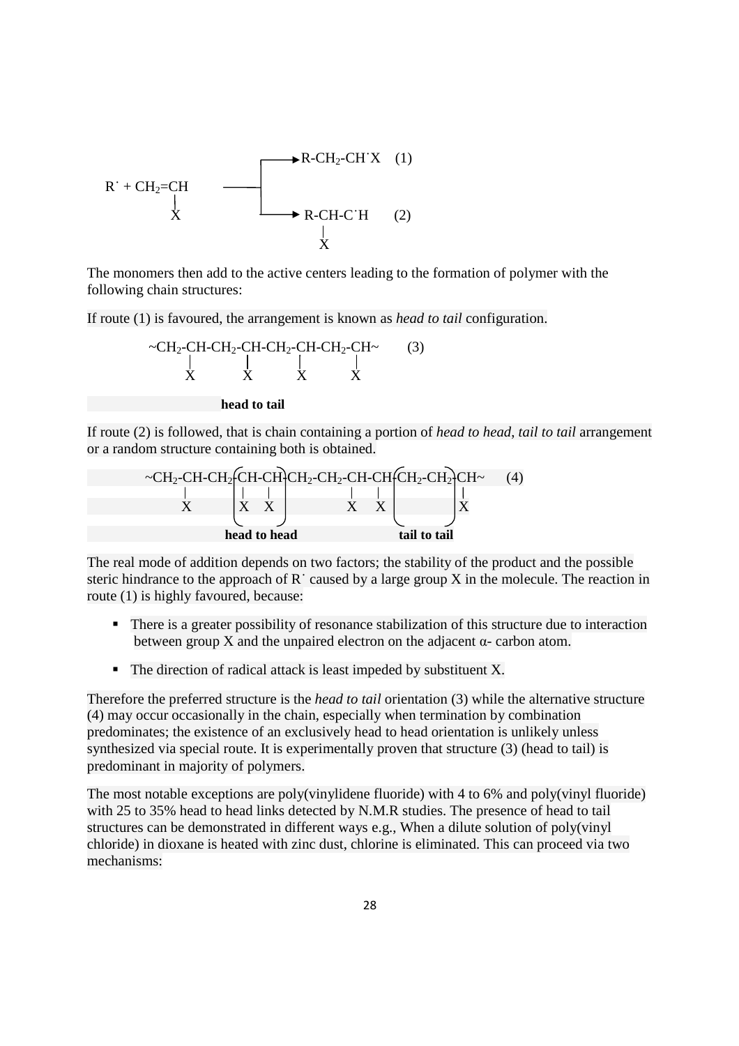$$R^{\cdot} + CH_2{=}\underset{\displaystyle X}{\underset{|}{CH}} \longrightarrow \begin{cases} R\text{-}CH_2\text{-}CH^{\cdot}X & (1) \\ R\text{-}\underset{\displaystyle X}{\underset{|}{CH}}\text{-}C^{\cdot}H & (2) \end{cases}$$

The monomers then add to the active centers leading to the formation of polymer with the following chain structures:

If route (1) is favoured, the arrangement is known as *head to tail* configuration.

$$\sim CH_2\text{-}\underset{X}{\underset{|}{CH}}\text{-}CH_2\text{-}\underset{X}{\underset{|}{CH}}\text{-}CH_2\text{-}\underset{X}{\underset{|}{CH}}\text{-}CH_2\text{-}\underset{X}{\underset{|}{CH}}\sim \qquad (3)$$

**head to tail**

If route (2) is followed, that is chain containing a portion of *head to head, tail to tail* arrangement or a random structure containing both is obtained.

$$\sim CH_2\text{-}\underset{X}{\underset{|}{CH}}\text{-}CH_2\text{-}\underbrace{\underset{X}{\underset{|}{CH}}\text{-}\underset{X}{\underset{|}{CH}}}_{\text{head to head}}\text{-}CH_2\text{-}CH_2\text{-}\underset{X}{\underset{|}{CH}}\text{-}\underset{X}{\underset{|}{CH}}\text{-}\underbrace{CH_2\text{-}CH_2}_{\text{tail to tail}}\text{-}\underset{X}{\underset{|}{CH}}\sim \qquad (4)$$

The real mode of addition depends on two factors; the stability of the product and the possible steric hindrance to the approach of $R^{\cdot}$ caused by a large group X in the molecule. The reaction in route (1) is highly favoured, because:

- There is a greater possibility of resonance stabilization of this structure due to interaction between group X and the unpaired electron on the adjacent α- carbon atom.
- The direction of radical attack is least impeded by substituent X.

Therefore the preferred structure is the *head to tail* orientation (3) while the alternative structure (4) may occur occasionally in the chain, especially when termination by combination predominates; the existence of an exclusively head to head orientation is unlikely unless synthesized via special route. It is experimentally proven that structure (3) (head to tail) is predominant in majority of polymers.

The most notable exceptions are poly(vinylidene fluoride) with 4 to 6% and poly(vinyl fluoride) with 25 to 35% head to head links detected by N.M.R studies. The presence of head to tail structures can be demonstrated in different ways e.g., When a dilute solution of poly(vinyl chloride) in dioxane is heated with zinc dust, chlorine is eliminated. This can proceed via two mechanisms: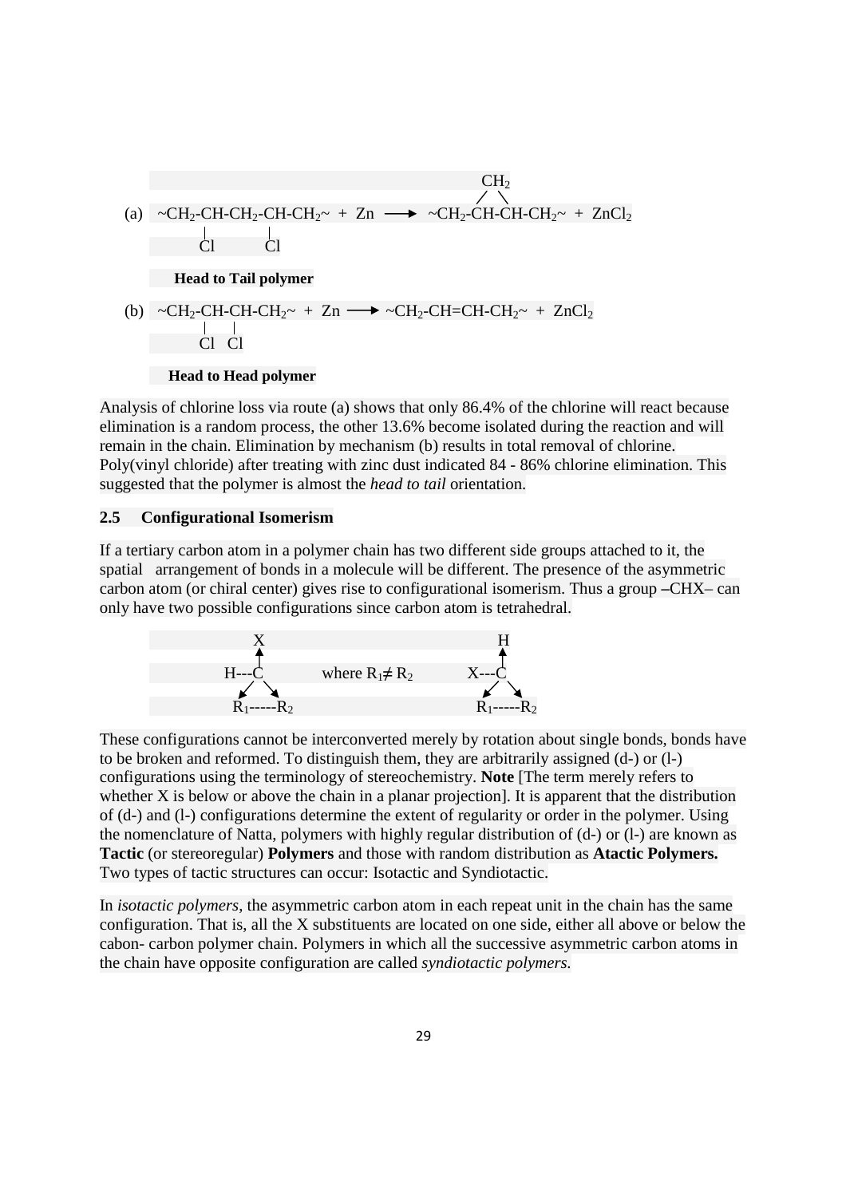$$\text{(a)}\quad \sim CH_2\text{-}\underset{\text{Cl}}{\underset{|}{CH}}\text{-}CH_2\text{-}\underset{\text{Cl}}{\underset{|}{CH}}\text{-}CH_2\sim \; + \; Zn \longrightarrow \sim CH_2\text{-}\overset{\large CH_2}{\overbrace{CH\text{-}CH}}\text{-}CH_2\sim \; + \; ZnCl_2$$

**Head to Tail polymer**

$$\text{(b)}\quad \sim CH_2\text{-}\underset{\text{Cl}}{\underset{|}{CH}}\text{-}\underset{\text{Cl}}{\underset{|}{CH}}\text{-}CH_2\sim \; + \; Zn \longrightarrow \sim CH_2\text{-}CH{=}CH\text{-}CH_2\sim \; + \; ZnCl_2$$

**Head to Head polymer**

Analysis of chlorine loss via route (a) shows that only 86.4% of the chlorine will react because elimination is a random process, the other 13.6% become isolated during the reaction and will remain in the chain. Elimination by mechanism (b) results in total removal of chlorine. Poly(vinyl chloride) after treating with zinc dust indicated 84 - 86% chlorine elimination. This suggested that the polymer is almost the *head to tail* orientation.

## 2.5 Configurational Isomerism

If a tertiary carbon atom in a polymer chain has two different side groups attached to it, the spatial arrangement of bonds in a molecule will be different. The presence of the asymmetric carbon atom (or chiral center) gives rise to configurational isomerism. Thus a group –CHX– can only have two possible configurations since carbon atom is tetrahedral.

```
        X                                  H
        ↑                                  ↑
   H---C          where R1≠ R2        X---C
      ↙  ↘                               ↙  ↘
   R1-----R2                          R1-----R2
```

These configurations cannot be interconverted merely by rotation about single bonds, bonds have to be broken and reformed. To distinguish them, they are arbitrarily assigned (d-) or (l-) configurations using the terminology of stereochemistry. **Note** [The term merely refers to whether X is below or above the chain in a planar projection]. It is apparent that the distribution of (d-) and (l-) configurations determine the extent of regularity or order in the polymer. Using the nomenclature of Natta, polymers with highly regular distribution of (d-) or (l-) are known as **Tactic** (or stereoregular) **Polymers** and those with random distribution as **Atactic Polymers.** Two types of tactic structures can occur: Isotactic and Syndiotactic.

In *isotactic polymers*, the asymmetric carbon atom in each repeat unit in the chain has the same configuration. That is, all the X substituents are located on one side, either all above or below the cabon- carbon polymer chain. Polymers in which all the successive asymmetric carbon atoms in the chain have opposite configuration are called *syndiotactic polymers.*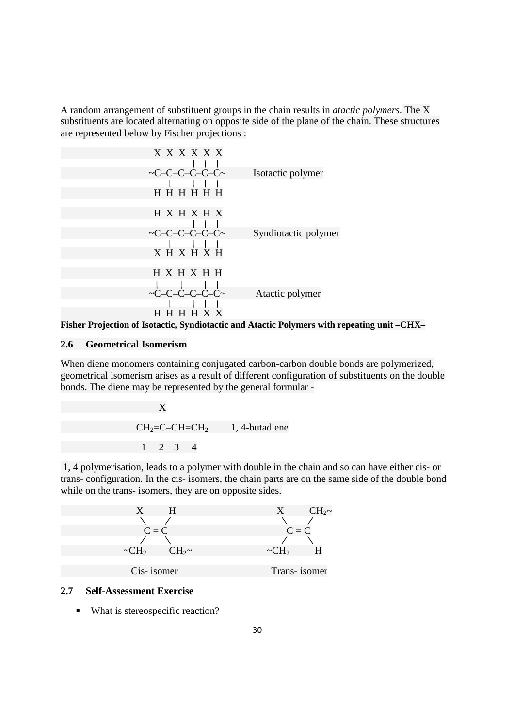A random arrangement of substituent groups in the chain results in *atactic polymers*. The X substituents are located alternating on opposite side of the plane of the chain. These structures are represented below by Fischer projections :

```
 X  X  X  X  X  X
 |  |  |  |  |  |
~C–C–C–C–C–C~        Isotactic polymer
 |  |  |  |  |  |
 H  H  H  H  H  H

 H  X  H  X  H  X
 |  |  |  |  |  |
~C–C–C–C–C–C~        Syndiotactic polymer
 |  |  |  |  |  |
 X  H  X  H  X  H

 H  X  H  X  H  H
 |  |  |  |  |  |
~C–C–C–C–C–C~        Atactic polymer
 |  |  |  |  |  |
 H  H  H  H  X  X
```

**Fisher Projection of Isotactic, Syndiotactic and Atactic Polymers with repeating unit –CHX–**

## 2.6 Geometrical Isomerism

When diene monomers containing conjugated carbon-carbon double bonds are polymerized, geometrical isomerism arises as a result of different configuration of substituents on the double bonds. The diene may be represented by the general formular -

```
       X
       |
$CH_2$=C–CH=$CH_2$        1, 4-butadiene

  1    2   3    4
```

1, 4 polymerisation, leads to a polymer with double in the chain and so can have either cis- or trans- configuration. In the cis- isomers, the chain parts are on the same side of the double bond while on the trans- isomers, they are on opposite sides.

```
   X        H                    X        CH2~
    \      /                      \      /
     C = C                         C = C
    /      \                      /      \
~CH2        CH2~              ~CH2        H

   Cis- isomer                  Trans- isomer
```

## 2.7 Self-Assessment Exercise

- What is stereospecific reaction?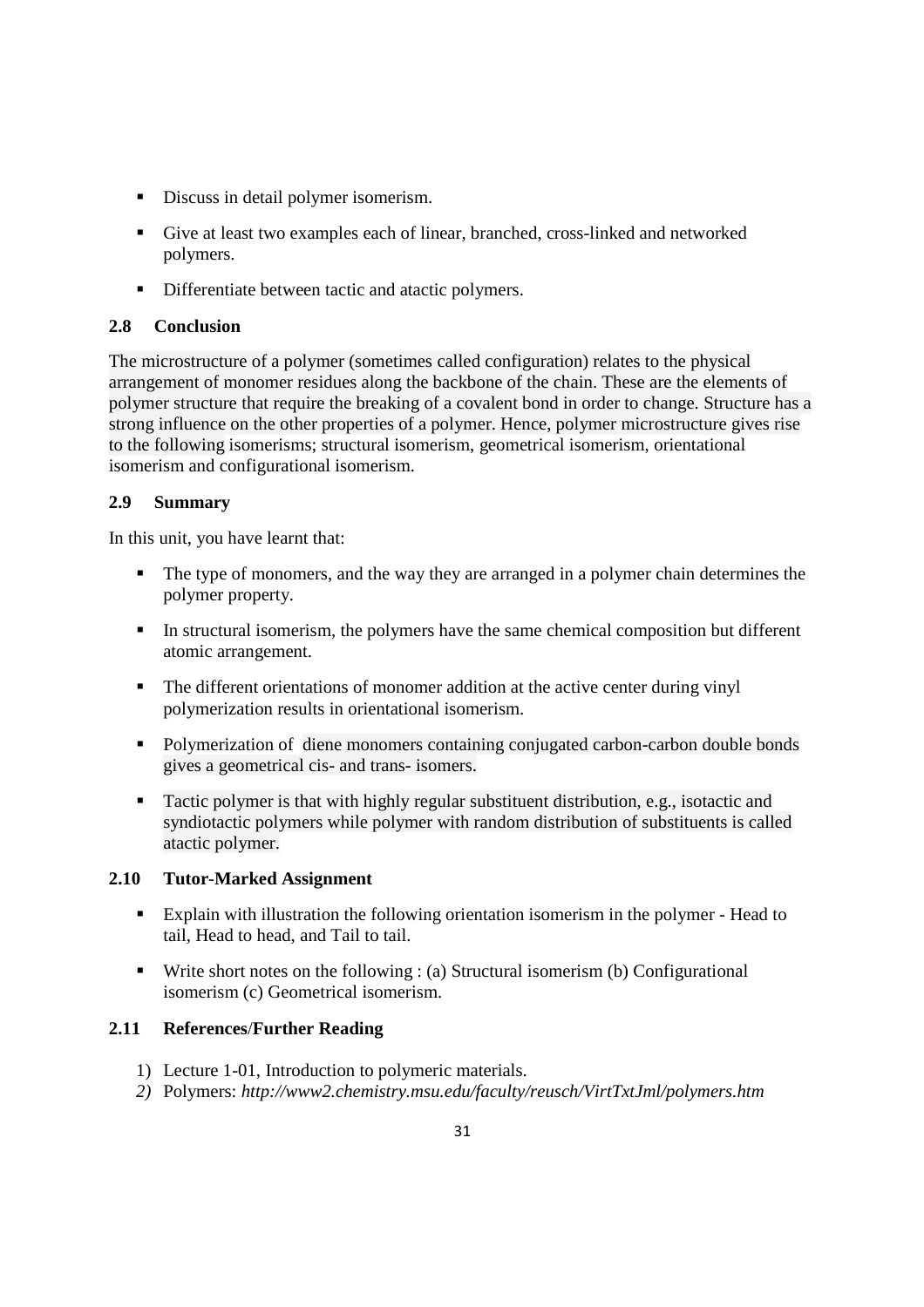- Discuss in detail polymer isomerism.
- Give at least two examples each of linear, branched, cross-linked and networked polymers.
- Differentiate between tactic and atactic polymers.

### 2.8 Conclusion

The microstructure of a polymer (sometimes called configuration) relates to the physical arrangement of monomer residues along the backbone of the chain. These are the elements of polymer structure that require the breaking of a covalent bond in order to change. Structure has a strong influence on the other properties of a polymer. Hence, polymer microstructure gives rise to the following isomerisms; structural isomerism, geometrical isomerism, orientational isomerism and configurational isomerism.

### 2.9 Summary

In this unit, you have learnt that:

- The type of monomers, and the way they are arranged in a polymer chain determines the polymer property.
- In structural isomerism, the polymers have the same chemical composition but different atomic arrangement.
- The different orientations of monomer addition at the active center during vinyl polymerization results in orientational isomerism.
- Polymerization of diene monomers containing conjugated carbon-carbon double bonds gives a geometrical cis- and trans- isomers.
- Tactic polymer is that with highly regular substituent distribution, e.g., isotactic and syndiotactic polymers while polymer with random distribution of substituents is called atactic polymer.

### 2.10 Tutor-Marked Assignment

- Explain with illustration the following orientation isomerism in the polymer - Head to tail, Head to head, and Tail to tail.
- Write short notes on the following : (a) Structural isomerism (b) Configurational isomerism (c) Geometrical isomerism.

### 2.11 References/Further Reading

1) Lecture 1-01, Introduction to polymeric materials.
2) Polymers: *http://www2.chemistry.msu.edu/faculty/reusch/VirtTxtJml/polymers.htm*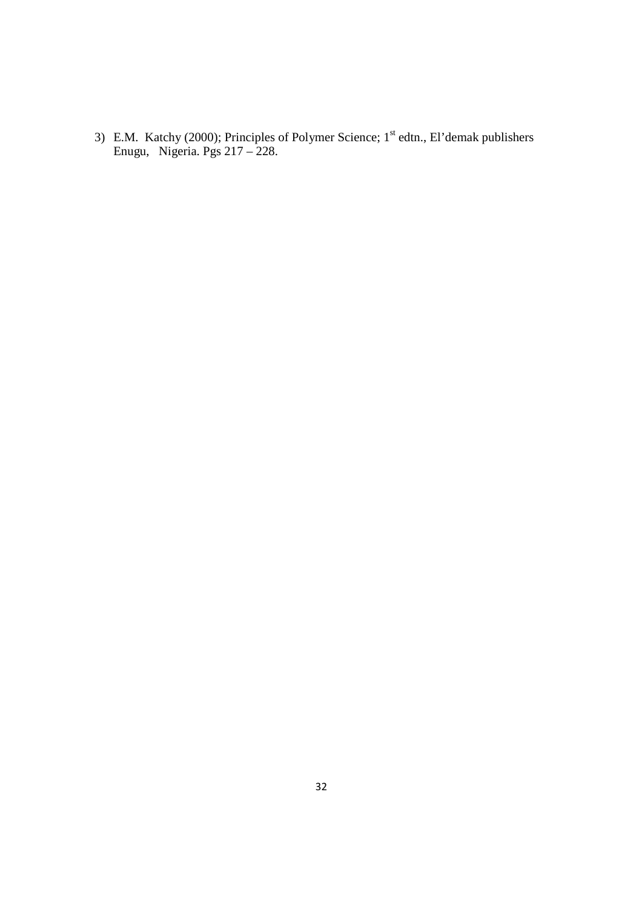3) E.M. Katchy (2000); Principles of Polymer Science; 1st edtn., El'demak publishers Enugu, Nigeria. Pgs 217 – 228.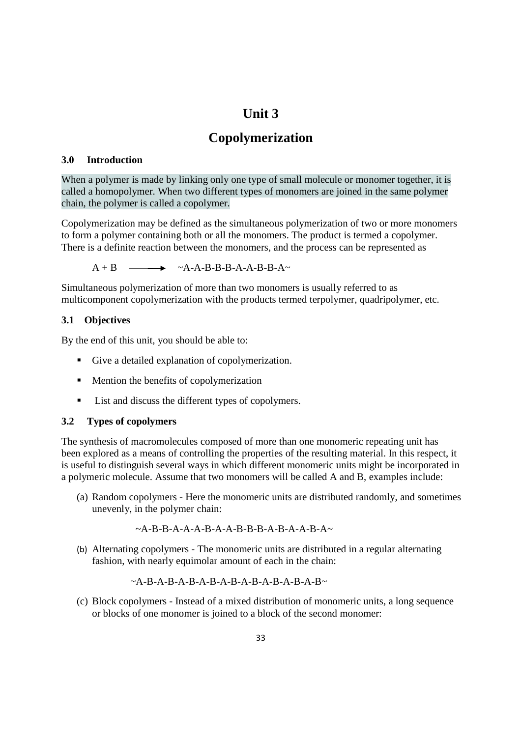# Unit 3

# Copolymerization

### 3.0 Introduction

When a polymer is made by linking only one type of small molecule or monomer together, it is called a homopolymer. When two different types of monomers are joined in the same polymer chain, the polymer is called a copolymer.

Copolymerization may be defined as the simultaneous polymerization of two or more monomers to form a polymer containing both or all the monomers. The product is termed a copolymer. There is a definite reaction between the monomers, and the process can be represented as

$$A + B \longrightarrow \sim A\text{-}A\text{-}B\text{-}B\text{-}A\text{-}A\text{-}B\text{-}B\text{-}A\sim$$

Simultaneous polymerization of more than two monomers is usually referred to as multicomponent copolymerization with the products termed terpolymer, quadripolymer, etc.

### 3.1 Objectives

By the end of this unit, you should be able to:

- Give a detailed explanation of copolymerization.
- Mention the benefits of copolymerization
- List and discuss the different types of copolymers.

### 3.2 Types of copolymers

The synthesis of macromolecules composed of more than one monomeric repeating unit has been explored as a means of controlling the properties of the resulting material. In this respect, it is useful to distinguish several ways in which different monomeric units might be incorporated in a polymeric molecule. Assume that two monomers will be called A and B, examples include:

(a) Random copolymers - Here the monomeric units are distributed randomly, and sometimes unevenly, in the polymer chain:

~A-B-B-A-A-A-B-A-A-B-B-B-A-B-A-A-B-A~

(b) Alternating copolymers - The monomeric units are distributed in a regular alternating fashion, with nearly equimolar amount of each in the chain:

~A-B-A-B-A-B-A-B-A-B-A-B-A-B-A-B-A-B~

(c) Block copolymers - Instead of a mixed distribution of monomeric units, a long sequence or blocks of one monomer is joined to a block of the second monomer: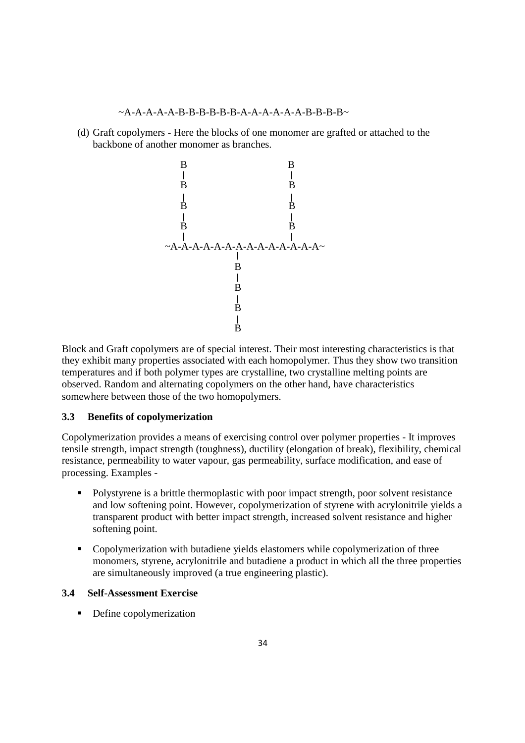~A-A-A-A-A-B-B-B-B-B-A-A-A-A-A-A-B-B-B-B~

(d) Graft copolymers - Here the blocks of one monomer are grafted or attached to the backbone of another monomer as branches.

```
      B                   B
      |                   |
      B                   B
      |                   |
      B                   B
      |                   |
      B                   B
      |                   |
~A-A-A-A-A-A-A-A-A-A-A-A-A-A~
              |
              B
              |
              B
              |
              B
              |
              B
```

Block and Graft copolymers are of special interest. Their most interesting characteristics is that they exhibit many properties associated with each homopolymer. Thus they show two transition temperatures and if both polymer types are crystalline, two crystalline melting points are observed. Random and alternating copolymers on the other hand, have characteristics somewhere between those of the two homopolymers.

### 3.3 Benefits of copolymerization

Copolymerization provides a means of exercising control over polymer properties - It improves tensile strength, impact strength (toughness), ductility (elongation of break), flexibility, chemical resistance, permeability to water vapour, gas permeability, surface modification, and ease of processing. Examples -

- Polystyrene is a brittle thermoplastic with poor impact strength, poor solvent resistance and low softening point. However, copolymerization of styrene with acrylonitrile yields a transparent product with better impact strength, increased solvent resistance and higher softening point.
- Copolymerization with butadiene yields elastomers while copolymerization of three monomers, styrene, acrylonitrile and butadiene a product in which all the three properties are simultaneously improved (a true engineering plastic).

### 3.4 Self-Assessment Exercise

- Define copolymerization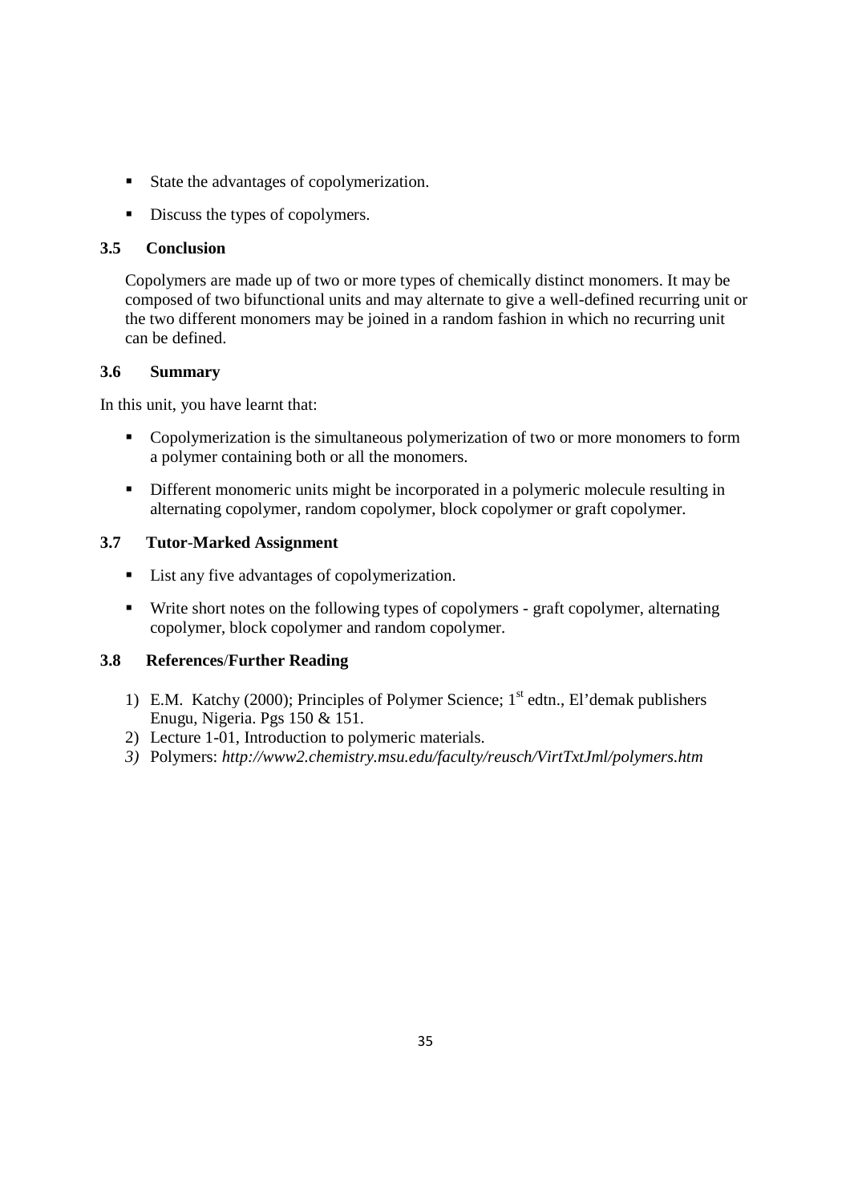- State the advantages of copolymerization.
- Discuss the types of copolymers.

### 3.5 Conclusion

Copolymers are made up of two or more types of chemically distinct monomers. It may be composed of two bifunctional units and may alternate to give a well-defined recurring unit or the two different monomers may be joined in a random fashion in which no recurring unit can be defined.

### 3.6 Summary

In this unit, you have learnt that:

- Copolymerization is the simultaneous polymerization of two or more monomers to form a polymer containing both or all the monomers.
- Different monomeric units might be incorporated in a polymeric molecule resulting in alternating copolymer, random copolymer, block copolymer or graft copolymer.

### 3.7 Tutor-Marked Assignment

- List any five advantages of copolymerization.
- Write short notes on the following types of copolymers - graft copolymer, alternating copolymer, block copolymer and random copolymer.

### 3.8 References/Further Reading

1) E.M. Katchy (2000); Principles of Polymer Science; 1st edtn., El'demak publishers Enugu, Nigeria. Pgs 150 & 151.
2) Lecture 1-01, Introduction to polymeric materials.
3) Polymers: *http://www2.chemistry.msu.edu/faculty/reusch/VirtTxtJml/polymers.htm*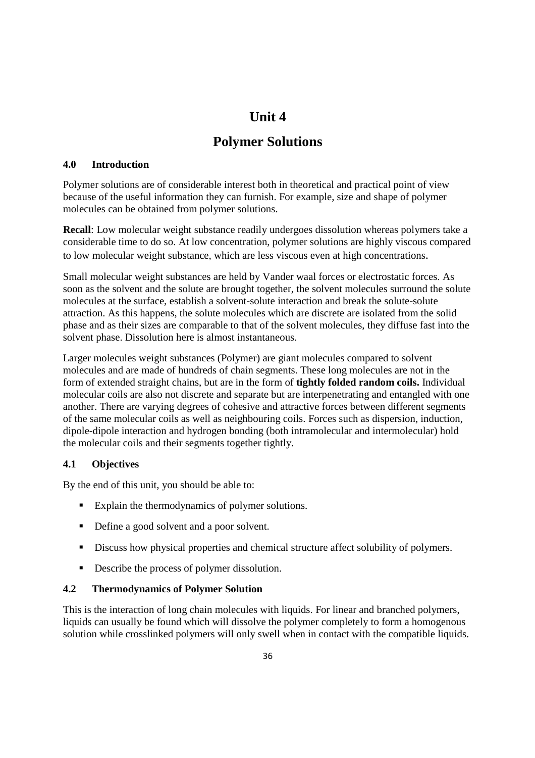# Unit 4

# Polymer Solutions

## 4.0 Introduction

Polymer solutions are of considerable interest both in theoretical and practical point of view because of the useful information they can furnish. For example, size and shape of polymer molecules can be obtained from polymer solutions.

**Recall**: Low molecular weight substance readily undergoes dissolution whereas polymers take a considerable time to do so. At low concentration, polymer solutions are highly viscous compared to low molecular weight substance, which are less viscous even at high concentrations.

Small molecular weight substances are held by Vander waal forces or electrostatic forces. As soon as the solvent and the solute are brought together, the solvent molecules surround the solute molecules at the surface, establish a solvent-solute interaction and break the solute-solute attraction. As this happens, the solute molecules which are discrete are isolated from the solid phase and as their sizes are comparable to that of the solvent molecules, they diffuse fast into the solvent phase. Dissolution here is almost instantaneous.

Larger molecules weight substances (Polymer) are giant molecules compared to solvent molecules and are made of hundreds of chain segments. These long molecules are not in the form of extended straight chains, but are in the form of **tightly folded random coils.** Individual molecular coils are also not discrete and separate but are interpenetrating and entangled with one another. There are varying degrees of cohesive and attractive forces between different segments of the same molecular coils as well as neighbouring coils. Forces such as dispersion, induction, dipole-dipole interaction and hydrogen bonding (both intramolecular and intermolecular) hold the molecular coils and their segments together tightly.

## 4.1 Objectives

By the end of this unit, you should be able to:

- Explain the thermodynamics of polymer solutions.
- Define a good solvent and a poor solvent.
- Discuss how physical properties and chemical structure affect solubility of polymers.
- Describe the process of polymer dissolution.

## 4.2 Thermodynamics of Polymer Solution

This is the interaction of long chain molecules with liquids. For linear and branched polymers, liquids can usually be found which will dissolve the polymer completely to form a homogenous solution while crosslinked polymers will only swell when in contact with the compatible liquids.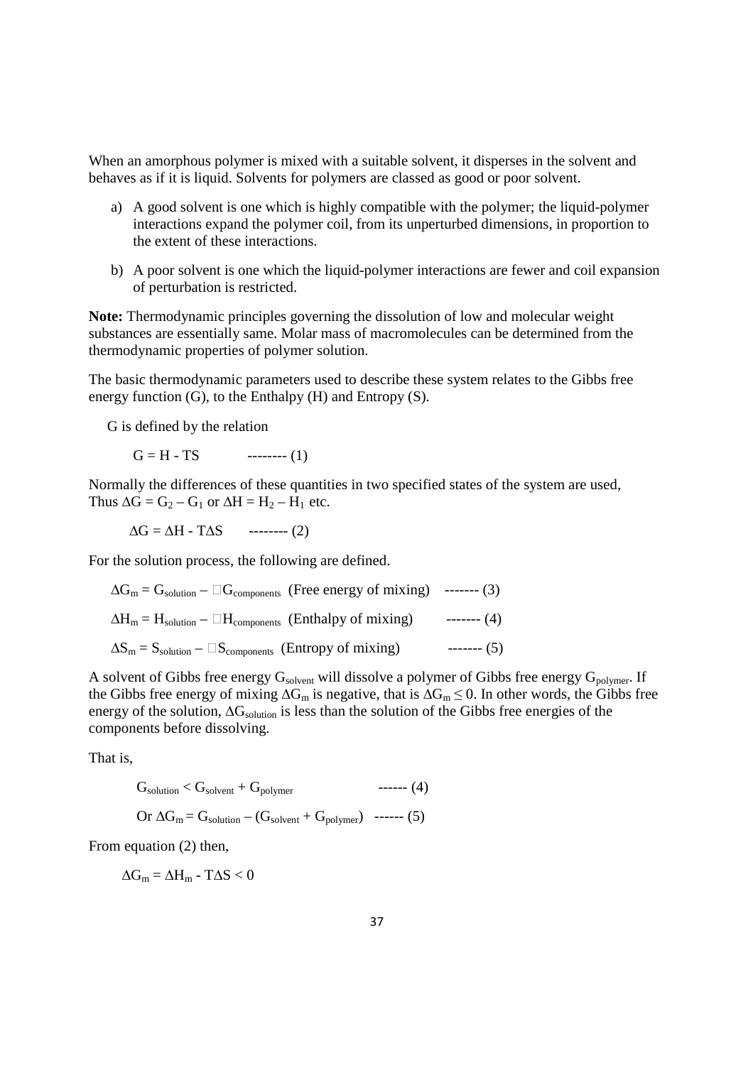When an amorphous polymer is mixed with a suitable solvent, it disperses in the solvent and behaves as if it is liquid. Solvents for polymers are classed as good or poor solvent.

a) A good solvent is one which is highly compatible with the polymer; the liquid-polymer interactions expand the polymer coil, from its unperturbed dimensions, in proportion to the extent of these interactions.

b) A poor solvent is one which the liquid-polymer interactions are fewer and coil expansion of perturbation is restricted.

**Note:** Thermodynamic principles governing the dissolution of low and molecular weight substances are essentially same. Molar mass of macromolecules can be determined from the thermodynamic properties of polymer solution.

The basic thermodynamic parameters used to describe these system relates to the Gibbs free energy function (G), to the Enthalpy (H) and Entropy (S).

G is defined by the relation

$$G = H - TS \quad \text{-------- (1)}$$

Normally the differences of these quantities in two specified states of the system are used, Thus $\Delta G = G_2 - G_1$ or $\Delta H = H_2 - H_1$ etc.

$$\Delta G = \Delta H - T\Delta S \quad \text{-------- (2)}$$

For the solution process, the following are defined.

$$\Delta G_m = G_{solution} - \Sigma G_{components} \text{ (Free energy of mixing)} \quad \text{------- (3)}$$

$$\Delta H_m = H_{solution} - \Sigma H_{components} \text{ (Enthalpy of mixing)} \quad \text{------- (4)}$$

$$\Delta S_m = S_{solution} - \Sigma S_{components} \text{ (Entropy of mixing)} \quad \text{------- (5)}$$

A solvent of Gibbs free energy $G_{solvent}$ will dissolve a polymer of Gibbs free energy $G_{polymer}$. If the Gibbs free energy of mixing $\Delta G_m$ is negative, that is $\Delta G_m \leq 0$. In other words, the Gibbs free energy of the solution, $\Delta G_{solution}$ is less than the solution of the Gibbs free energies of the components before dissolving.

That is,

$$G_{solution} < G_{solvent} + G_{polymer} \quad \text{------ (4)}$$

$$\text{Or } \Delta G_m = G_{solution} - (G_{solvent} + G_{polymer}) \quad \text{------ (5)}$$

From equation (2) then,

$$\Delta G_m = \Delta H_m - T\Delta S < 0$$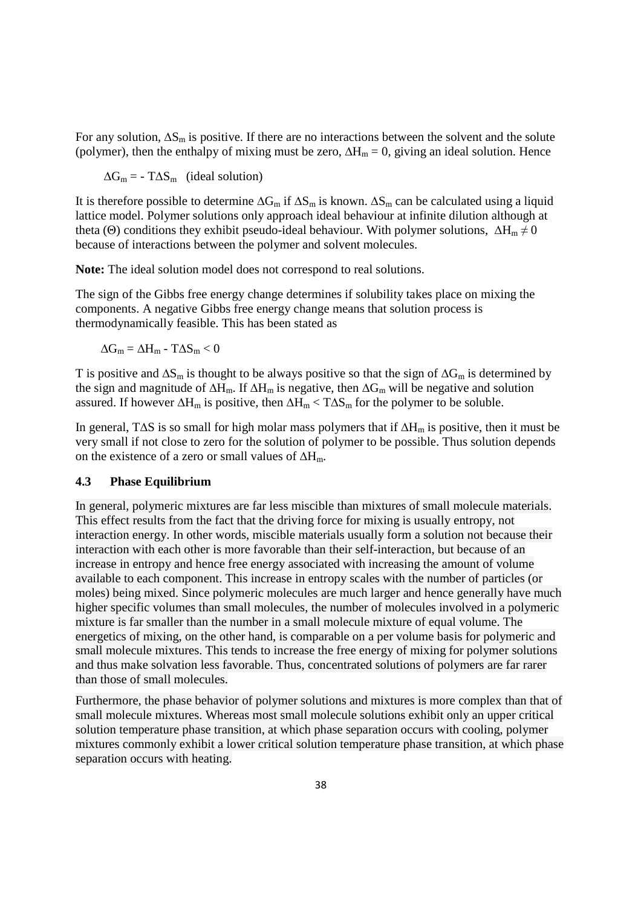For any solution, $\Delta S_m$ is positive. If there are no interactions between the solvent and the solute (polymer), then the enthalpy of mixing must be zero, $\Delta H_m = 0$, giving an ideal solution. Hence

$$\Delta G_m = - T\Delta S_m \quad \text{(ideal solution)}$$

It is therefore possible to determine $\Delta G_m$ if $\Delta S_m$ is known. $\Delta S_m$ can be calculated using a liquid lattice model. Polymer solutions only approach ideal behaviour at infinite dilution although at theta ($\Theta$) conditions they exhibit pseudo-ideal behaviour. With polymer solutions, $\Delta H_m \neq 0$ because of interactions between the polymer and solvent molecules.

**Note:** The ideal solution model does not correspond to real solutions.

The sign of the Gibbs free energy change determines if solubility takes place on mixing the components. A negative Gibbs free energy change means that solution process is thermodynamically feasible. This has been stated as

$$\Delta G_m = \Delta H_m - T\Delta S_m < 0$$

T is positive and $\Delta S_m$ is thought to be always positive so that the sign of $\Delta G_m$ is determined by the sign and magnitude of $\Delta H_m$. If $\Delta H_m$ is negative, then $\Delta G_m$ will be negative and solution assured. If however $\Delta H_m$ is positive, then $\Delta H_m < T\Delta S_m$ for the polymer to be soluble.

In general, $T\Delta S$ is so small for high molar mass polymers that if $\Delta H_m$ is positive, then it must be very small if not close to zero for the solution of polymer to be possible. Thus solution depends on the existence of a zero or small values of $\Delta H_m$.

### 4.3 Phase Equilibrium

In general, polymeric mixtures are far less miscible than mixtures of small molecule materials. This effect results from the fact that the driving force for mixing is usually entropy, not interaction energy. In other words, miscible materials usually form a solution not because their interaction with each other is more favorable than their self-interaction, but because of an increase in entropy and hence free energy associated with increasing the amount of volume available to each component. This increase in entropy scales with the number of particles (or moles) being mixed. Since polymeric molecules are much larger and hence generally have much higher specific volumes than small molecules, the number of molecules involved in a polymeric mixture is far smaller than the number in a small molecule mixture of equal volume. The energetics of mixing, on the other hand, is comparable on a per volume basis for polymeric and small molecule mixtures. This tends to increase the free energy of mixing for polymer solutions and thus make solvation less favorable. Thus, concentrated solutions of polymers are far rarer than those of small molecules.

Furthermore, the phase behavior of polymer solutions and mixtures is more complex than that of small molecule mixtures. Whereas most small molecule solutions exhibit only an upper critical solution temperature phase transition, at which phase separation occurs with cooling, polymer mixtures commonly exhibit a lower critical solution temperature phase transition, at which phase separation occurs with heating.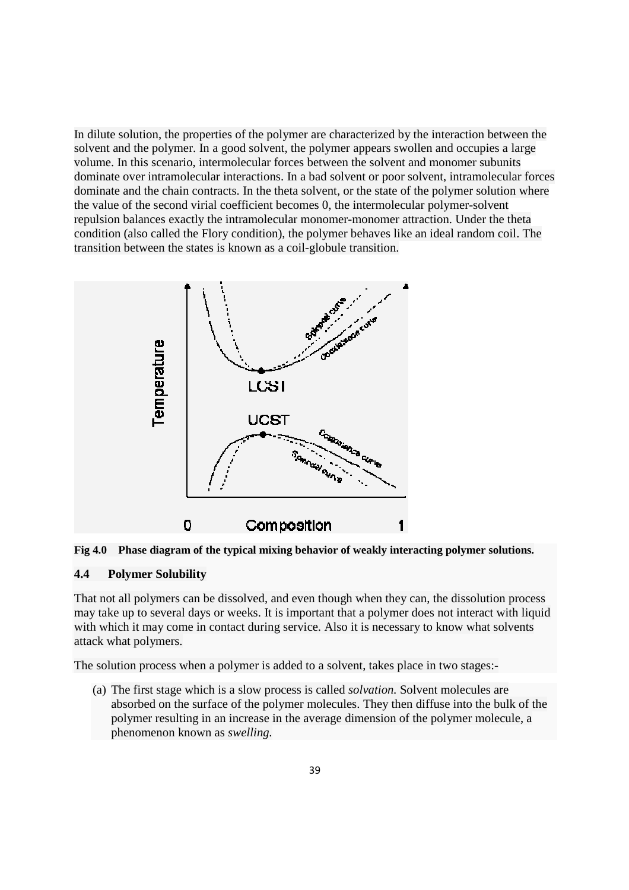In dilute solution, the properties of the polymer are characterized by the interaction between the solvent and the polymer. In a good solvent, the polymer appears swollen and occupies a large volume. In this scenario, intermolecular forces between the solvent and monomer subunits dominate over intramolecular interactions. In a bad solvent or poor solvent, intramolecular forces dominate and the chain contracts. In the theta solvent, or the state of the polymer solution where the value of the second virial coefficient becomes 0, the intermolecular polymer-solvent repulsion balances exactly the intramolecular monomer-monomer attraction. Under the theta condition (also called the Flory condition), the polymer behaves like an ideal random coil. The transition between the states is known as a coil-globule transition.

Temperature

Spinodal curve

Coexistence curve

LCST

UCST

Coexistence curve

Spinodal curve

0

Composition

1

**Fig 4.0 Phase diagram of the typical mixing behavior of weakly interacting polymer solutions.**

### 4.4 Polymer Solubility

That not all polymers can be dissolved, and even though when they can, the dissolution process may take up to several days or weeks. It is important that a polymer does not interact with liquid with which it may come in contact during service. Also it is necessary to know what solvents attack what polymers.

The solution process when a polymer is added to a solvent, takes place in two stages:-

(a) The first stage which is a slow process is called *solvation.* Solvent molecules are absorbed on the surface of the polymer molecules. They then diffuse into the bulk of the polymer resulting in an increase in the average dimension of the polymer molecule, a phenomenon known as *swelling.*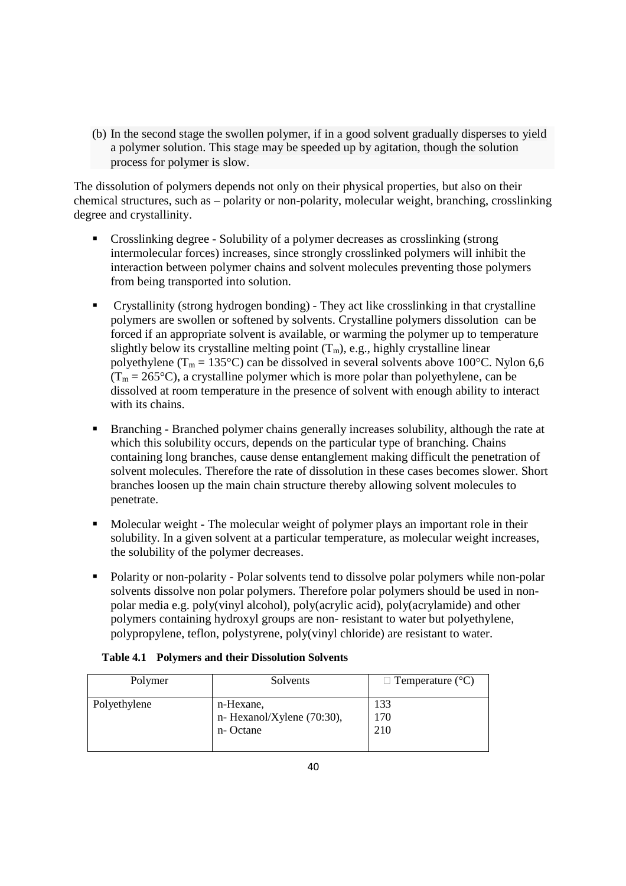(b) In the second stage the swollen polymer, if in a good solvent gradually disperses to yield a polymer solution. This stage may be speeded up by agitation, though the solution process for polymer is slow.

The dissolution of polymers depends not only on their physical properties, but also on their chemical structures, such as – polarity or non-polarity, molecular weight, branching, crosslinking degree and crystallinity.

- Crosslinking degree - Solubility of a polymer decreases as crosslinking (strong intermolecular forces) increases, since strongly crosslinked polymers will inhibit the interaction between polymer chains and solvent molecules preventing those polymers from being transported into solution.

- Crystallinity (strong hydrogen bonding) - They act like crosslinking in that crystalline polymers are swollen or softened by solvents. Crystalline polymers dissolution can be forced if an appropriate solvent is available, or warming the polymer up to temperature slightly below its crystalline melting point ($T_m$), e.g., highly crystalline linear polyethylene ($T_m$ = 135°C) can be dissolved in several solvents above 100°C. Nylon 6,6 ($T_m$ = 265°C), a crystalline polymer which is more polar than polyethylene, can be dissolved at room temperature in the presence of solvent with enough ability to interact with its chains.

- Branching - Branched polymer chains generally increases solubility, although the rate at which this solubility occurs, depends on the particular type of branching. Chains containing long branches, cause dense entanglement making difficult the penetration of solvent molecules. Therefore the rate of dissolution in these cases becomes slower. Short branches loosen up the main chain structure thereby allowing solvent molecules to penetrate.

- Molecular weight - The molecular weight of polymer plays an important role in their solubility. In a given solvent at a particular temperature, as molecular weight increases, the solubility of the polymer decreases.

- Polarity or non-polarity - Polar solvents tend to dissolve polar polymers while non-polar solvents dissolve non polar polymers. Therefore polar polymers should be used in non-polar media e.g. poly(vinyl alcohol), poly(acrylic acid), poly(acrylamide) and other polymers containing hydroxyl groups are non- resistant to water but polyethylene, polypropylene, teflon, polystyrene, poly(vinyl chloride) are resistant to water.

**Table 4.1 Polymers and their Dissolution Solvents**

| Polymer | Solvents | Temperature (°C) |
|---|---|---|
| Polyethylene | n-Hexane,<br>n- Hexanol/Xylene (70:30),<br>n- Octane | 133<br>170<br>210 |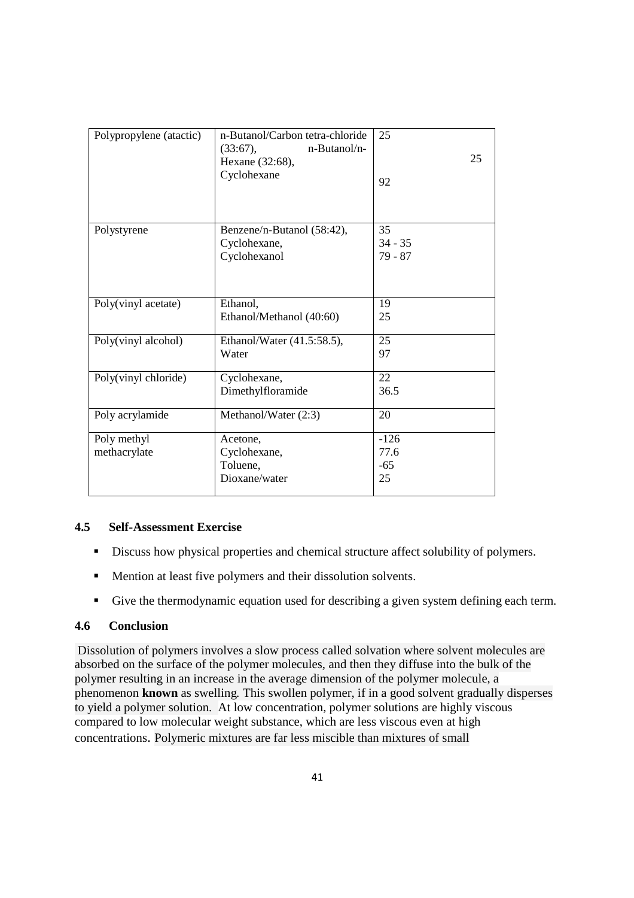| | | |
|---|---|---|
| Polypropylene (atactic) | n-Butanol/Carbon tetra-chloride (33:67), n-Butanol/n-Hexane (32:68), Cyclohexane | 25<br>25<br>92 |
| Polystyrene | Benzene/n-Butanol (58:42), Cyclohexane, Cyclohexanol | 35<br>34 - 35<br>79 - 87 |
| Poly(vinyl acetate) | Ethanol, Ethanol/Methanol (40:60) | 19<br>25 |
| Poly(vinyl alcohol) | Ethanol/Water (41.5:58.5), Water | 25<br>97 |
| Poly(vinyl chloride) | Cyclohexane, Dimethylfloramide | 22<br>36.5 |
| Poly acrylamide | Methanol/Water (2:3) | 20 |
| Poly methyl methacrylate | Acetone, Cyclohexane, Toluene, Dioxane/water | -126<br>77.6<br>-65<br>25 |

### 4.5 Self-Assessment Exercise

- Discuss how physical properties and chemical structure affect solubility of polymers.
- Mention at least five polymers and their dissolution solvents.
- Give the thermodynamic equation used for describing a given system defining each term.

### 4.6 Conclusion

Dissolution of polymers involves a slow process called solvation where solvent molecules are absorbed on the surface of the polymer molecules, and then they diffuse into the bulk of the polymer resulting in an increase in the average dimension of the polymer molecule, a phenomenon **known** as swelling. This swollen polymer, if in a good solvent gradually disperses to yield a polymer solution. At low concentration, polymer solutions are highly viscous compared to low molecular weight substance, which are less viscous even at high concentrations. Polymeric mixtures are far less miscible than mixtures of small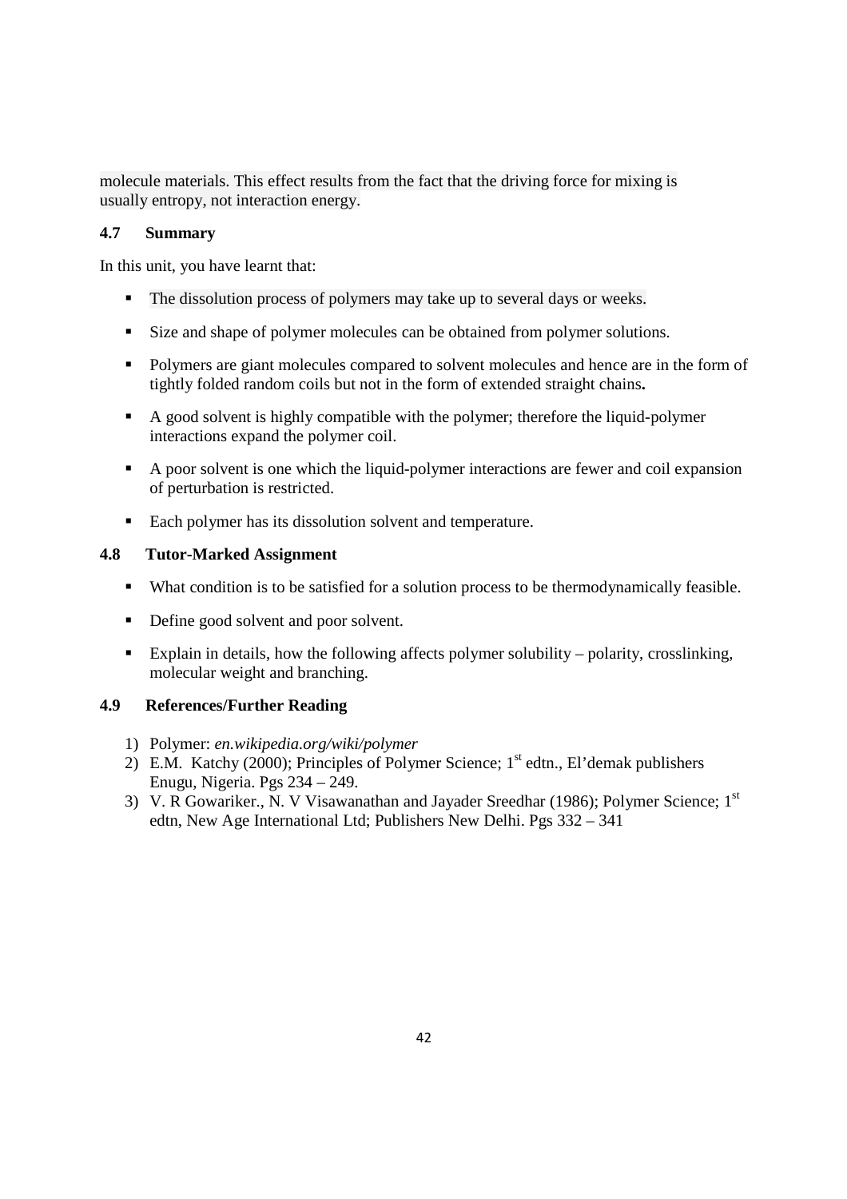molecule materials. This effect results from the fact that the driving force for mixing is usually entropy, not interaction energy.

### 4.7 Summary

In this unit, you have learnt that:

- The dissolution process of polymers may take up to several days or weeks.
- Size and shape of polymer molecules can be obtained from polymer solutions.
- Polymers are giant molecules compared to solvent molecules and hence are in the form of tightly folded random coils but not in the form of extended straight chains**.**
- A good solvent is highly compatible with the polymer; therefore the liquid-polymer interactions expand the polymer coil.
- A poor solvent is one which the liquid-polymer interactions are fewer and coil expansion of perturbation is restricted.
- Each polymer has its dissolution solvent and temperature.

### 4.8 Tutor-Marked Assignment

- What condition is to be satisfied for a solution process to be thermodynamically feasible.
- Define good solvent and poor solvent.
- Explain in details, how the following affects polymer solubility – polarity, crosslinking, molecular weight and branching.

### 4.9 References/Further Reading

1) Polymer: *en.wikipedia.org/wiki/polymer*
2) E.M. Katchy (2000); Principles of Polymer Science; 1st edtn., El'demak publishers Enugu, Nigeria. Pgs 234 – 249.
3) V. R Gowariker., N. V Visawanathan and Jayader Sreedhar (1986); Polymer Science; 1st edtn, New Age International Ltd; Publishers New Delhi. Pgs 332 – 341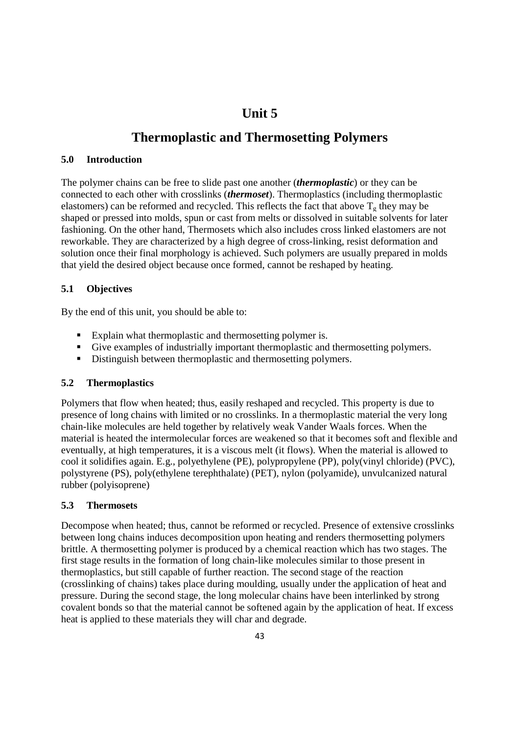# Unit 5

# Thermoplastic and Thermosetting Polymers

## 5.0 Introduction

The polymer chains can be free to slide past one another (***thermoplastic***) or they can be connected to each other with crosslinks (***thermoset***). Thermoplastics (including thermoplastic elastomers) can be reformed and recycled. This reflects the fact that above $T_g$ they may be shaped or pressed into molds, spun or cast from melts or dissolved in suitable solvents for later fashioning. On the other hand, Thermosets which also includes cross linked elastomers are not reworkable. They are characterized by a high degree of cross-linking, resist deformation and solution once their final morphology is achieved. Such polymers are usually prepared in molds that yield the desired object because once formed, cannot be reshaped by heating.

## 5.1 Objectives

By the end of this unit, you should be able to:

- Explain what thermoplastic and thermosetting polymer is.
- Give examples of industrially important thermoplastic and thermosetting polymers.
- Distinguish between thermoplastic and thermosetting polymers.

## 5.2 Thermoplastics

Polymers that flow when heated; thus, easily reshaped and recycled. This property is due to presence of long chains with limited or no crosslinks. In a thermoplastic material the very long chain-like molecules are held together by relatively weak Vander Waals forces. When the material is heated the intermolecular forces are weakened so that it becomes soft and flexible and eventually, at high temperatures, it is a viscous melt (it flows). When the material is allowed to cool it solidifies again. E.g., polyethylene (PE), polypropylene (PP), poly(vinyl chloride) (PVC), polystyrene (PS), poly(ethylene terephthalate) (PET), nylon (polyamide), unvulcanized natural rubber (polyisoprene)

## 5.3 Thermosets

Decompose when heated; thus, cannot be reformed or recycled. Presence of extensive crosslinks between long chains induces decomposition upon heating and renders thermosetting polymers brittle. A thermosetting polymer is produced by a chemical reaction which has two stages. The first stage results in the formation of long chain-like molecules similar to those present in thermoplastics, but still capable of further reaction. The second stage of the reaction (crosslinking of chains) takes place during moulding, usually under the application of heat and pressure. During the second stage, the long molecular chains have been interlinked by strong covalent bonds so that the material cannot be softened again by the application of heat. If excess heat is applied to these materials they will char and degrade.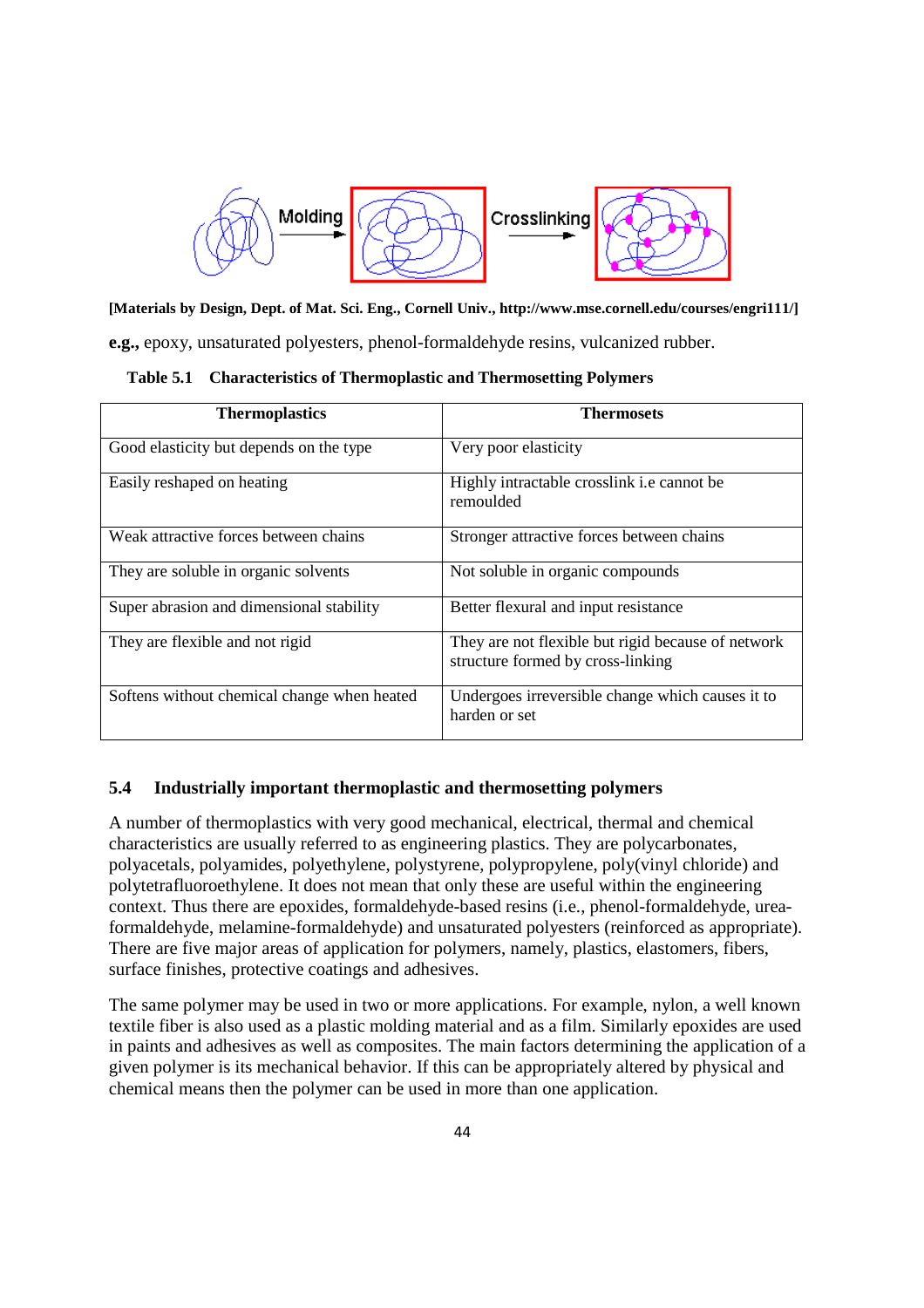Molding

Crosslinking

**[Materials by Design, Dept. of Mat. Sci. Eng., Cornell Univ., http://www.mse.cornell.edu/courses/engri111/]**

**e.g.,** epoxy, unsaturated polyesters, phenol-formaldehyde resins, vulcanized rubber.

**Table 5.1 Characteristics of Thermoplastic and Thermosetting Polymers**

| Thermoplastics | Thermosets |
|---|---|
| Good elasticity but depends on the type | Very poor elasticity |
| Easily reshaped on heating | Highly intractable crosslink i.e cannot be remoulded |
| Weak attractive forces between chains | Stronger attractive forces between chains |
| They are soluble in organic solvents | Not soluble in organic compounds |
| Super abrasion and dimensional stability | Better flexural and input resistance |
| They are flexible and not rigid | They are not flexible but rigid because of network structure formed by cross-linking |
| Softens without chemical change when heated | Undergoes irreversible change which causes it to harden or set |

## 5.4 Industrially important thermoplastic and thermosetting polymers

A number of thermoplastics with very good mechanical, electrical, thermal and chemical characteristics are usually referred to as engineering plastics. They are polycarbonates, polyacetals, polyamides, polyethylene, polystyrene, polypropylene, poly(vinyl chloride) and polytetrafluoroethylene. It does not mean that only these are useful within the engineering context. Thus there are epoxides, formaldehyde-based resins (i.e., phenol-formaldehyde, urea-formaldehyde, melamine-formaldehyde) and unsaturated polyesters (reinforced as appropriate). There are five major areas of application for polymers, namely, plastics, elastomers, fibers, surface finishes, protective coatings and adhesives.

The same polymer may be used in two or more applications. For example, nylon, a well known textile fiber is also used as a plastic molding material and as a film. Similarly epoxides are used in paints and adhesives as well as composites. The main factors determining the application of a given polymer is its mechanical behavior. If this can be appropriately altered by physical and chemical means then the polymer can be used in more than one application.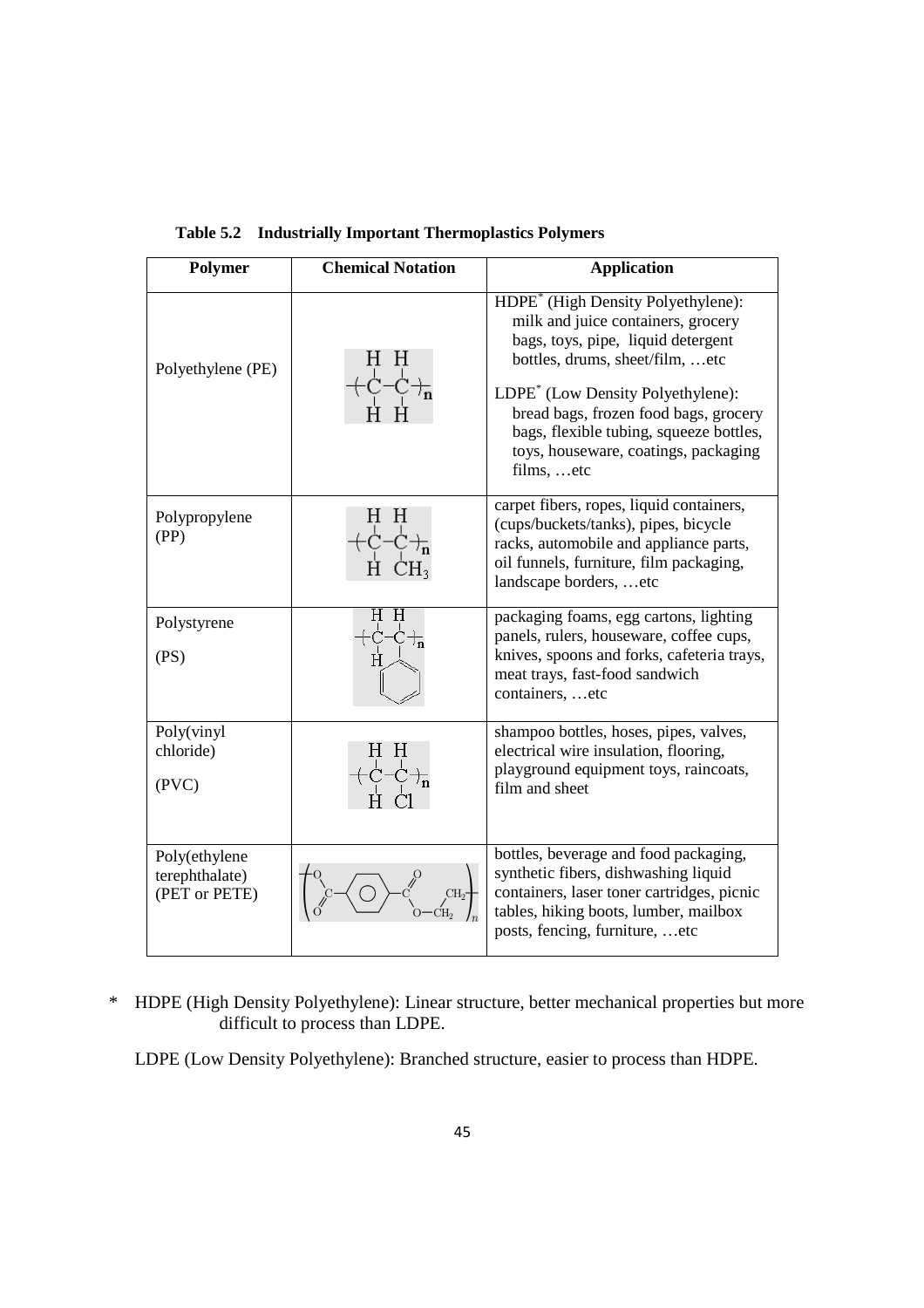**Table 5.2 Industrially Important Thermoplastics Polymers**

| Polymer | Chemical Notation | Application |
|---|---|---|
| Polyethylene (PE) | $-\!\!\left(CH_2-CH_2\right)\!\!-_n$ | HDPE* (High Density Polyethylene): milk and juice containers, grocery bags, toys, pipe, liquid detergent bottles, drums, sheet/film, …etc<br>LDPE* (Low Density Polyethylene): bread bags, frozen food bags, grocery bags, flexible tubing, squeeze bottles, toys, houseware, coatings, packaging films, …etc |
| Polypropylene (PP) | $-\!\!\left(CH_2-CH(CH_3)\right)\!\!-_n$ | carpet fibers, ropes, liquid containers, (cups/buckets/tanks), pipes, bicycle racks, automobile and appliance parts, oil funnels, furniture, film packaging, landscape borders, …etc |
| Polystyrene (PS) | $-\!\!\left(CH_2-CH(C_6H_5)\right)\!\!-_n$ | packaging foams, egg cartons, lighting panels, rulers, houseware, coffee cups, knives, spoons and forks, cafeteria trays, meat trays, fast-food sandwich containers, …etc |
| Poly(vinyl chloride) (PVC) | $-\!\!\left(CH_2-CHCl\right)\!\!-_n$ | shampoo bottles, hoses, pipes, valves, electrical wire insulation, flooring, playground equipment toys, raincoats, film and sheet |
| Poly(ethylene terephthalate) (PET or PETE) | $-\!\!\left(O-CO-C_6H_4-CO-O-CH_2-CH_2\right)\!\!-_n$ | bottles, beverage and food packaging, synthetic fibers, dishwashing liquid containers, laser toner cartridges, picnic tables, hiking boots, lumber, mailbox posts, fencing, furniture, …etc |

\* HDPE (High Density Polyethylene): Linear structure, better mechanical properties but more difficult to process than LDPE.

LDPE (Low Density Polyethylene): Branched structure, easier to process than HDPE.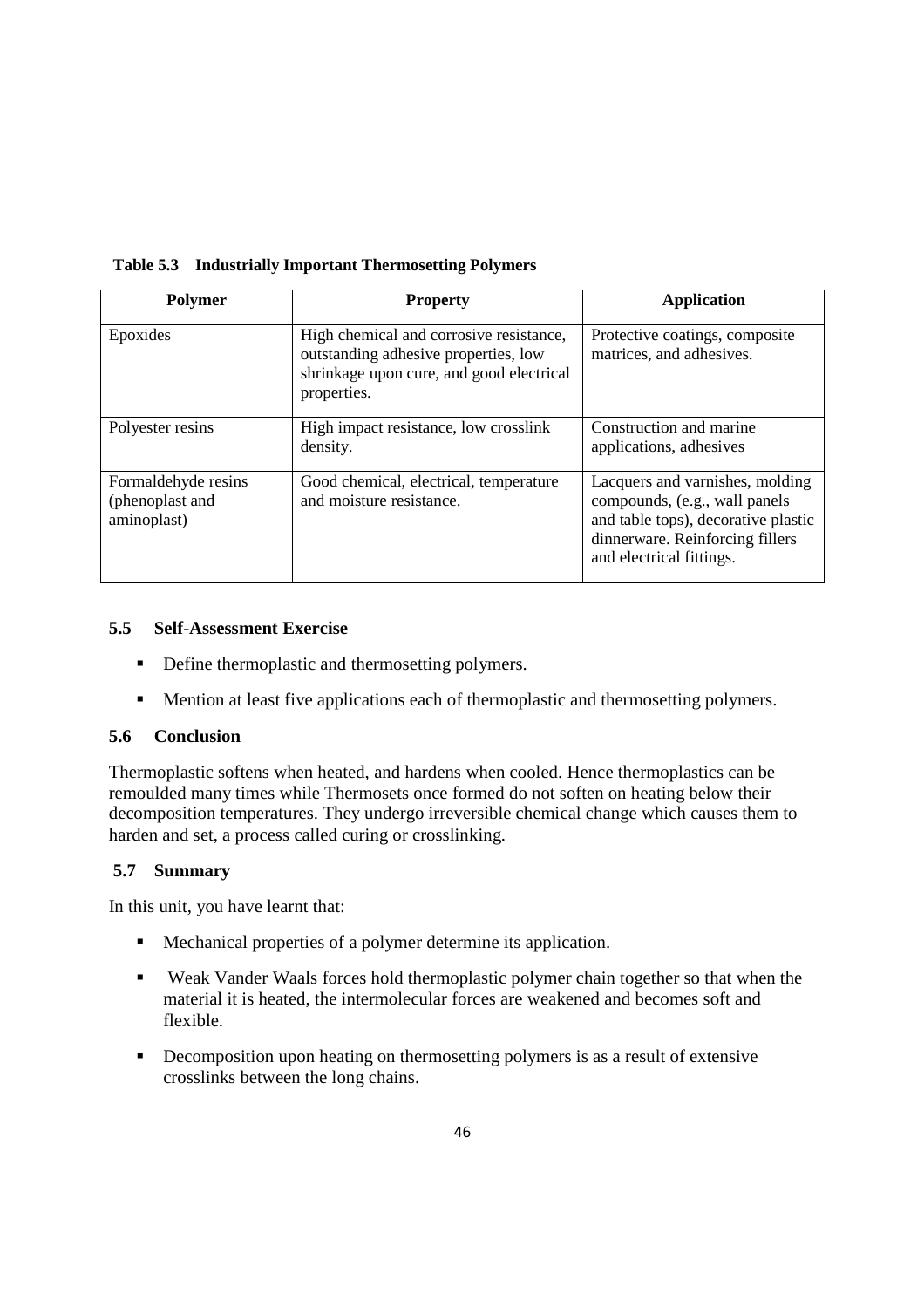**Table 5.3 Industrially Important Thermosetting Polymers**

| Polymer | Property | Application |
|---|---|---|
| Epoxides | High chemical and corrosive resistance, outstanding adhesive properties, low shrinkage upon cure, and good electrical properties. | Protective coatings, composite matrices, and adhesives. |
| Polyester resins | High impact resistance, low crosslink density. | Construction and marine applications, adhesives |
| Formaldehyde resins (phenoplast and aminoplast) | Good chemical, electrical, temperature and moisture resistance. | Lacquers and varnishes, molding compounds, (e.g., wall panels and table tops), decorative plastic dinnerware. Reinforcing fillers and electrical fittings. |

## 5.5 Self-Assessment Exercise

- Define thermoplastic and thermosetting polymers.
- Mention at least five applications each of thermoplastic and thermosetting polymers.

## 5.6 Conclusion

Thermoplastic softens when heated, and hardens when cooled. Hence thermoplastics can be remoulded many times while Thermosets once formed do not soften on heating below their decomposition temperatures. They undergo irreversible chemical change which causes them to harden and set, a process called curing or crosslinking.

## 5.7 Summary

In this unit, you have learnt that:

- Mechanical properties of a polymer determine its application.
- Weak Vander Waals forces hold thermoplastic polymer chain together so that when the material it is heated, the intermolecular forces are weakened and becomes soft and flexible.
- Decomposition upon heating on thermosetting polymers is as a result of extensive crosslinks between the long chains.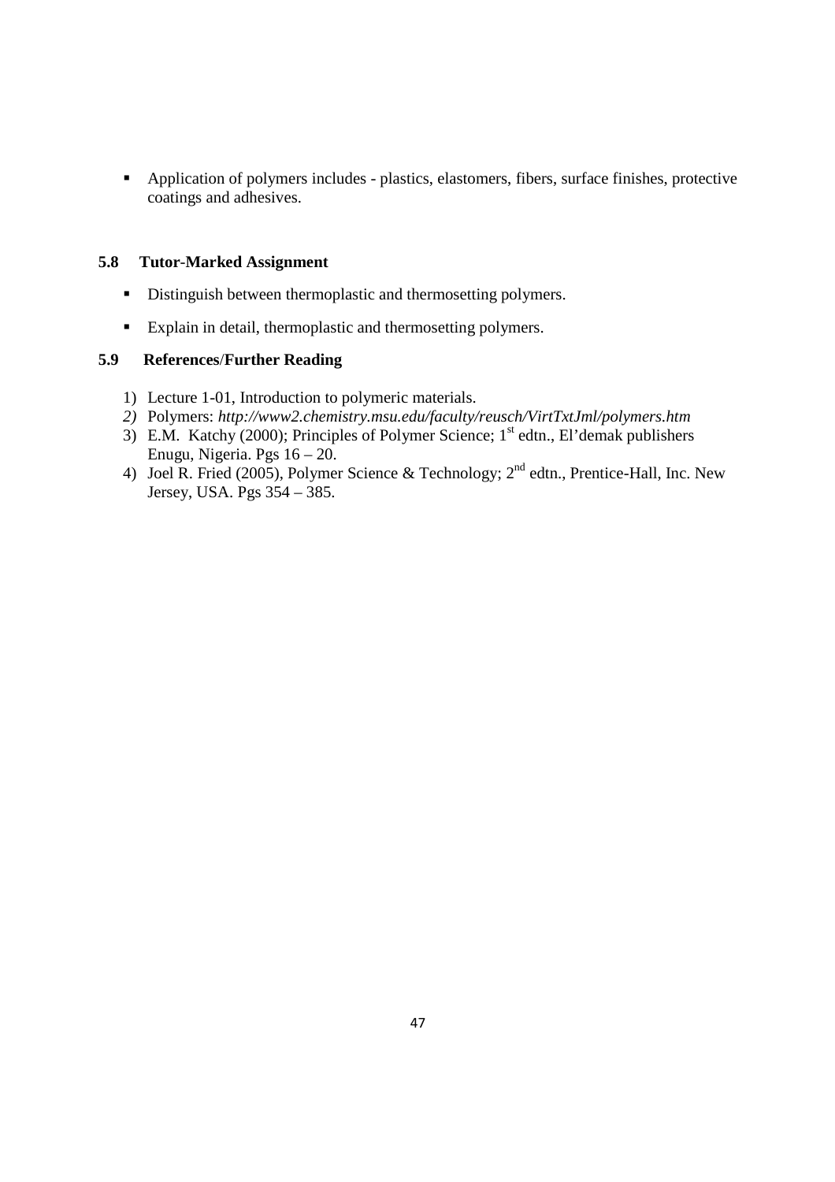- Application of polymers includes - plastics, elastomers, fibers, surface finishes, protective coatings and adhesives.

## 5.8 Tutor-Marked Assignment

- Distinguish between thermoplastic and thermosetting polymers.
- Explain in detail, thermoplastic and thermosetting polymers.

## 5.9 References/Further Reading

1) Lecture 1-01, Introduction to polymeric materials.
2) Polymers: *http://www2.chemistry.msu.edu/faculty/reusch/VirtTxtJml/polymers.htm*
3) E.M. Katchy (2000); Principles of Polymer Science; 1st edtn., El'demak publishers Enugu, Nigeria. Pgs 16 – 20.
4) Joel R. Fried (2005), Polymer Science & Technology; 2nd edtn., Prentice-Hall, Inc. New Jersey, USA. Pgs 354 – 385.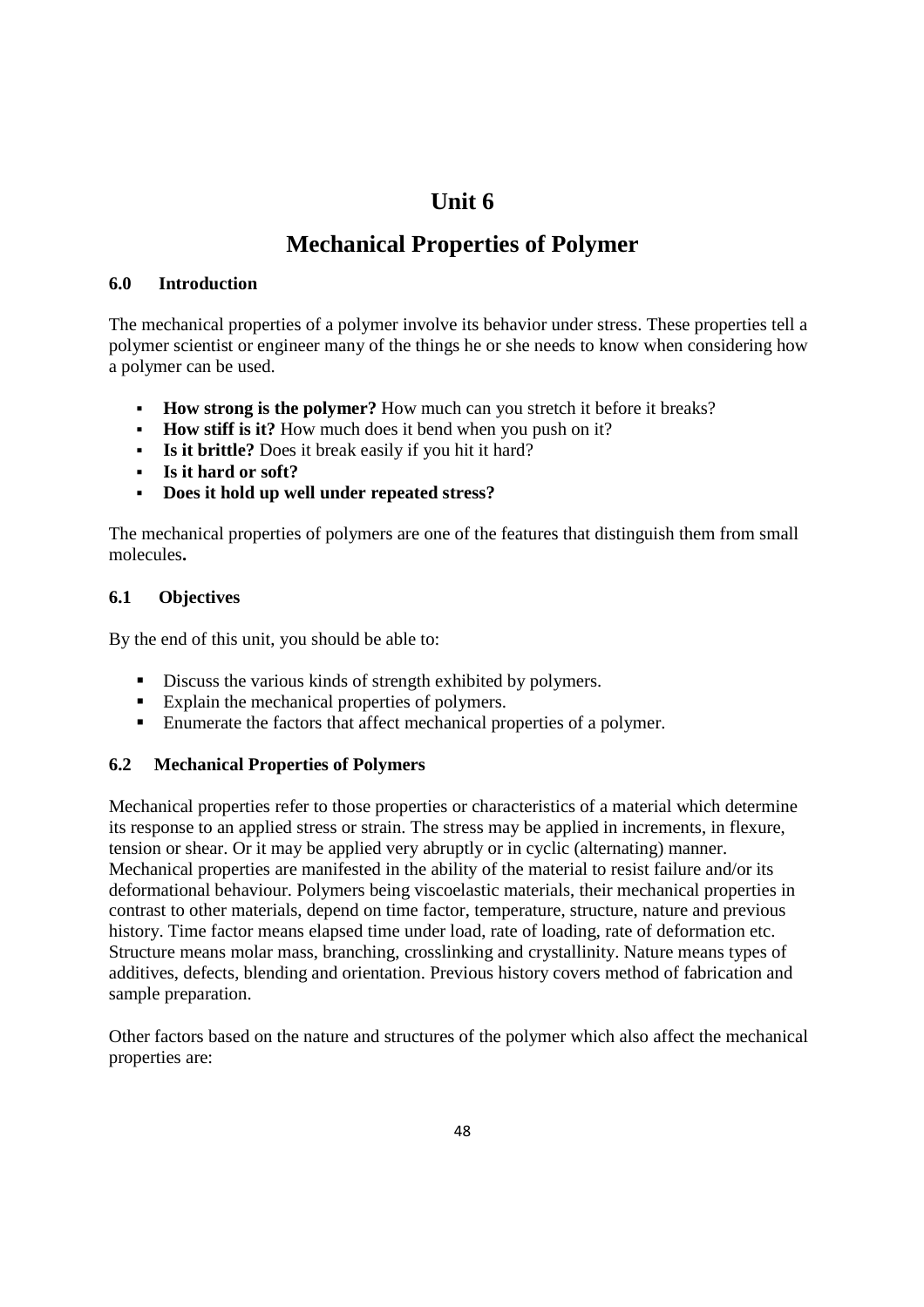# Unit 6

# Mechanical Properties of Polymer

### 6.0 Introduction

The mechanical properties of a polymer involve its behavior under stress. These properties tell a polymer scientist or engineer many of the things he or she needs to know when considering how a polymer can be used.

- **How strong is the polymer?** How much can you stretch it before it breaks?
- **How stiff is it?** How much does it bend when you push on it?
- **Is it brittle?** Does it break easily if you hit it hard?
- **Is it hard or soft?**
- **Does it hold up well under repeated stress?**

The mechanical properties of polymers are one of the features that distinguish them from small molecules**.**

### 6.1 Objectives

By the end of this unit, you should be able to:

- Discuss the various kinds of strength exhibited by polymers.
- Explain the mechanical properties of polymers.
- Enumerate the factors that affect mechanical properties of a polymer.

### 6.2 Mechanical Properties of Polymers

Mechanical properties refer to those properties or characteristics of a material which determine its response to an applied stress or strain. The stress may be applied in increments, in flexure, tension or shear. Or it may be applied very abruptly or in cyclic (alternating) manner. Mechanical properties are manifested in the ability of the material to resist failure and/or its deformational behaviour. Polymers being viscoelastic materials, their mechanical properties in contrast to other materials, depend on time factor, temperature, structure, nature and previous history. Time factor means elapsed time under load, rate of loading, rate of deformation etc. Structure means molar mass, branching, crosslinking and crystallinity. Nature means types of additives, defects, blending and orientation. Previous history covers method of fabrication and sample preparation.

Other factors based on the nature and structures of the polymer which also affect the mechanical properties are: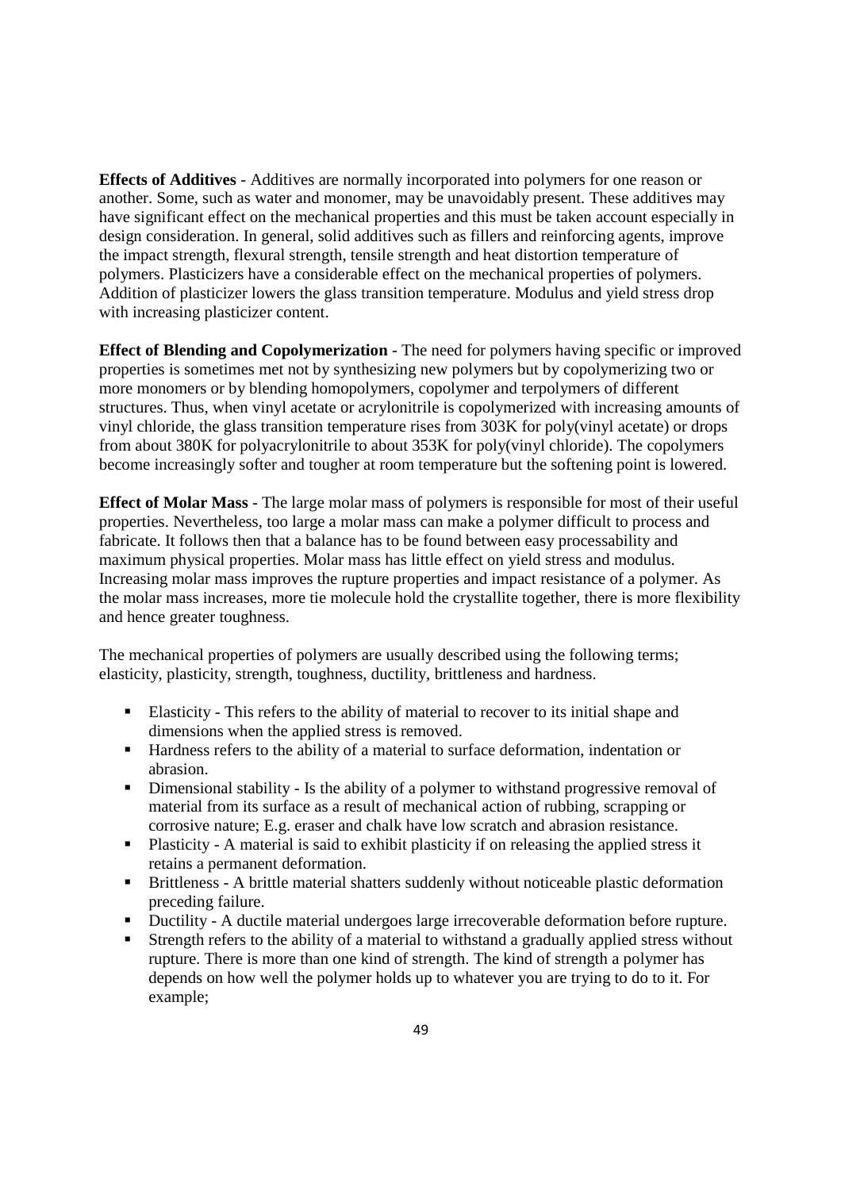**Effects of Additives** - Additives are normally incorporated into polymers for one reason or another. Some, such as water and monomer, may be unavoidably present. These additives may have significant effect on the mechanical properties and this must be taken account especially in design consideration. In general, solid additives such as fillers and reinforcing agents, improve the impact strength, flexural strength, tensile strength and heat distortion temperature of polymers. Plasticizers have a considerable effect on the mechanical properties of polymers. Addition of plasticizer lowers the glass transition temperature. Modulus and yield stress drop with increasing plasticizer content.

**Effect of Blending and Copolymerization** - The need for polymers having specific or improved properties is sometimes met not by synthesizing new polymers but by copolymerizing two or more monomers or by blending homopolymers, copolymer and terpolymers of different structures. Thus, when vinyl acetate or acrylonitrile is copolymerized with increasing amounts of vinyl chloride, the glass transition temperature rises from 303K for poly(vinyl acetate) or drops from about 380K for polyacrylonitrile to about 353K for poly(vinyl chloride). The copolymers become increasingly softer and tougher at room temperature but the softening point is lowered.

**Effect of Molar Mass** - The large molar mass of polymers is responsible for most of their useful properties. Nevertheless, too large a molar mass can make a polymer difficult to process and fabricate. It follows then that a balance has to be found between easy processability and maximum physical properties. Molar mass has little effect on yield stress and modulus. Increasing molar mass improves the rupture properties and impact resistance of a polymer. As the molar mass increases, more tie molecule hold the crystallite together, there is more flexibility and hence greater toughness.

The mechanical properties of polymers are usually described using the following terms; elasticity, plasticity, strength, toughness, ductility, brittleness and hardness.

- Elasticity - This refers to the ability of material to recover to its initial shape and dimensions when the applied stress is removed.
- Hardness refers to the ability of a material to surface deformation, indentation or abrasion.
- Dimensional stability - Is the ability of a polymer to withstand progressive removal of material from its surface as a result of mechanical action of rubbing, scrapping or corrosive nature; E.g. eraser and chalk have low scratch and abrasion resistance.
- Plasticity - A material is said to exhibit plasticity if on releasing the applied stress it retains a permanent deformation.
- Brittleness - A brittle material shatters suddenly without noticeable plastic deformation preceding failure.
- Ductility - A ductile material undergoes large irrecoverable deformation before rupture.
- Strength refers to the ability of a material to withstand a gradually applied stress without rupture. There is more than one kind of strength. The kind of strength a polymer has depends on how well the polymer holds up to whatever you are trying to do to it. For example;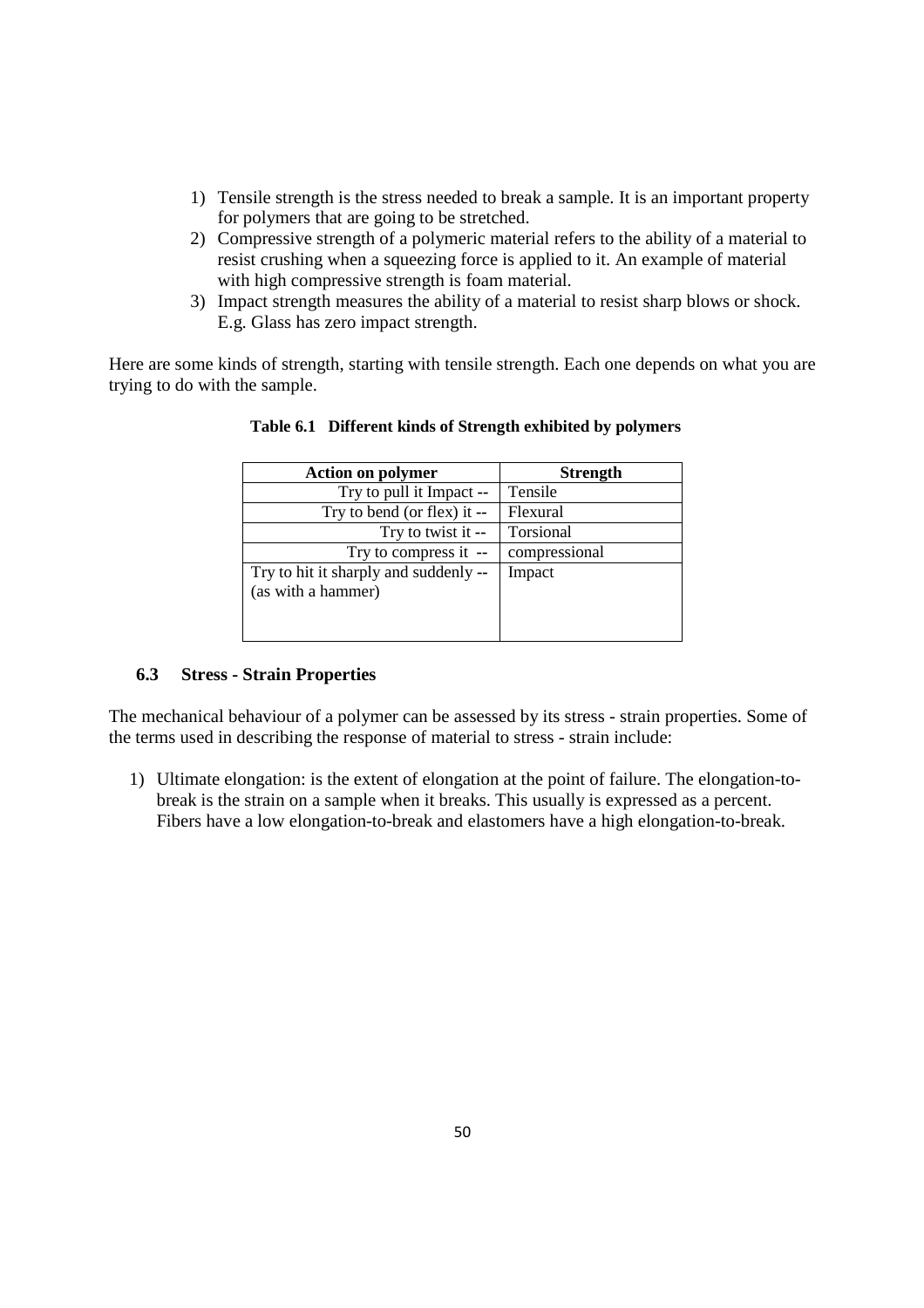1) Tensile strength is the stress needed to break a sample. It is an important property for polymers that are going to be stretched.
2) Compressive strength of a polymeric material refers to the ability of a material to resist crushing when a squeezing force is applied to it. An example of material with high compressive strength is foam material.
3) Impact strength measures the ability of a material to resist sharp blows or shock. E.g. Glass has zero impact strength.

Here are some kinds of strength, starting with tensile strength. Each one depends on what you are trying to do with the sample.

**Table 6.1 Different kinds of Strength exhibited by polymers**

| Action on polymer | Strength |
|---|---|
| Try to pull it Impact -- | Tensile |
| Try to bend (or flex) it -- | Flexural |
| Try to twist it -- | Torsional |
| Try to compress it -- | compressional |
| Try to hit it sharply and suddenly -- (as with a hammer) | Impact |

### 6.3 Stress - Strain Properties

The mechanical behaviour of a polymer can be assessed by its stress - strain properties. Some of the terms used in describing the response of material to stress - strain include:

1) Ultimate elongation: is the extent of elongation at the point of failure. The elongation-to-break is the strain on a sample when it breaks. This usually is expressed as a percent. Fibers have a low elongation-to-break and elastomers have a high elongation-to-break.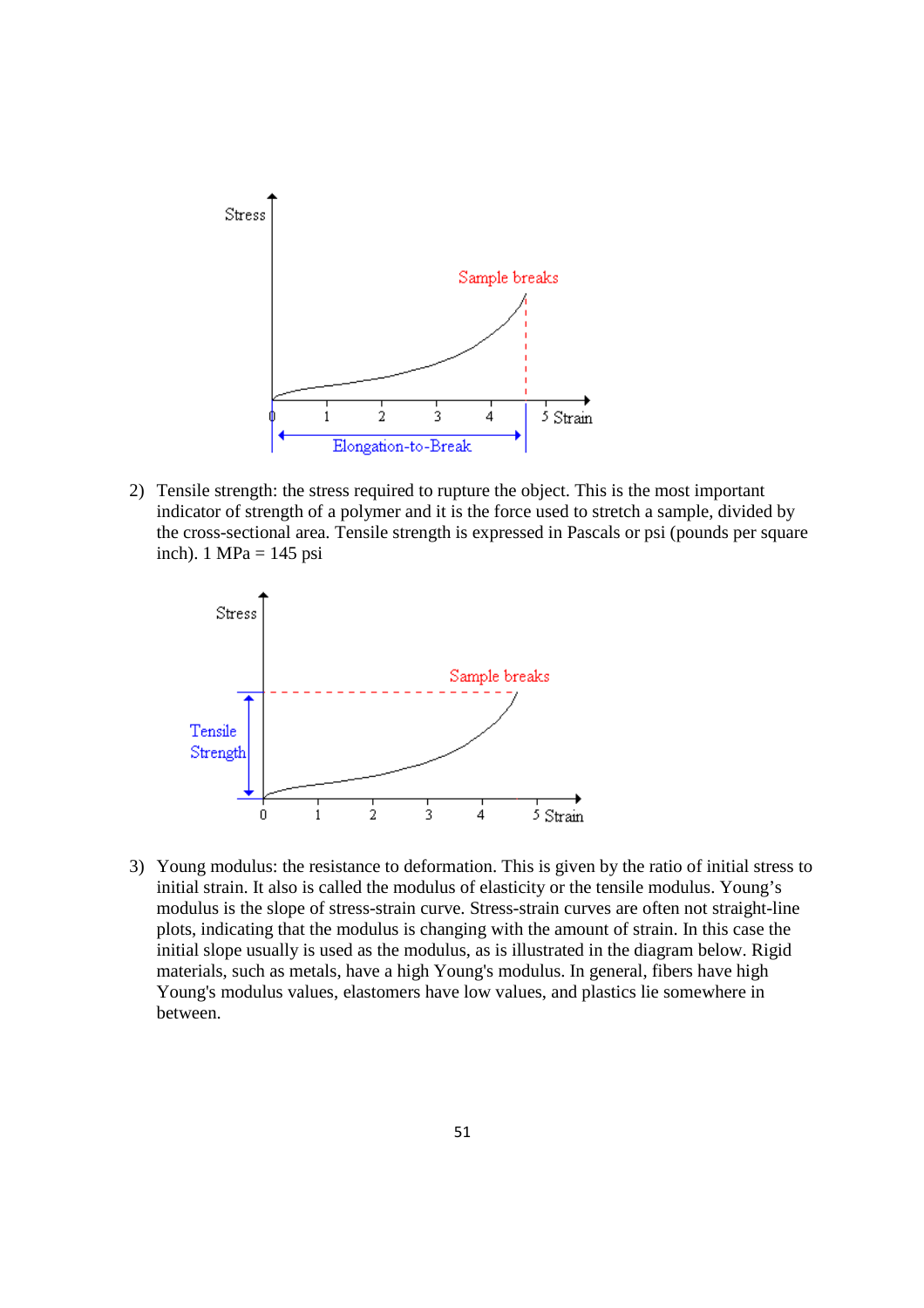Stress

Sample breaks

0
1
2
3
4
5 Strain

Elongation-to-Break

2) Tensile strength: the stress required to rupture the object. This is the most important indicator of strength of a polymer and it is the force used to stretch a sample, divided by the cross-sectional area. Tensile strength is expressed in Pascals or psi (pounds per square inch). 1 MPa = 145 psi

Stress

Sample breaks

Tensile
Strength

0
1
2
3
4
5 Strain

3) Young modulus: the resistance to deformation. This is given by the ratio of initial stress to initial strain. It also is called the modulus of elasticity or the tensile modulus. Young's modulus is the slope of stress-strain curve. Stress-strain curves are often not straight-line plots, indicating that the modulus is changing with the amount of strain. In this case the initial slope usually is used as the modulus, as is illustrated in the diagram below. Rigid materials, such as metals, have a high Young's modulus. In general, fibers have high Young's modulus values, elastomers have low values, and plastics lie somewhere in between.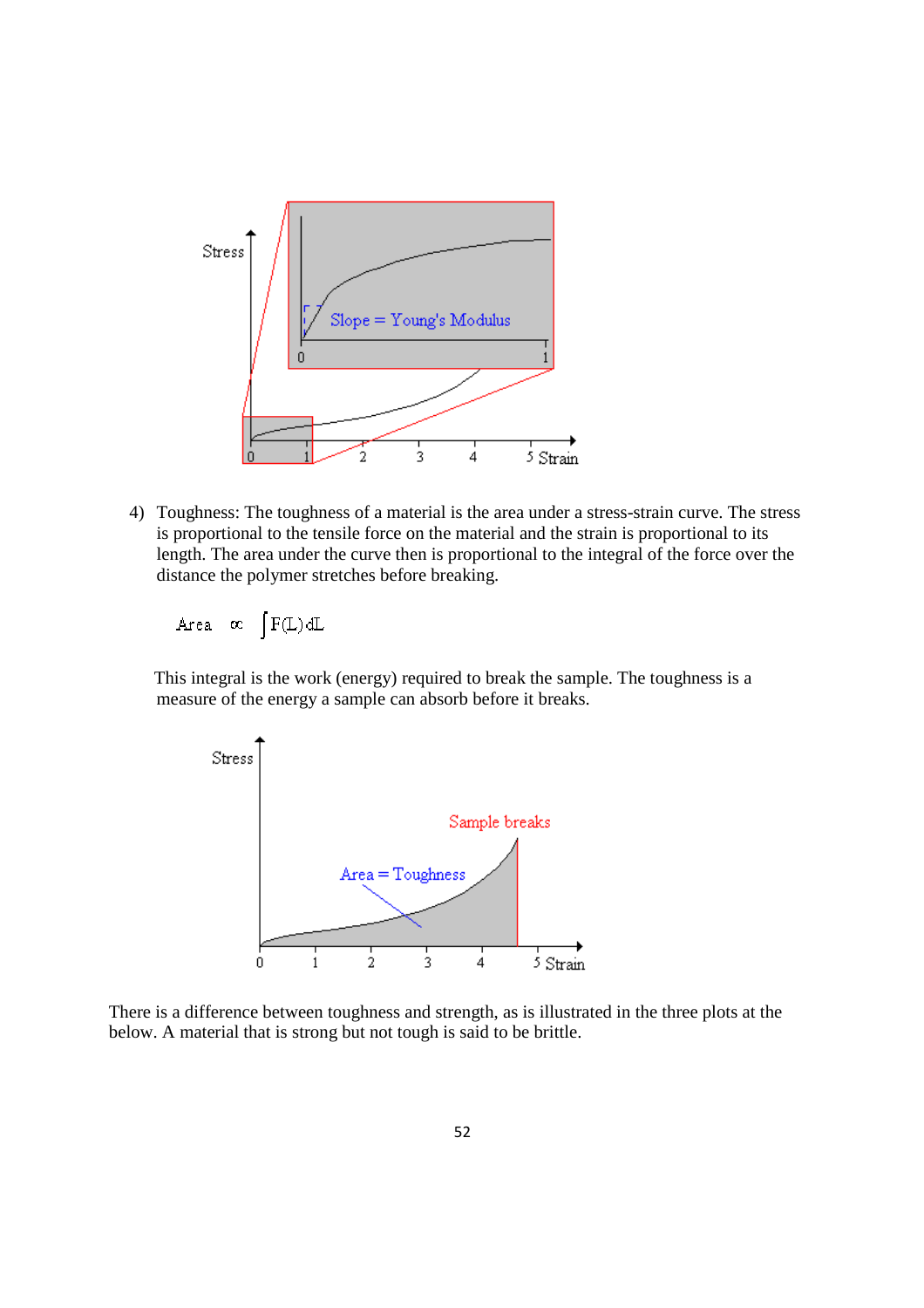Stress

Slope = Young's Modulus

0

1

0 1 2 3 4 5 Strain

4) Toughness: The toughness of a material is the area under a stress-strain curve. The stress is proportional to the tensile force on the material and the strain is proportional to its length. The area under the curve then is proportional to the integral of the force over the distance the polymer stretches before breaking.

$$\text{Area} \propto \int F(L)\,dL$$

This integral is the work (energy) required to break the sample. The toughness is a measure of the energy a sample can absorb before it breaks.

Stress

Sample breaks

Area = Toughness

0 1 2 3 4 5 Strain

There is a difference between toughness and strength, as is illustrated in the three plots at the below. A material that is strong but not tough is said to be brittle.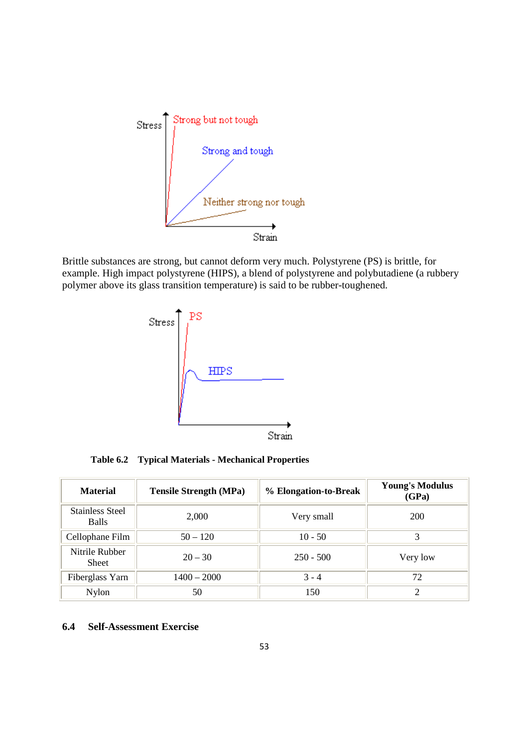Stress

Strong but not tough

Strong and tough

Neither strong nor tough

Strain

Brittle substances are strong, but cannot deform very much. Polystyrene (PS) is brittle, for example. High impact polystyrene (HIPS), a blend of polystyrene and polybutadiene (a rubbery polymer above its glass transition temperature) is said to be rubber-toughened.

Stress

PS

HIPS

Strain

**Table 6.2 Typical Materials - Mechanical Properties**

| Material | Tensile Strength (MPa) | % Elongation-to-Break | Young's Modulus (GPa) |
|---|---|---|---|
| Stainless Steel Balls | 2,000 | Very small | 200 |
| Cellophane Film | 50 – 120 | 10 - 50 | 3 |
| Nitrile Rubber Sheet | 20 – 30 | 250 - 500 | Very low |
| Fiberglass Yarn | 1400 – 2000 | 3 - 4 | 72 |
| Nylon | 50 | 150 | 2 |

## 6.4 Self-Assessment Exercise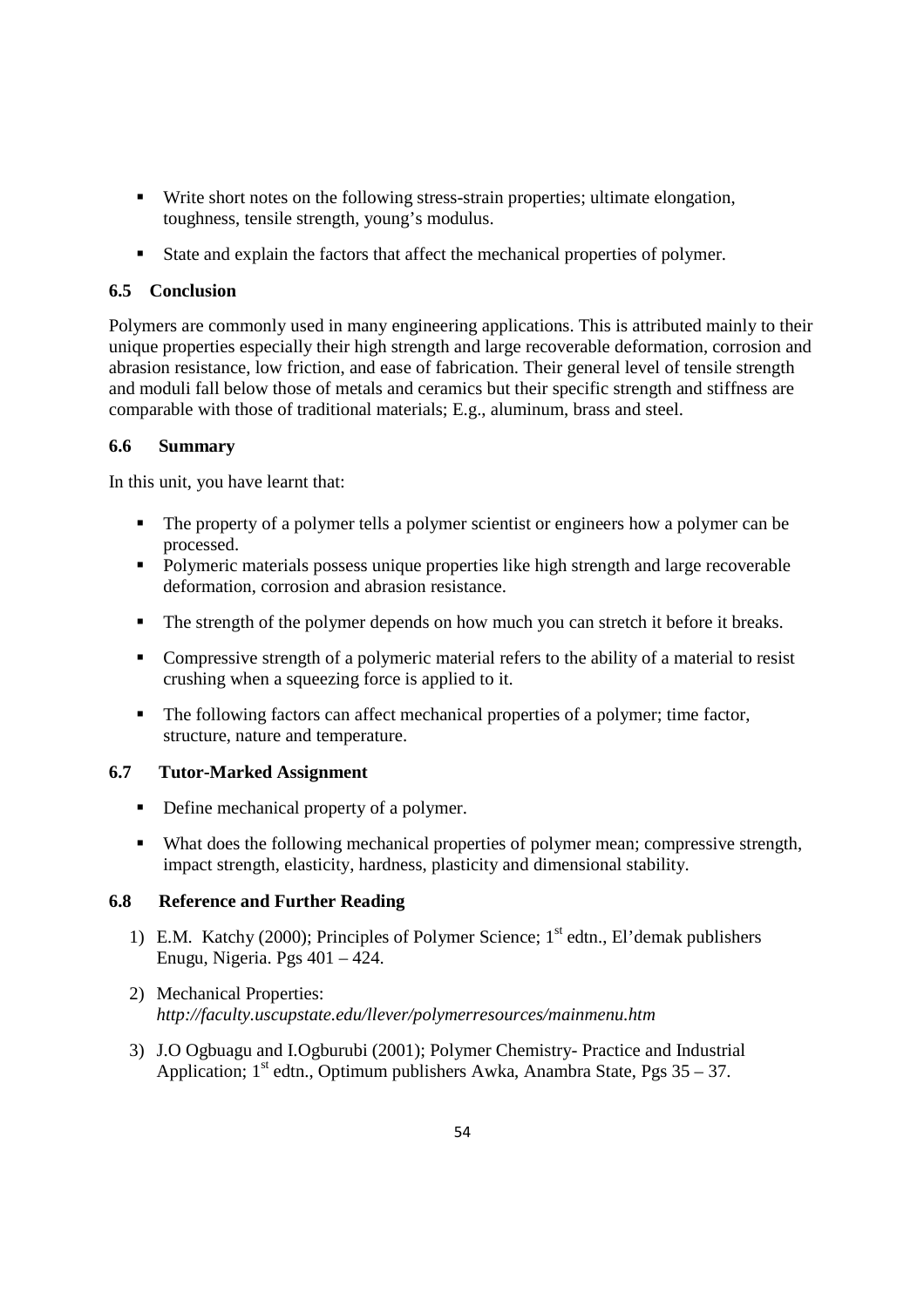- Write short notes on the following stress-strain properties; ultimate elongation, toughness, tensile strength, young's modulus.
- State and explain the factors that affect the mechanical properties of polymer.

### 6.5 Conclusion

Polymers are commonly used in many engineering applications. This is attributed mainly to their unique properties especially their high strength and large recoverable deformation, corrosion and abrasion resistance, low friction, and ease of fabrication. Their general level of tensile strength and moduli fall below those of metals and ceramics but their specific strength and stiffness are comparable with those of traditional materials; E.g., aluminum, brass and steel.

### 6.6 Summary

In this unit, you have learnt that:

- The property of a polymer tells a polymer scientist or engineers how a polymer can be processed.
- Polymeric materials possess unique properties like high strength and large recoverable deformation, corrosion and abrasion resistance.
- The strength of the polymer depends on how much you can stretch it before it breaks.
- Compressive strength of a polymeric material refers to the ability of a material to resist crushing when a squeezing force is applied to it.
- The following factors can affect mechanical properties of a polymer; time factor, structure, nature and temperature.

### 6.7 Tutor-Marked Assignment

- Define mechanical property of a polymer.
- What does the following mechanical properties of polymer mean; compressive strength, impact strength, elasticity, hardness, plasticity and dimensional stability.

### 6.8 Reference and Further Reading

1) E.M. Katchy (2000); Principles of Polymer Science; 1st edtn., El'demak publishers Enugu, Nigeria. Pgs 401 – 424.
2) Mechanical Properties: *http://faculty.uscupstate.edu/llever/polymerresources/mainmenu.htm*
3) J.O Ogbuagu and I.Ogburubi (2001); Polymer Chemistry- Practice and Industrial Application; 1st edtn., Optimum publishers Awka, Anambra State, Pgs 35 – 37.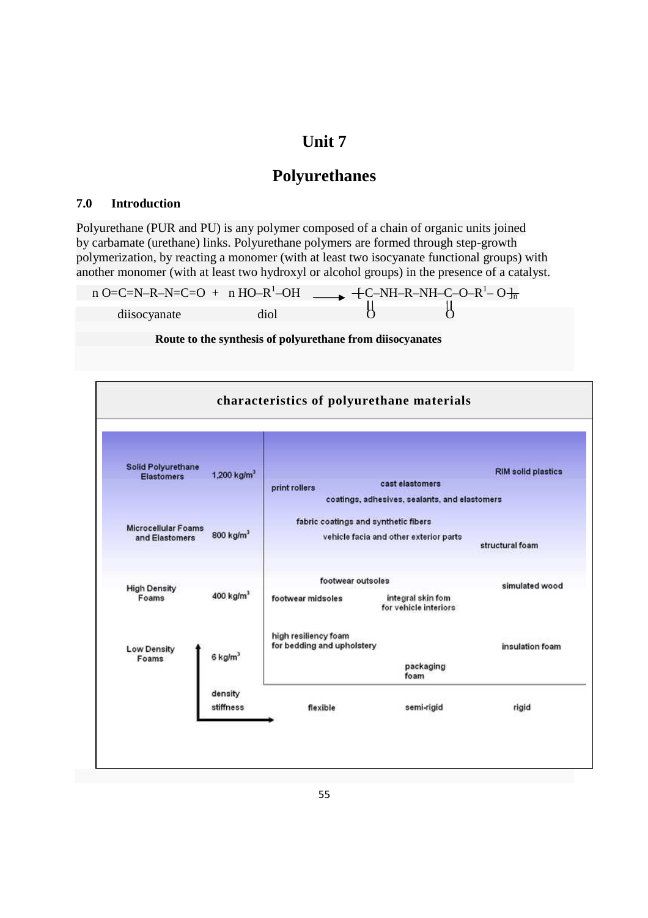# Unit 7

# Polyurethanes

## 7.0 Introduction

Polyurethane (PUR and PU) is any polymer composed of a chain of organic units joined by carbamate (urethane) links. Polyurethane polymers are formed through step-growth polymerization, by reacting a monomer (with at least two isocyanate functional groups) with another monomer (with at least two hydroxyl or alcohol groups) in the presence of a catalyst.

$$n\ O{=}C{=}N{-}R{-}N{=}C{=}O \ + \ n\ HO{-}R^1{-}OH \longrightarrow \left[ \underset{\substack{\| \\ O}}{C}{-}NH{-}R{-}NH{-}\underset{\substack{\| \\ O}}{C}{-}O{-}R^1{-}O \right]_n$$

diisocyanate diol

**Route to the synthesis of polyurethane from diisocyanates**

**characteristics of polyurethane materials**

Solid Polyurethane Elastomers 1,200 kg/m³

Microcellular Foams and Elastomers 800 kg/m³

High Density Foams 400 kg/m³

Low Density Foams 6 kg/m³

density

stiffness

flexible

semi-rigid

rigid

print rollers

cast elastomers

RIM solid plastics

coatings, adhesives, sealants, and elastomers

fabric coatings and synthetic fibers

vehicle facia and other exterior parts

structural foam

footwear outsoles

simulated wood

footwear midsoles

integral skin fom for vehicle interiors

high resiliency foam for bedding and upholstery

insulation foam

packaging foam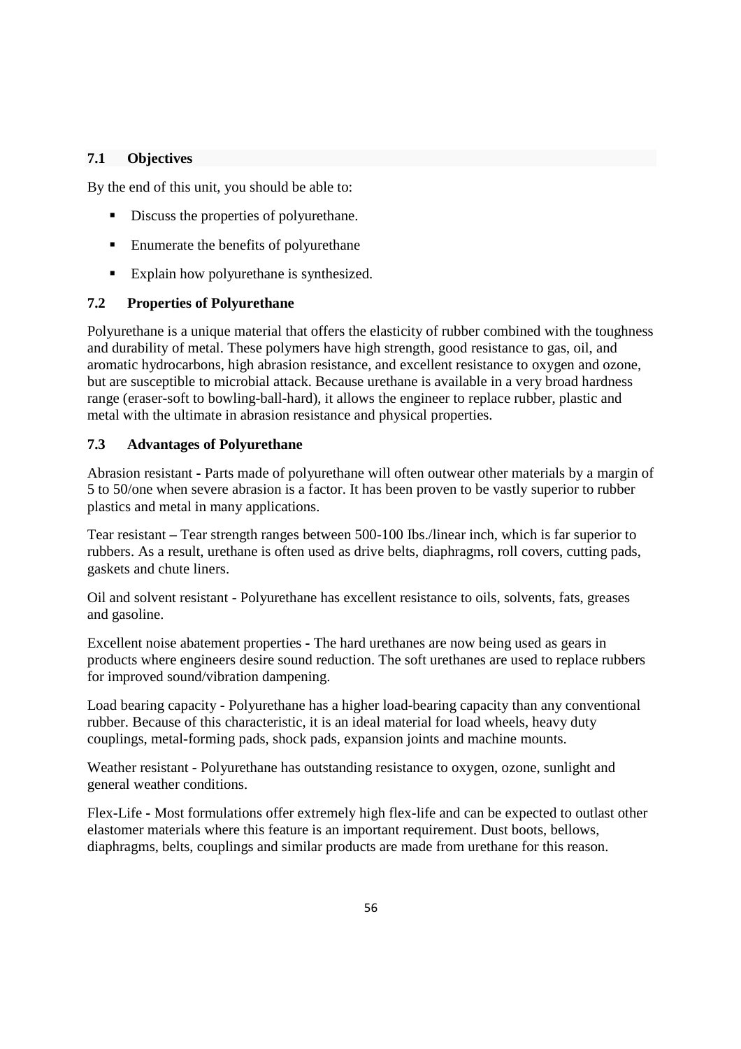## 7.1 Objectives

By the end of this unit, you should be able to:

- Discuss the properties of polyurethane.
- Enumerate the benefits of polyurethane
- Explain how polyurethane is synthesized.

## 7.2 Properties of Polyurethane

Polyurethane is a unique material that offers the elasticity of rubber combined with the toughness and durability of metal. These polymers have high strength, good resistance to gas, oil, and aromatic hydrocarbons, high abrasion resistance, and excellent resistance to oxygen and ozone, but are susceptible to microbial attack. Because urethane is available in a very broad hardness range (eraser-soft to bowling-ball-hard), it allows the engineer to replace rubber, plastic and metal with the ultimate in abrasion resistance and physical properties.

## 7.3 Advantages of Polyurethane

Abrasion resistant - Parts made of polyurethane will often outwear other materials by a margin of 5 to 50/one when severe abrasion is a factor. It has been proven to be vastly superior to rubber plastics and metal in many applications.

Tear resistant – Tear strength ranges between 500-100 Ibs./linear inch, which is far superior to rubbers. As a result, urethane is often used as drive belts, diaphragms, roll covers, cutting pads, gaskets and chute liners.

Oil and solvent resistant - Polyurethane has excellent resistance to oils, solvents, fats, greases and gasoline.

Excellent noise abatement properties - The hard urethanes are now being used as gears in products where engineers desire sound reduction. The soft urethanes are used to replace rubbers for improved sound/vibration dampening.

Load bearing capacity - Polyurethane has a higher load-bearing capacity than any conventional rubber. Because of this characteristic, it is an ideal material for load wheels, heavy duty couplings, metal-forming pads, shock pads, expansion joints and machine mounts.

Weather resistant - Polyurethane has outstanding resistance to oxygen, ozone, sunlight and general weather conditions.

Flex-Life - Most formulations offer extremely high flex-life and can be expected to outlast other elastomer materials where this feature is an important requirement. Dust boots, bellows, diaphragms, belts, couplings and similar products are made from urethane for this reason.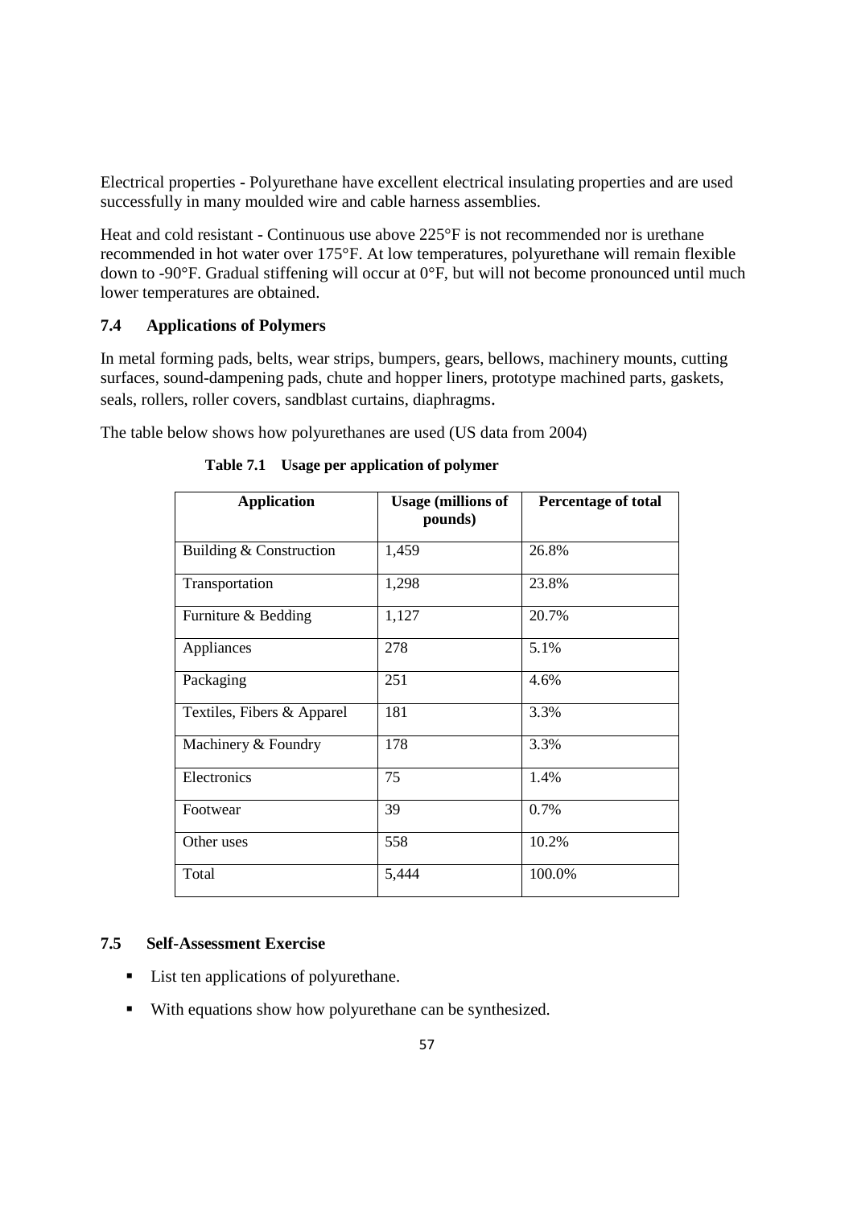Electrical properties - Polyurethane have excellent electrical insulating properties and are used successfully in many moulded wire and cable harness assemblies.

Heat and cold resistant - Continuous use above 225°F is not recommended nor is urethane recommended in hot water over 175°F. At low temperatures, polyurethane will remain flexible down to -90°F. Gradual stiffening will occur at 0°F, but will not become pronounced until much lower temperatures are obtained.

## 7.4 Applications of Polymers

In metal forming pads, belts, wear strips, bumpers, gears, bellows, machinery mounts, cutting surfaces, sound-dampening pads, chute and hopper liners, prototype machined parts, gaskets, seals, rollers, roller covers, sandblast curtains, diaphragms.

The table below shows how polyurethanes are used (US data from 2004)

**Table 7.1 Usage per application of polymer**

| Application | Usage (millions of pounds) | Percentage of total |
|---|---|---|
| Building & Construction | 1,459 | 26.8% |
| Transportation | 1,298 | 23.8% |
| Furniture & Bedding | 1,127 | 20.7% |
| Appliances | 278 | 5.1% |
| Packaging | 251 | 4.6% |
| Textiles, Fibers & Apparel | 181 | 3.3% |
| Machinery & Foundry | 178 | 3.3% |
| Electronics | 75 | 1.4% |
| Footwear | 39 | 0.7% |
| Other uses | 558 | 10.2% |
| Total | 5,444 | 100.0% |

## 7.5 Self-Assessment Exercise

- List ten applications of polyurethane.
- With equations show how polyurethane can be synthesized.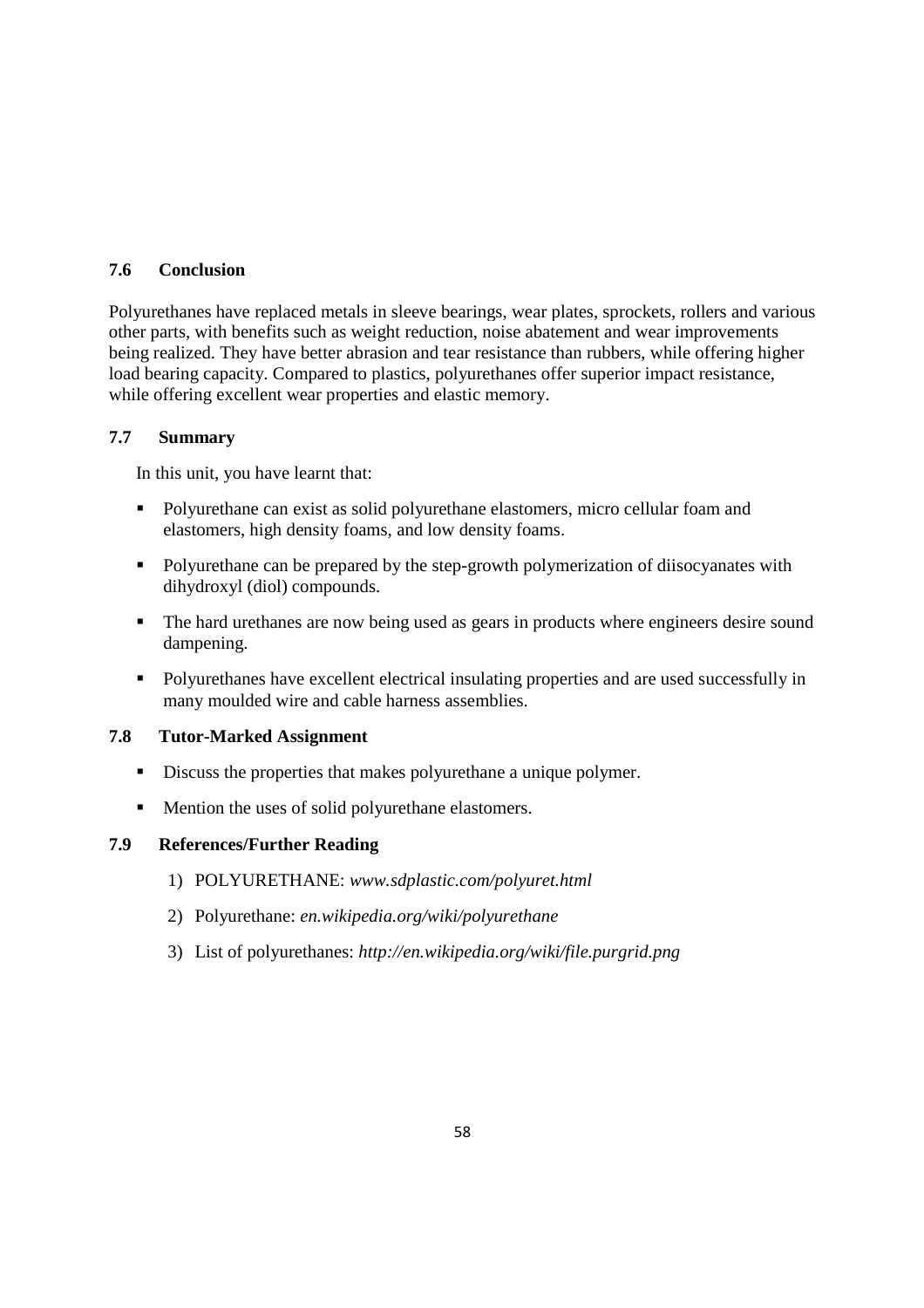### 7.6 Conclusion

Polyurethanes have replaced metals in sleeve bearings, wear plates, sprockets, rollers and various other parts, with benefits such as weight reduction, noise abatement and wear improvements being realized. They have better abrasion and tear resistance than rubbers, while offering higher load bearing capacity. Compared to plastics, polyurethanes offer superior impact resistance, while offering excellent wear properties and elastic memory.

### 7.7 Summary

In this unit, you have learnt that:

- Polyurethane can exist as solid polyurethane elastomers, micro cellular foam and elastomers, high density foams, and low density foams.
- Polyurethane can be prepared by the step-growth polymerization of diisocyanates with dihydroxyl (diol) compounds.
- The hard urethanes are now being used as gears in products where engineers desire sound dampening.
- Polyurethanes have excellent electrical insulating properties and are used successfully in many moulded wire and cable harness assemblies.

### 7.8 Tutor-Marked Assignment

- Discuss the properties that makes polyurethane a unique polymer.
- Mention the uses of solid polyurethane elastomers.

### 7.9 References/Further Reading

1) POLYURETHANE: *www.sdplastic.com/polyuret.html*
2) Polyurethane: *en.wikipedia.org/wiki/polyurethane*
3) List of polyurethanes: *http://en.wikipedia.org/wiki/file.purgrid.png*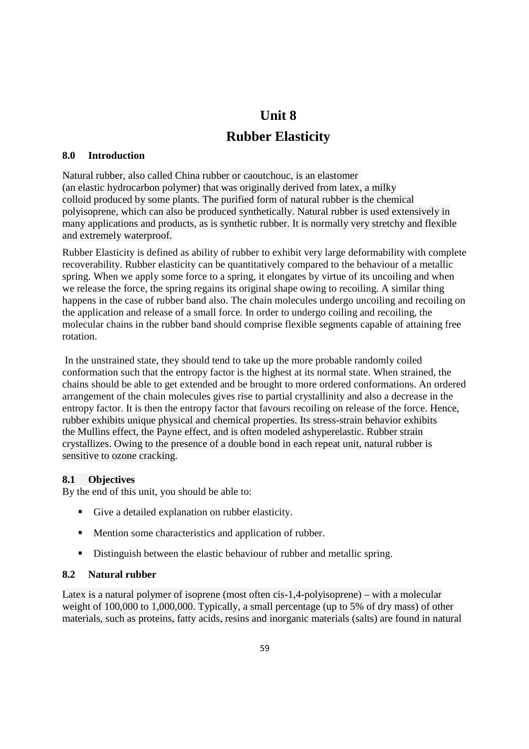# Unit 8

# Rubber Elasticity

### 8.0 Introduction

Natural rubber, also called China rubber or caoutchouc, is an elastomer (an elastic hydrocarbon polymer) that was originally derived from latex, a milky colloid produced by some plants. The purified form of natural rubber is the chemical polyisoprene, which can also be produced synthetically. Natural rubber is used extensively in many applications and products, as is synthetic rubber. It is normally very stretchy and flexible and extremely waterproof.

Rubber Elasticity is defined as ability of rubber to exhibit very large deformability with complete recoverability. Rubber elasticity can be quantitatively compared to the behaviour of a metallic spring. When we apply some force to a spring, it elongates by virtue of its uncoiling and when we release the force, the spring regains its original shape owing to recoiling. A similar thing happens in the case of rubber band also. The chain molecules undergo uncoiling and recoiling on the application and release of a small force. In order to undergo coiling and recoiling, the molecular chains in the rubber band should comprise flexible segments capable of attaining free rotation.

In the unstrained state, they should tend to take up the more probable randomly coiled conformation such that the entropy factor is the highest at its normal state. When strained, the chains should be able to get extended and be brought to more ordered conformations. An ordered arrangement of the chain molecules gives rise to partial crystallinity and also a decrease in the entropy factor. It is then the entropy factor that favours recoiling on release of the force. Hence, rubber exhibits unique physical and chemical properties. Its stress-strain behavior exhibits the Mullins effect, the Payne effect, and is often modeled ashyperelastic. Rubber strain crystallizes. Owing to the presence of a double bond in each repeat unit, natural rubber is sensitive to ozone cracking.

### 8.1 Objectives

By the end of this unit, you should be able to:

- Give a detailed explanation on rubber elasticity.
- Mention some characteristics and application of rubber.
- Distinguish between the elastic behaviour of rubber and metallic spring.

### 8.2 Natural rubber

Latex is a natural polymer of isoprene (most often cis-1,4-polyisoprene) – with a molecular weight of 100,000 to 1,000,000. Typically, a small percentage (up to 5% of dry mass) of other materials, such as proteins, fatty acids, resins and inorganic materials (salts) are found in natural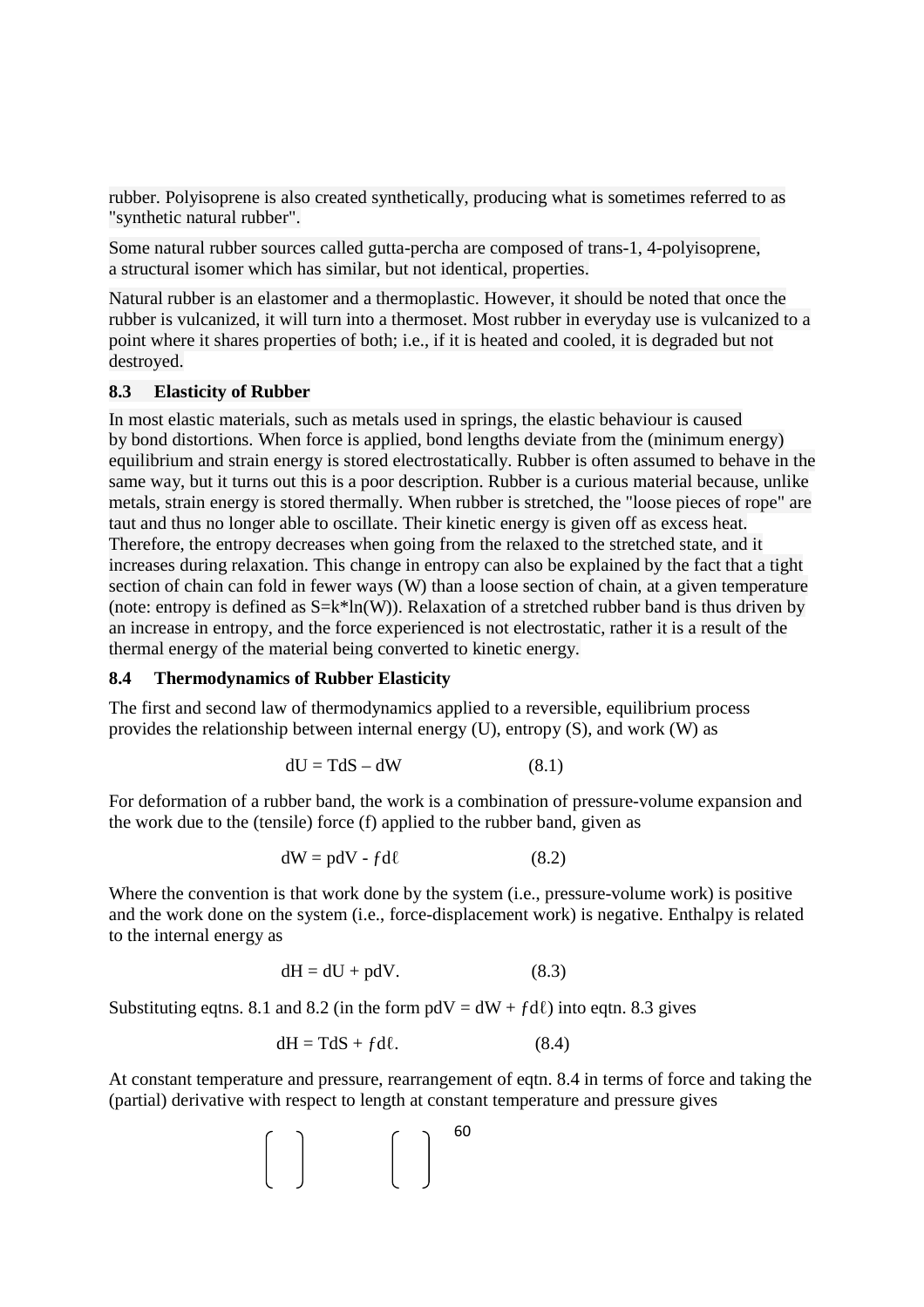rubber. Polyisoprene is also created synthetically, producing what is sometimes referred to as "synthetic natural rubber".

Some natural rubber sources called gutta-percha are composed of trans-1, 4-polyisoprene, a structural isomer which has similar, but not identical, properties.

Natural rubber is an elastomer and a thermoplastic. However, it should be noted that once the rubber is vulcanized, it will turn into a thermoset. Most rubber in everyday use is vulcanized to a point where it shares properties of both; i.e., if it is heated and cooled, it is degraded but not destroyed.

### 8.3 Elasticity of Rubber

In most elastic materials, such as metals used in springs, the elastic behaviour is caused by bond distortions. When force is applied, bond lengths deviate from the (minimum energy) equilibrium and strain energy is stored electrostatically. Rubber is often assumed to behave in the same way, but it turns out this is a poor description. Rubber is a curious material because, unlike metals, strain energy is stored thermally. When rubber is stretched, the "loose pieces of rope" are taut and thus no longer able to oscillate. Their kinetic energy is given off as excess heat. Therefore, the entropy decreases when going from the relaxed to the stretched state, and it increases during relaxation. This change in entropy can also be explained by the fact that a tight section of chain can fold in fewer ways (W) than a loose section of chain, at a given temperature (note: entropy is defined as S=k*ln(W)). Relaxation of a stretched rubber band is thus driven by an increase in entropy, and the force experienced is not electrostatic, rather it is a result of the thermal energy of the material being converted to kinetic energy.

### 8.4 Thermodynamics of Rubber Elasticity

The first and second law of thermodynamics applied to a reversible, equilibrium process provides the relationship between internal energy (U), entropy (S), and work (W) as

$$dU = TdS - dW \qquad (8.1)$$

For deformation of a rubber band, the work is a combination of pressure-volume expansion and the work due to the (tensile) force (f) applied to the rubber band, given as

$$dW = pdV - f d\ell \qquad (8.2)$$

Where the convention is that work done by the system (i.e., pressure-volume work) is positive and the work done on the system (i.e., force-displacement work) is negative. Enthalpy is related to the internal energy as

$$dH = dU + pdV. \qquad (8.3)$$

Substituting eqtns. 8.1 and 8.2 (in the form $pdV = dW + f d\ell$) into eqtn. 8.3 gives

$$dH = TdS + f d\ell. \qquad (8.4)$$

At constant temperature and pressure, rearrangement of eqtn. 8.4 in terms of force and taking the (partial) derivative with respect to length at constant temperature and pressure gives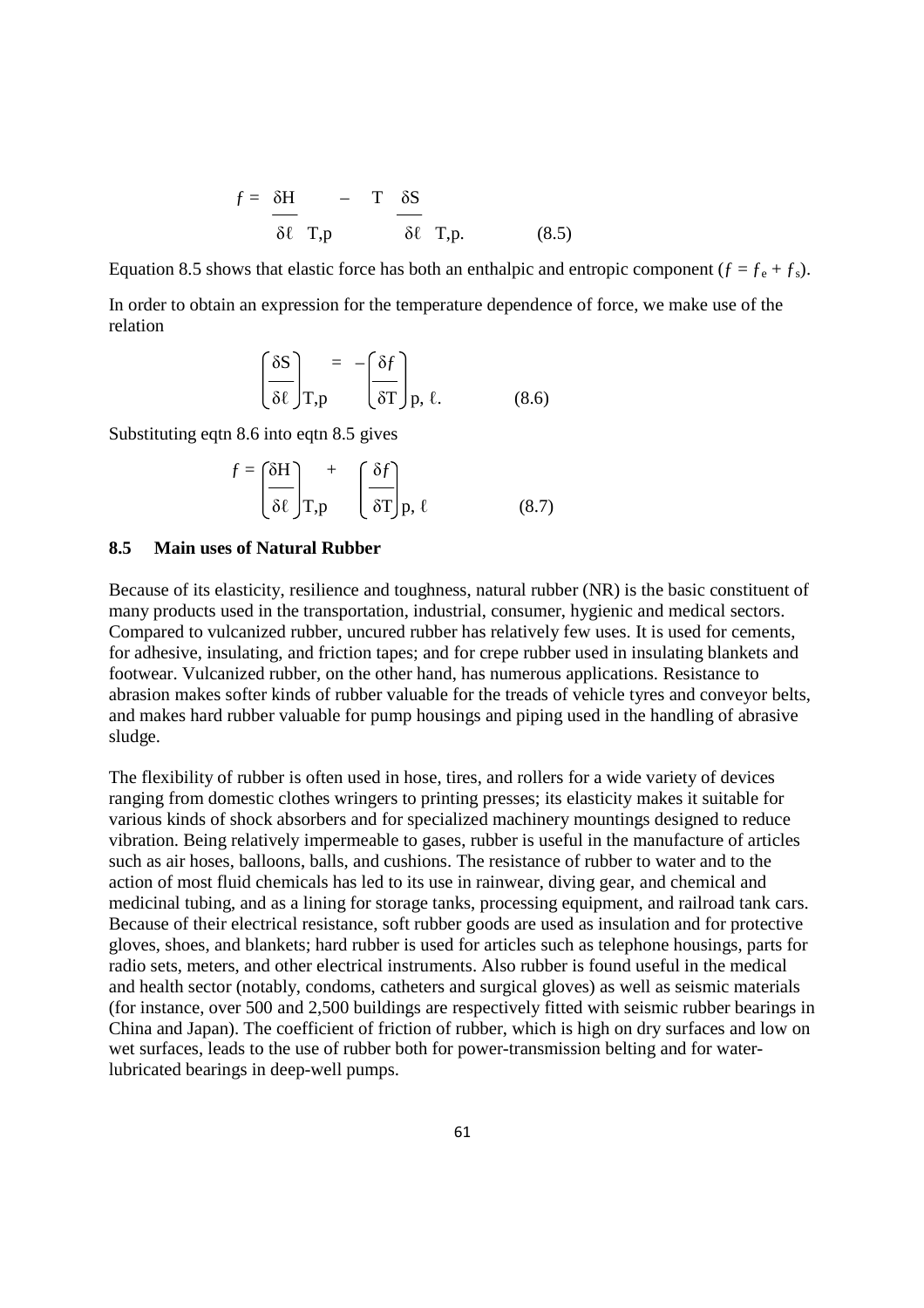$$f = \left(\frac{\delta H}{\delta \ell}\right)_{T,p} - T\left(\frac{\delta S}{\delta \ell}\right)_{T,p.} \qquad (8.5)$$

Equation 8.5 shows that elastic force has both an enthalpic and entropic component ($f = f_e + f_s$).

In order to obtain an expression for the temperature dependence of force, we make use of the relation

$$\left(\frac{\delta S}{\delta \ell}\right)_{T,p} = -\left(\frac{\delta f}{\delta T}\right)_{p,\ \ell.} \qquad (8.6)$$

Substituting eqtn 8.6 into eqtn 8.5 gives

$$f = \left(\frac{\delta H}{\delta \ell}\right)_{T,p} + \left(\frac{\delta f}{\delta T}\right)_{p,\ \ell} \qquad (8.7)$$

## 8.5 Main uses of Natural Rubber

Because of its elasticity, resilience and toughness, natural rubber (NR) is the basic constituent of many products used in the transportation, industrial, consumer, hygienic and medical sectors. Compared to vulcanized rubber, uncured rubber has relatively few uses. It is used for cements, for adhesive, insulating, and friction tapes; and for crepe rubber used in insulating blankets and footwear. Vulcanized rubber, on the other hand, has numerous applications. Resistance to abrasion makes softer kinds of rubber valuable for the treads of vehicle tyres and conveyor belts, and makes hard rubber valuable for pump housings and piping used in the handling of abrasive sludge.

The flexibility of rubber is often used in hose, tires, and rollers for a wide variety of devices ranging from domestic clothes wringers to printing presses; its elasticity makes it suitable for various kinds of shock absorbers and for specialized machinery mountings designed to reduce vibration. Being relatively impermeable to gases, rubber is useful in the manufacture of articles such as air hoses, balloons, balls, and cushions. The resistance of rubber to water and to the action of most fluid chemicals has led to its use in rainwear, diving gear, and chemical and medicinal tubing, and as a lining for storage tanks, processing equipment, and railroad tank cars. Because of their electrical resistance, soft rubber goods are used as insulation and for protective gloves, shoes, and blankets; hard rubber is used for articles such as telephone housings, parts for radio sets, meters, and other electrical instruments. Also rubber is found useful in the medical and health sector (notably, condoms, catheters and surgical gloves) as well as seismic materials (for instance, over 500 and 2,500 buildings are respectively fitted with seismic rubber bearings in China and Japan). The coefficient of friction of rubber, which is high on dry surfaces and low on wet surfaces, leads to the use of rubber both for power-transmission belting and for water-lubricated bearings in deep-well pumps.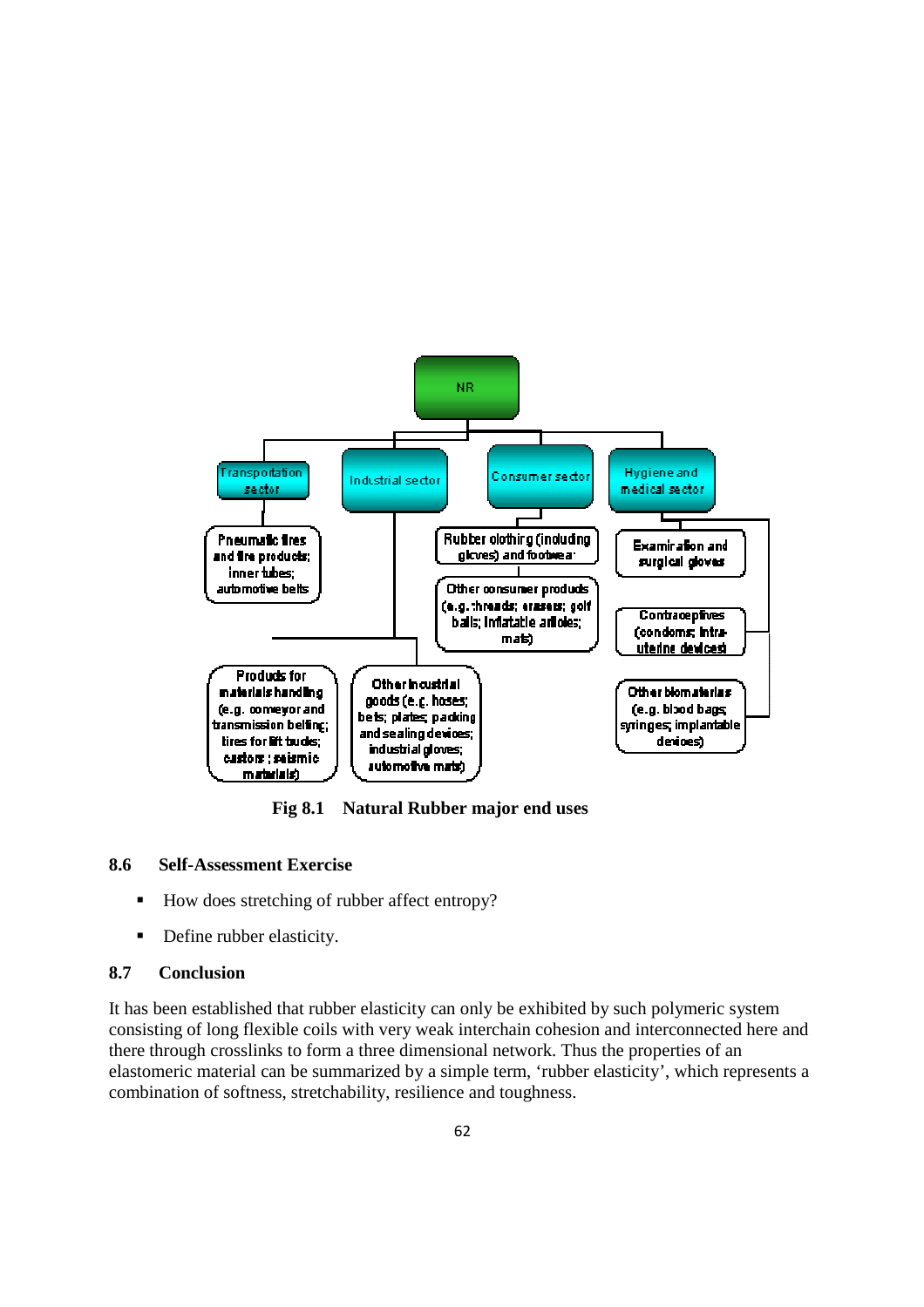NR

Transportation sector

Industrial sector

Consumer sector

Hygiene and medical sector

Pneumatic tires and tire products; inner tubes; automotive belts

Rubber clothing (including gloves) and footwear

Examination and surgical gloves

Other consumer products (e.g. threads; erasers; golf balls; inflatable articles; mats)

Contraceptives (condoms; intra-uterine devices)

Products for materials handling (e.g. conveyor and transmission belting; tires for lift trucks; castors ; seismic materials)

Other industrial goods (e.g. hoses; belts; plates; packing and sealing devices; industrial gloves; automotive mats)

Other biomaterials (e.g. blood bags; syringes; implantable devices)

**Fig 8.1 Natural Rubber major end uses**

## 8.6 Self-Assessment Exercise

- How does stretching of rubber affect entropy?
- Define rubber elasticity.

## 8.7 Conclusion

It has been established that rubber elasticity can only be exhibited by such polymeric system consisting of long flexible coils with very weak interchain cohesion and interconnected here and there through crosslinks to form a three dimensional network. Thus the properties of an elastomeric material can be summarized by a simple term, 'rubber elasticity', which represents a combination of softness, stretchability, resilience and toughness.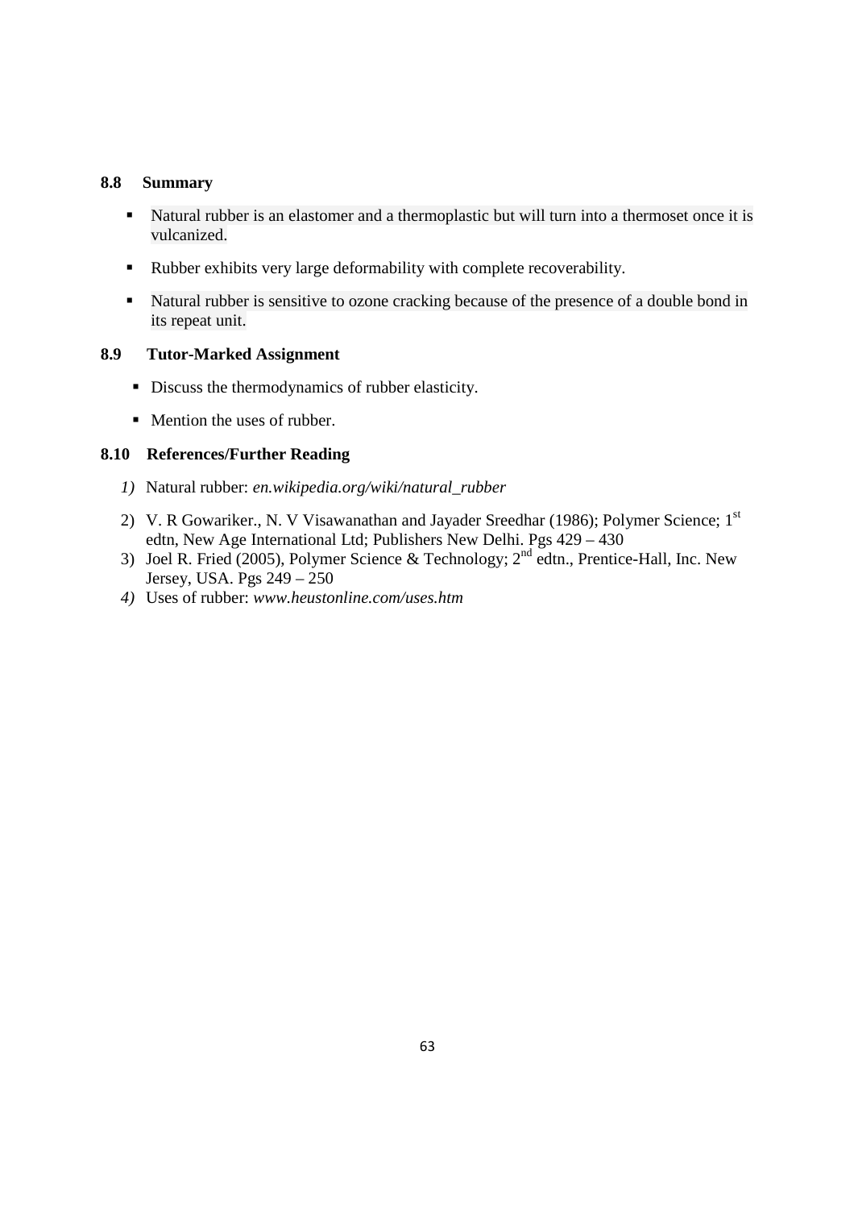## 8.8 Summary

- Natural rubber is an elastomer and a thermoplastic but will turn into a thermoset once it is vulcanized.
- Rubber exhibits very large deformability with complete recoverability.
- Natural rubber is sensitive to ozone cracking because of the presence of a double bond in its repeat unit.

## 8.9 Tutor-Marked Assignment

- Discuss the thermodynamics of rubber elasticity.
- Mention the uses of rubber.

## 8.10 References/Further Reading

1) Natural rubber: *en.wikipedia.org/wiki/natural_rubber*
2) V. R Gowariker., N. V Visawanathan and Jayader Sreedhar (1986); Polymer Science; 1st edtn, New Age International Ltd; Publishers New Delhi. Pgs 429 – 430
3) Joel R. Fried (2005), Polymer Science & Technology; 2nd edtn., Prentice-Hall, Inc. New Jersey, USA. Pgs 249 – 250
4) Uses of rubber: *www.heustonline.com/uses.htm*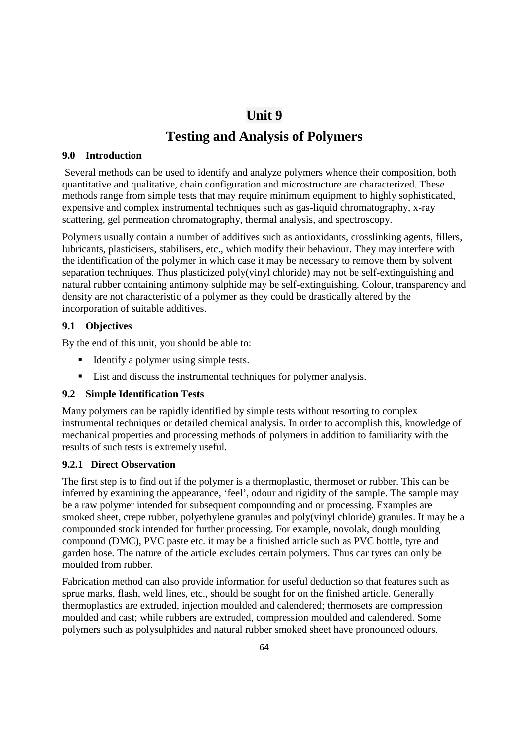# Unit 9

# Testing and Analysis of Polymers

### 9.0 Introduction

Several methods can be used to identify and analyze polymers whence their composition, both quantitative and qualitative, chain configuration and microstructure are characterized. These methods range from simple tests that may require minimum equipment to highly sophisticated, expensive and complex instrumental techniques such as gas-liquid chromatography, x-ray scattering, gel permeation chromatography, thermal analysis, and spectroscopy.

Polymers usually contain a number of additives such as antioxidants, crosslinking agents, fillers, lubricants, plasticisers, stabilisers, etc., which modify their behaviour. They may interfere with the identification of the polymer in which case it may be necessary to remove them by solvent separation techniques. Thus plasticized poly(vinyl chloride) may not be self-extinguishing and natural rubber containing antimony sulphide may be self-extinguishing. Colour, transparency and density are not characteristic of a polymer as they could be drastically altered by the incorporation of suitable additives.

### 9.1 Objectives

By the end of this unit, you should be able to:

- Identify a polymer using simple tests.
- List and discuss the instrumental techniques for polymer analysis.

### 9.2 Simple Identification Tests

Many polymers can be rapidly identified by simple tests without resorting to complex instrumental techniques or detailed chemical analysis. In order to accomplish this, knowledge of mechanical properties and processing methods of polymers in addition to familiarity with the results of such tests is extremely useful.

#### 9.2.1 Direct Observation

The first step is to find out if the polymer is a thermoplastic, thermoset or rubber. This can be inferred by examining the appearance, 'feel', odour and rigidity of the sample. The sample may be a raw polymer intended for subsequent compounding and or processing. Examples are smoked sheet, crepe rubber, polyethylene granules and poly(vinyl chloride) granules. It may be a compounded stock intended for further processing. For example, novolak, dough moulding compound (DMC), PVC paste etc. it may be a finished article such as PVC bottle, tyre and garden hose. The nature of the article excludes certain polymers. Thus car tyres can only be moulded from rubber.

Fabrication method can also provide information for useful deduction so that features such as sprue marks, flash, weld lines, etc., should be sought for on the finished article. Generally thermoplastics are extruded, injection moulded and calendered; thermosets are compression moulded and cast; while rubbers are extruded, compression moulded and calendered. Some polymers such as polysulphides and natural rubber smoked sheet have pronounced odours.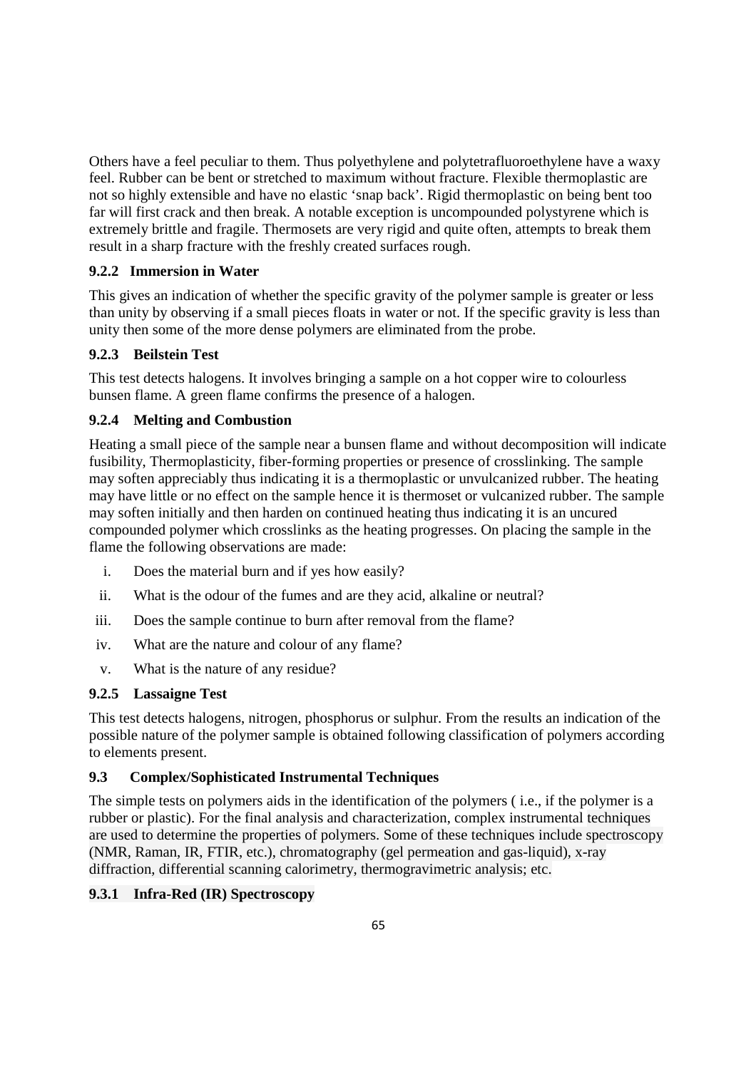Others have a feel peculiar to them. Thus polyethylene and polytetrafluoroethylene have a waxy feel. Rubber can be bent or stretched to maximum without fracture. Flexible thermoplastic are not so highly extensible and have no elastic 'snap back'. Rigid thermoplastic on being bent too far will first crack and then break. A notable exception is uncompounded polystyrene which is extremely brittle and fragile. Thermosets are very rigid and quite often, attempts to break them result in a sharp fracture with the freshly created surfaces rough.

### 9.2.2 Immersion in Water

This gives an indication of whether the specific gravity of the polymer sample is greater or less than unity by observing if a small pieces floats in water or not. If the specific gravity is less than unity then some of the more dense polymers are eliminated from the probe.

### 9.2.3 Beilstein Test

This test detects halogens. It involves bringing a sample on a hot copper wire to colourless bunsen flame. A green flame confirms the presence of a halogen.

### 9.2.4 Melting and Combustion

Heating a small piece of the sample near a bunsen flame and without decomposition will indicate fusibility, Thermoplasticity, fiber-forming properties or presence of crosslinking. The sample may soften appreciably thus indicating it is a thermoplastic or unvulcanized rubber. The heating may have little or no effect on the sample hence it is thermoset or vulcanized rubber. The sample may soften initially and then harden on continued heating thus indicating it is an uncured compounded polymer which crosslinks as the heating progresses. On placing the sample in the flame the following observations are made:

i. Does the material burn and if yes how easily?
ii. What is the odour of the fumes and are they acid, alkaline or neutral?
iii. Does the sample continue to burn after removal from the flame?
iv. What are the nature and colour of any flame?
v. What is the nature of any residue?

### 9.2.5 Lassaigne Test

This test detects halogens, nitrogen, phosphorus or sulphur. From the results an indication of the possible nature of the polymer sample is obtained following classification of polymers according to elements present.

## 9.3 Complex/Sophisticated Instrumental Techniques

The simple tests on polymers aids in the identification of the polymers ( i.e., if the polymer is a rubber or plastic). For the final analysis and characterization, complex instrumental techniques are used to determine the properties of polymers. Some of these techniques include spectroscopy (NMR, Raman, IR, FTIR, etc.), chromatography (gel permeation and gas-liquid), x-ray diffraction, differential scanning calorimetry, thermogravimetric analysis; etc.

### 9.3.1 Infra-Red (IR) Spectroscopy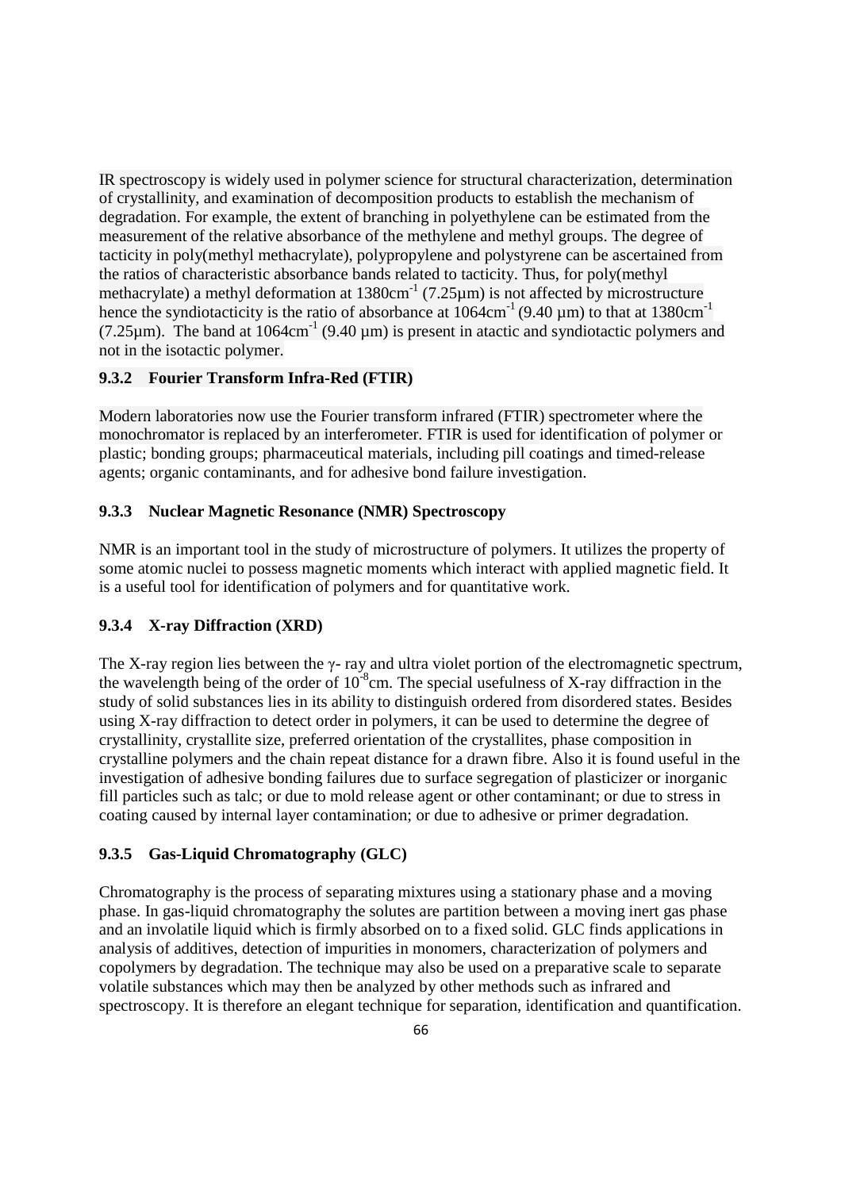IR spectroscopy is widely used in polymer science for structural characterization, determination of crystallinity, and examination of decomposition products to establish the mechanism of degradation. For example, the extent of branching in polyethylene can be estimated from the measurement of the relative absorbance of the methylene and methyl groups. The degree of tacticity in poly(methyl methacrylate), polypropylene and polystyrene can be ascertained from the ratios of characteristic absorbance bands related to tacticity. Thus, for poly(methyl methacrylate) a methyl deformation at $1380cm^{-1}$ (7.25µm) is not affected by microstructure hence the syndiotacticity is the ratio of absorbance at $1064cm^{-1}$ (9.40 µm) to that at $1380cm^{-1}$ (7.25µm). The band at $1064cm^{-1}$ (9.40 µm) is present in atactic and syndiotactic polymers and not in the isotactic polymer.

### 9.3.2 Fourier Transform Infra-Red (FTIR)

Modern laboratories now use the Fourier transform infrared (FTIR) spectrometer where the monochromator is replaced by an interferometer. FTIR is used for identification of polymer or plastic; bonding groups; pharmaceutical materials, including pill coatings and timed-release agents; organic contaminants, and for adhesive bond failure investigation.

### 9.3.3 Nuclear Magnetic Resonance (NMR) Spectroscopy

NMR is an important tool in the study of microstructure of polymers. It utilizes the property of some atomic nuclei to possess magnetic moments which interact with applied magnetic field. It is a useful tool for identification of polymers and for quantitative work.

### 9.3.4 X-ray Diffraction (XRD)

The X-ray region lies between the γ- ray and ultra violet portion of the electromagnetic spectrum, the wavelength being of the order of $10^{-8}$cm. The special usefulness of X-ray diffraction in the study of solid substances lies in its ability to distinguish ordered from disordered states. Besides using X-ray diffraction to detect order in polymers, it can be used to determine the degree of crystallinity, crystallite size, preferred orientation of the crystallites, phase composition in crystalline polymers and the chain repeat distance for a drawn fibre. Also it is found useful in the investigation of adhesive bonding failures due to surface segregation of plasticizer or inorganic fill particles such as talc; or due to mold release agent or other contaminant; or due to stress in coating caused by internal layer contamination; or due to adhesive or primer degradation.

### 9.3.5 Gas-Liquid Chromatography (GLC)

Chromatography is the process of separating mixtures using a stationary phase and a moving phase. In gas-liquid chromatography the solutes are partition between a moving inert gas phase and an involatile liquid which is firmly absorbed on to a fixed solid. GLC finds applications in analysis of additives, detection of impurities in monomers, characterization of polymers and copolymers by degradation. The technique may also be used on a preparative scale to separate volatile substances which may then be analyzed by other methods such as infrared and spectroscopy. It is therefore an elegant technique for separation, identification and quantification.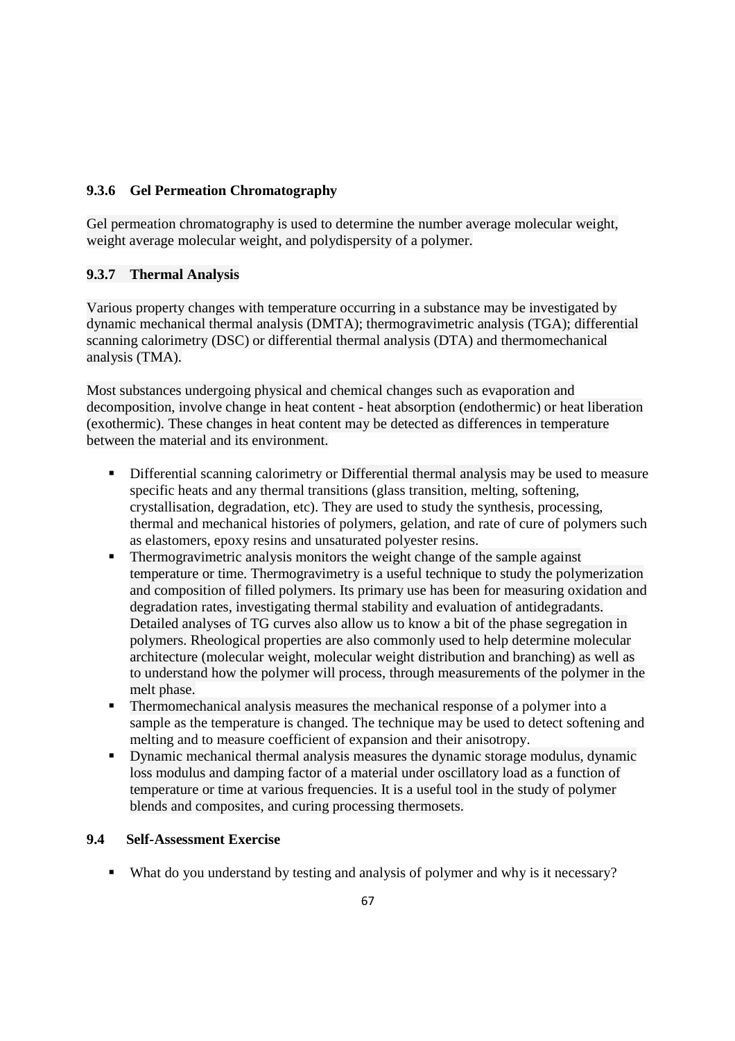### 9.3.6 Gel Permeation Chromatography

Gel permeation chromatography is used to determine the number average molecular weight, weight average molecular weight, and polydispersity of a polymer.

### 9.3.7 Thermal Analysis

Various property changes with temperature occurring in a substance may be investigated by dynamic mechanical thermal analysis (DMTA); thermogravimetric analysis (TGA); differential scanning calorimetry (DSC) or differential thermal analysis (DTA) and thermomechanical analysis (TMA).

Most substances undergoing physical and chemical changes such as evaporation and decomposition, involve change in heat content - heat absorption (endothermic) or heat liberation (exothermic). These changes in heat content may be detected as differences in temperature between the material and its environment.

- Differential scanning calorimetry or Differential thermal analysis may be used to measure specific heats and any thermal transitions (glass transition, melting, softening, crystallisation, degradation, etc). They are used to study the synthesis, processing, thermal and mechanical histories of polymers, gelation, and rate of cure of polymers such as elastomers, epoxy resins and unsaturated polyester resins.
- Thermogravimetric analysis monitors the weight change of the sample against temperature or time. Thermogravimetry is a useful technique to study the polymerization and composition of filled polymers. Its primary use has been for measuring oxidation and degradation rates, investigating thermal stability and evaluation of antidegradants. Detailed analyses of TG curves also allow us to know a bit of the phase segregation in polymers. Rheological properties are also commonly used to help determine molecular architecture (molecular weight, molecular weight distribution and branching) as well as to understand how the polymer will process, through measurements of the polymer in the melt phase.
- Thermomechanical analysis measures the mechanical response of a polymer into a sample as the temperature is changed. The technique may be used to detect softening and melting and to measure coefficient of expansion and their anisotropy.
- Dynamic mechanical thermal analysis measures the dynamic storage modulus, dynamic loss modulus and damping factor of a material under oscillatory load as a function of temperature or time at various frequencies. It is a useful tool in the study of polymer blends and composites, and curing processing thermosets.

### 9.4 Self-Assessment Exercise

- What do you understand by testing and analysis of polymer and why is it necessary?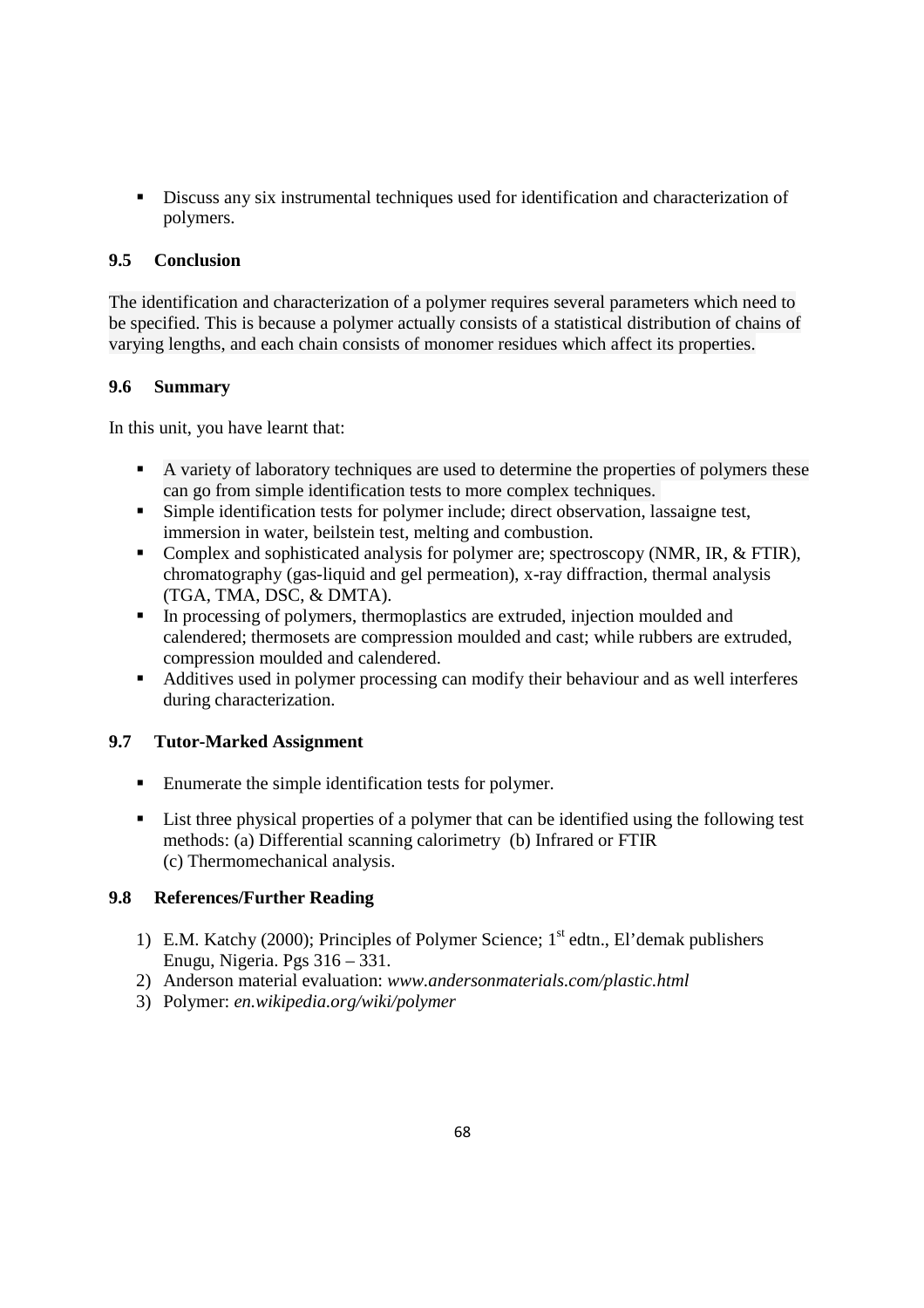- Discuss any six instrumental techniques used for identification and characterization of polymers.

## 9.5 Conclusion

The identification and characterization of a polymer requires several parameters which need to be specified. This is because a polymer actually consists of a statistical distribution of chains of varying lengths, and each chain consists of monomer residues which affect its properties.

## 9.6 Summary

In this unit, you have learnt that:

- A variety of laboratory techniques are used to determine the properties of polymers these can go from simple identification tests to more complex techniques.
- Simple identification tests for polymer include; direct observation, lassaigne test, immersion in water, beilstein test, melting and combustion.
- Complex and sophisticated analysis for polymer are; spectroscopy (NMR, IR, & FTIR), chromatography (gas-liquid and gel permeation), x-ray diffraction, thermal analysis (TGA, TMA, DSC, & DMTA).
- In processing of polymers, thermoplastics are extruded, injection moulded and calendered; thermosets are compression moulded and cast; while rubbers are extruded, compression moulded and calendered.
- Additives used in polymer processing can modify their behaviour and as well interferes during characterization.

## 9.7 Tutor-Marked Assignment

- Enumerate the simple identification tests for polymer.
- List three physical properties of a polymer that can be identified using the following test methods: (a) Differential scanning calorimetry (b) Infrared or FTIR (c) Thermomechanical analysis.

## 9.8 References/Further Reading

1) E.M. Katchy (2000); Principles of Polymer Science; 1st edtn., El'demak publishers Enugu, Nigeria. Pgs 316 – 331.
2) Anderson material evaluation: *www.andersonmaterials.com/plastic.html*
3) Polymer: *en.wikipedia.org/wiki/polymer*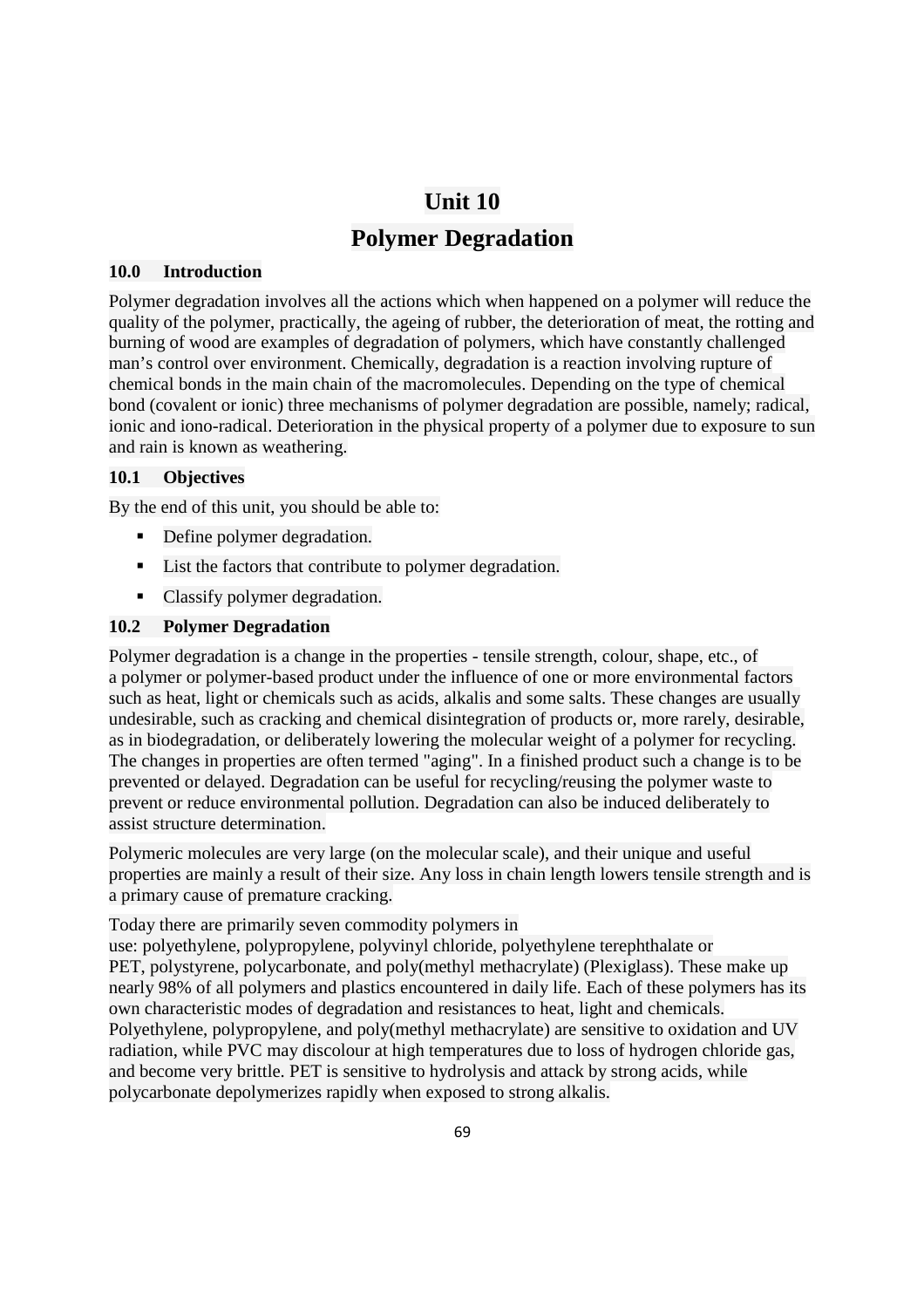# Unit 10

# Polymer Degradation

## 10.0 Introduction

Polymer degradation involves all the actions which when happened on a polymer will reduce the quality of the polymer, practically, the ageing of rubber, the deterioration of meat, the rotting and burning of wood are examples of degradation of polymers, which have constantly challenged man's control over environment. Chemically, degradation is a reaction involving rupture of chemical bonds in the main chain of the macromolecules. Depending on the type of chemical bond (covalent or ionic) three mechanisms of polymer degradation are possible, namely; radical, ionic and iono-radical. Deterioration in the physical property of a polymer due to exposure to sun and rain is known as weathering.

## 10.1 Objectives

By the end of this unit, you should be able to:

- Define polymer degradation.
- List the factors that contribute to polymer degradation.
- Classify polymer degradation.

## 10.2 Polymer Degradation

Polymer degradation is a change in the properties - tensile strength, colour, shape, etc., of a polymer or polymer-based product under the influence of one or more environmental factors such as heat, light or chemicals such as acids, alkalis and some salts. These changes are usually undesirable, such as cracking and chemical disintegration of products or, more rarely, desirable, as in biodegradation, or deliberately lowering the molecular weight of a polymer for recycling. The changes in properties are often termed "aging". In a finished product such a change is to be prevented or delayed. Degradation can be useful for recycling/reusing the polymer waste to prevent or reduce environmental pollution. Degradation can also be induced deliberately to assist structure determination.

Polymeric molecules are very large (on the molecular scale), and their unique and useful properties are mainly a result of their size. Any loss in chain length lowers tensile strength and is a primary cause of premature cracking.

Today there are primarily seven commodity polymers in use: polyethylene, polypropylene, polyvinyl chloride, polyethylene terephthalate or PET, polystyrene, polycarbonate, and poly(methyl methacrylate) (Plexiglass). These make up nearly 98% of all polymers and plastics encountered in daily life. Each of these polymers has its own characteristic modes of degradation and resistances to heat, light and chemicals. Polyethylene, polypropylene, and poly(methyl methacrylate) are sensitive to oxidation and UV radiation, while PVC may discolour at high temperatures due to loss of hydrogen chloride gas, and become very brittle. PET is sensitive to hydrolysis and attack by strong acids, while polycarbonate depolymerizes rapidly when exposed to strong alkalis.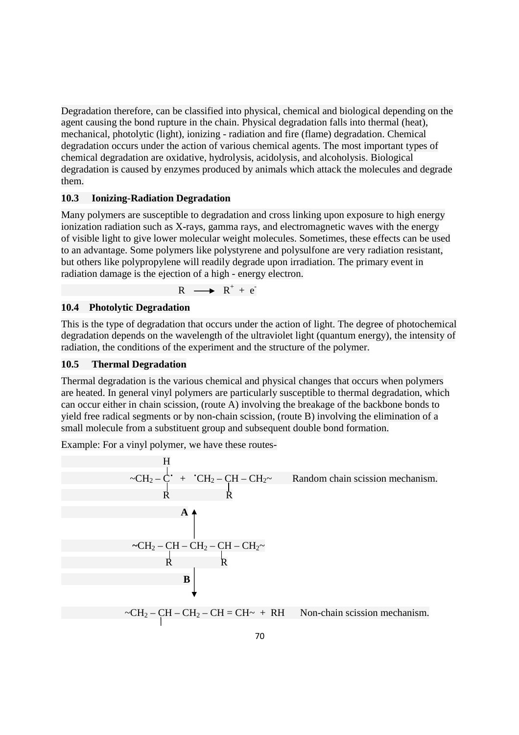Degradation therefore, can be classified into physical, chemical and biological depending on the agent causing the bond rupture in the chain. Physical degradation falls into thermal (heat), mechanical, photolytic (light), ionizing - radiation and fire (flame) degradation. Chemical degradation occurs under the action of various chemical agents. The most important types of chemical degradation are oxidative, hydrolysis, acidolysis, and alcoholysis. Biological degradation is caused by enzymes produced by animals which attack the molecules and degrade them.

### 10.3 Ionizing-Radiation Degradation

Many polymers are susceptible to degradation and cross linking upon exposure to high energy ionization radiation such as X-rays, gamma rays, and electromagnetic waves with the energy of visible light to give lower molecular weight molecules. Sometimes, these effects can be used to an advantage. Some polymers like polystyrene and polysulfone are very radiation resistant, but others like polypropylene will readily degrade upon irradiation. The primary event in radiation damage is the ejection of a high - energy electron.

$$R \longrightarrow R^{+} + e^{-}$$

### 10.4 Photolytic Degradation

This is the type of degradation that occurs under the action of light. The degree of photochemical degradation depends on the wavelength of the ultraviolet light (quantum energy), the intensity of radiation, the conditions of the experiment and the structure of the polymer.

### 10.5 Thermal Degradation

Thermal degradation is the various chemical and physical changes that occurs when polymers are heated. In general vinyl polymers are particularly susceptible to thermal degradation, which can occur either in chain scission, (route A) involving the breakage of the backbone bonds to yield free radical segments or by non-chain scission, (route B) involving the elimination of a small molecule from a substituent group and subsequent double bond formation.

Example: For a vinyl polymer, we have these routes-

$$\sim CH_2 - \overset{H}{\underset{R}{\overset{|}{\underset{|}{C^{\bullet}}}}} \; + \; {}^{\bullet}CH_2 - \underset{R}{\underset{|}{CH}} - CH_2\sim \qquad \text{Random chain scission mechanism.}$$

$$\uparrow \; \mathbf{A}$$

$$\sim CH_2 - \underset{R}{\underset{|}{CH}} - CH_2 - \underset{R}{\underset{|}{CH}} - CH_2\sim$$

$$\downarrow \; \mathbf{B}$$

$$\sim CH_2 - \underset{|}{CH} - CH_2 - CH = CH\sim \; + \; RH \qquad \text{Non-chain scission mechanism.}$$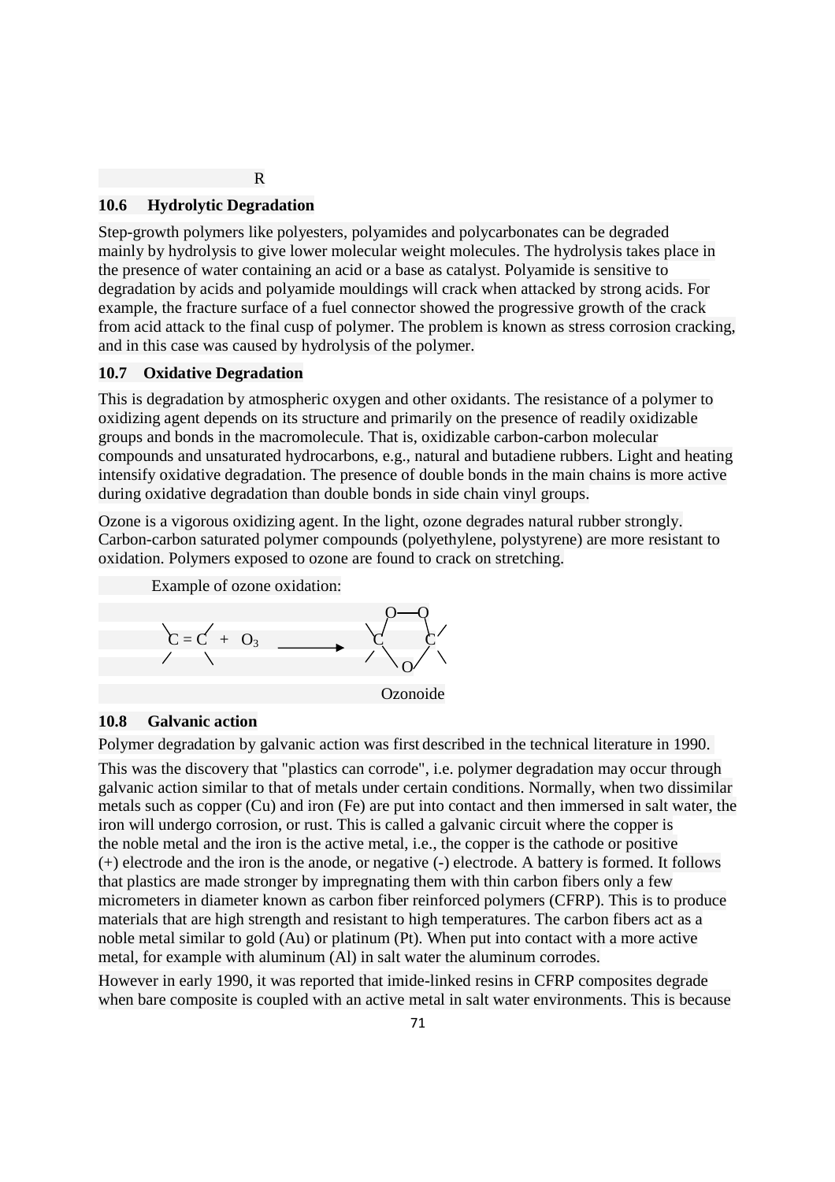R

### 10.6 Hydrolytic Degradation

Step-growth polymers like polyesters, polyamides and polycarbonates can be degraded mainly by hydrolysis to give lower molecular weight molecules. The hydrolysis takes place in the presence of water containing an acid or a base as catalyst. Polyamide is sensitive to degradation by acids and polyamide mouldings will crack when attacked by strong acids. For example, the fracture surface of a fuel connector showed the progressive growth of the crack from acid attack to the final cusp of polymer. The problem is known as stress corrosion cracking, and in this case was caused by hydrolysis of the polymer.

### 10.7 Oxidative Degradation

This is degradation by atmospheric oxygen and other oxidants. The resistance of a polymer to oxidizing agent depends on its structure and primarily on the presence of readily oxidizable groups and bonds in the macromolecule. That is, oxidizable carbon-carbon molecular compounds and unsaturated hydrocarbons, e.g., natural and butadiene rubbers. Light and heating intensify oxidative degradation. The presence of double bonds in the main chains is more active during oxidative degradation than double bonds in side chain vinyl groups.

Ozone is a vigorous oxidizing agent. In the light, ozone degrades natural rubber strongly. Carbon-carbon saturated polymer compounds (polyethylene, polystyrene) are more resistant to oxidation. Polymers exposed to ozone are found to crack on stretching.

Example of ozone oxidation:

$$>C=C< \; + \; O_3 \longrightarrow \text{Ozonoide (five-membered ring: C–O–O–C bridged by O)}$$

Ozonoide

### 10.8 Galvanic action

Polymer degradation by galvanic action was first described in the technical literature in 1990.

This was the discovery that "plastics can corrode", i.e. polymer degradation may occur through galvanic action similar to that of metals under certain conditions. Normally, when two dissimilar metals such as copper (Cu) and iron (Fe) are put into contact and then immersed in salt water, the iron will undergo corrosion, or rust. This is called a galvanic circuit where the copper is the noble metal and the iron is the active metal, i.e., the copper is the cathode or positive (+) electrode and the iron is the anode, or negative (-) electrode. A battery is formed. It follows that plastics are made stronger by impregnating them with thin carbon fibers only a few micrometers in diameter known as carbon fiber reinforced polymers (CFRP). This is to produce materials that are high strength and resistant to high temperatures. The carbon fibers act as a noble metal similar to gold (Au) or platinum (Pt). When put into contact with a more active metal, for example with aluminum (Al) in salt water the aluminum corrodes.

However in early 1990, it was reported that imide-linked resins in CFRP composites degrade when bare composite is coupled with an active metal in salt water environments. This is because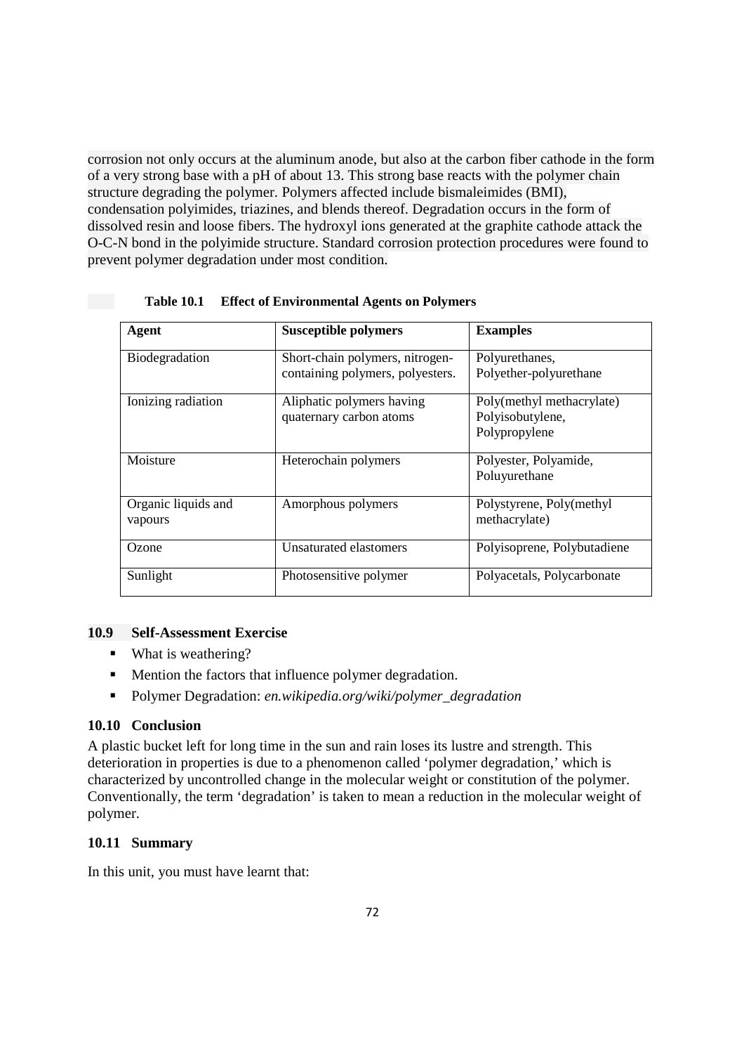corrosion not only occurs at the aluminum anode, but also at the carbon fiber cathode in the form of a very strong base with a pH of about 13. This strong base reacts with the polymer chain structure degrading the polymer. Polymers affected include bismaleimides (BMI), condensation polyimides, triazines, and blends thereof. Degradation occurs in the form of dissolved resin and loose fibers. The hydroxyl ions generated at the graphite cathode attack the O-C-N bond in the polyimide structure. Standard corrosion protection procedures were found to prevent polymer degradation under most condition.

**Table 10.1 Effect of Environmental Agents on Polymers**

| Agent | Susceptible polymers | Examples |
|---|---|---|
| Biodegradation | Short-chain polymers, nitrogen-containing polymers, polyesters. | Polyurethanes, Polyether-polyurethane |
| Ionizing radiation | Aliphatic polymers having quaternary carbon atoms | Poly(methyl methacrylate) Polyisobutylene, Polypropylene |
| Moisture | Heterochain polymers | Polyester, Polyamide, Poluyurethane |
| Organic liquids and vapours | Amorphous polymers | Polystyrene, Poly(methyl methacrylate) |
| Ozone | Unsaturated elastomers | Polyisoprene, Polybutadiene |
| Sunlight | Photosensitive polymer | Polyacetals, Polycarbonate |

## 10.9 Self-Assessment Exercise

- What is weathering?
- Mention the factors that influence polymer degradation.
- Polymer Degradation: *en.wikipedia.org/wiki/polymer_degradation*

## 10.10 Conclusion

A plastic bucket left for long time in the sun and rain loses its lustre and strength. This deterioration in properties is due to a phenomenon called 'polymer degradation,' which is characterized by uncontrolled change in the molecular weight or constitution of the polymer. Conventionally, the term 'degradation' is taken to mean a reduction in the molecular weight of polymer.

## 10.11 Summary

In this unit, you must have learnt that: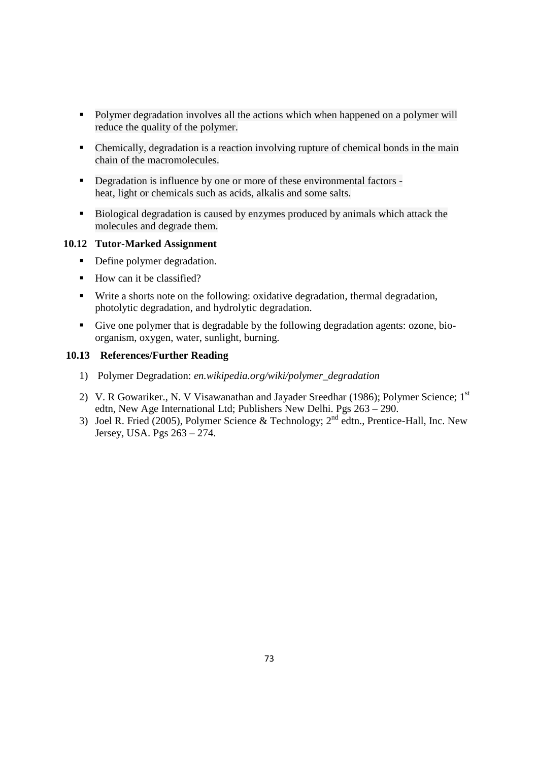- Polymer degradation involves all the actions which when happened on a polymer will reduce the quality of the polymer.
- Chemically, degradation is a reaction involving rupture of chemical bonds in the main chain of the macromolecules.
- Degradation is influence by one or more of these environmental factors - heat, light or chemicals such as acids, alkalis and some salts.
- Biological degradation is caused by enzymes produced by animals which attack the molecules and degrade them.

## 10.12 Tutor-Marked Assignment

- Define polymer degradation.
- How can it be classified?
- Write a shorts note on the following: oxidative degradation, thermal degradation, photolytic degradation, and hydrolytic degradation.
- Give one polymer that is degradable by the following degradation agents: ozone, bio-organism, oxygen, water, sunlight, burning.

## 10.13 References/Further Reading

1) Polymer Degradation: *en.wikipedia.org/wiki/polymer_degradation*
2) V. R Gowariker., N. V Visawanathan and Jayader Sreedhar (1986); Polymer Science; 1st edtn, New Age International Ltd; Publishers New Delhi. Pgs 263 – 290.
3) Joel R. Fried (2005), Polymer Science & Technology; 2nd edtn., Prentice-Hall, Inc. New Jersey, USA. Pgs 263 – 274.